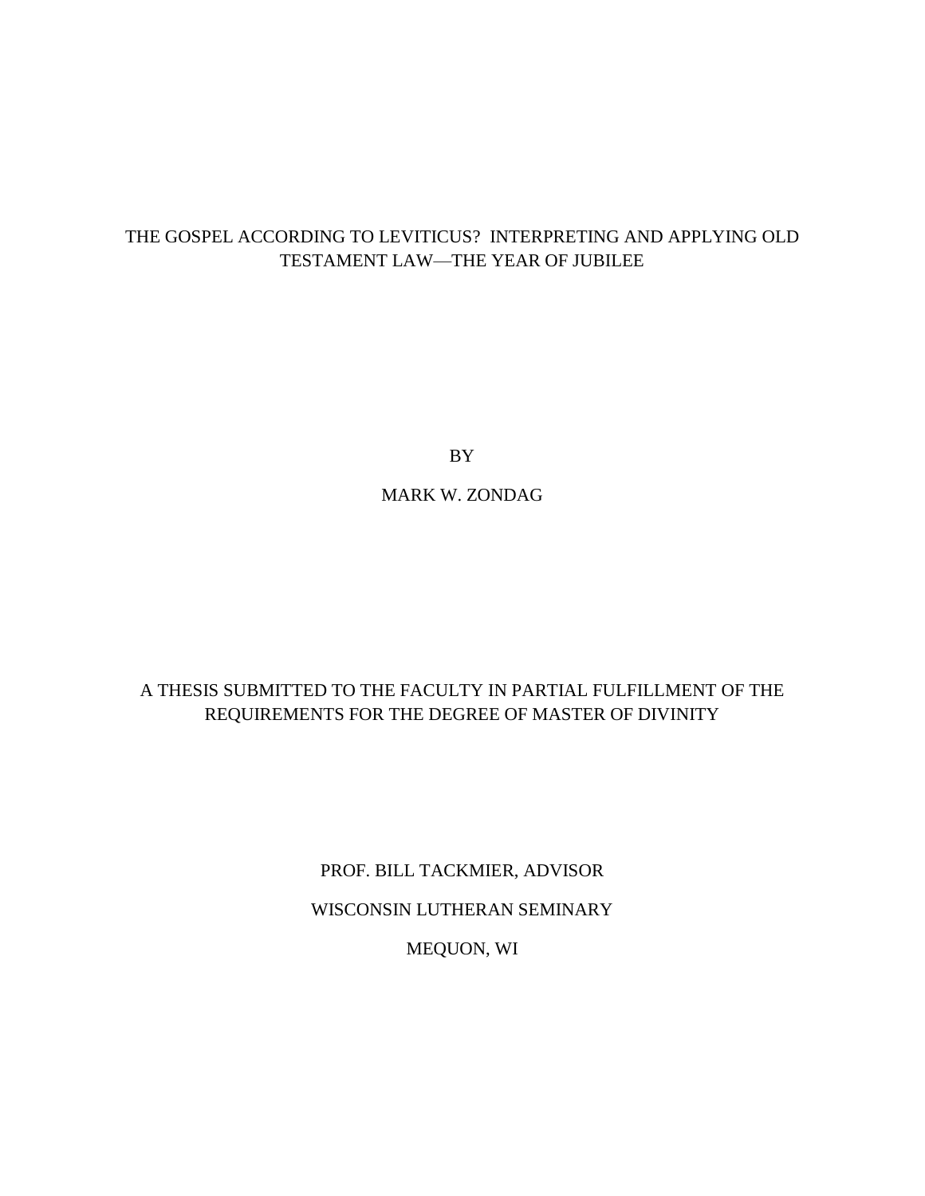# THE GOSPEL ACCORDING TO LEVITICUS? INTERPRETING AND APPLYING OLD TESTAMENT LAW—THE YEAR OF JUBILEE

BY

MARK W. ZONDAG

A THESIS SUBMITTED TO THE FACULTY IN PARTIAL FULFILLMENT OF THE REQUIREMENTS FOR THE DEGREE OF MASTER OF DIVINITY

PROF. BILL TACKMIER, ADVISOR

WISCONSIN LUTHERAN SEMINARY

MEQUON, WI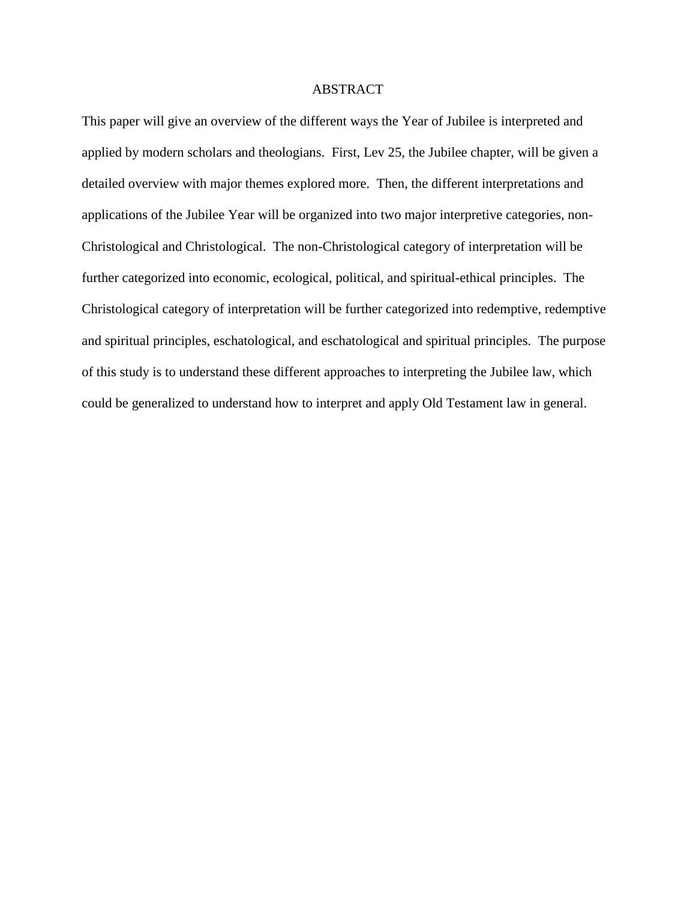# ABSTRACT

This paper will give an overview of the different ways the Year of Jubilee is interpreted and applied by modern scholars and theologians. First, Lev 25, the Jubilee chapter, will be given a detailed overview with major themes explored more. Then, the different interpretations and applications of the Jubilee Year will be organized into two major interpretive categories, non-Christological and Christological. The non-Christological category of interpretation will be further categorized into economic, ecological, political, and spiritual-ethical principles. The Christological category of interpretation will be further categorized into redemptive, redemptive and spiritual principles, eschatological, and eschatological and spiritual principles. The purpose of this study is to understand these different approaches to interpreting the Jubilee law, which could be generalized to understand how to interpret and apply Old Testament law in general.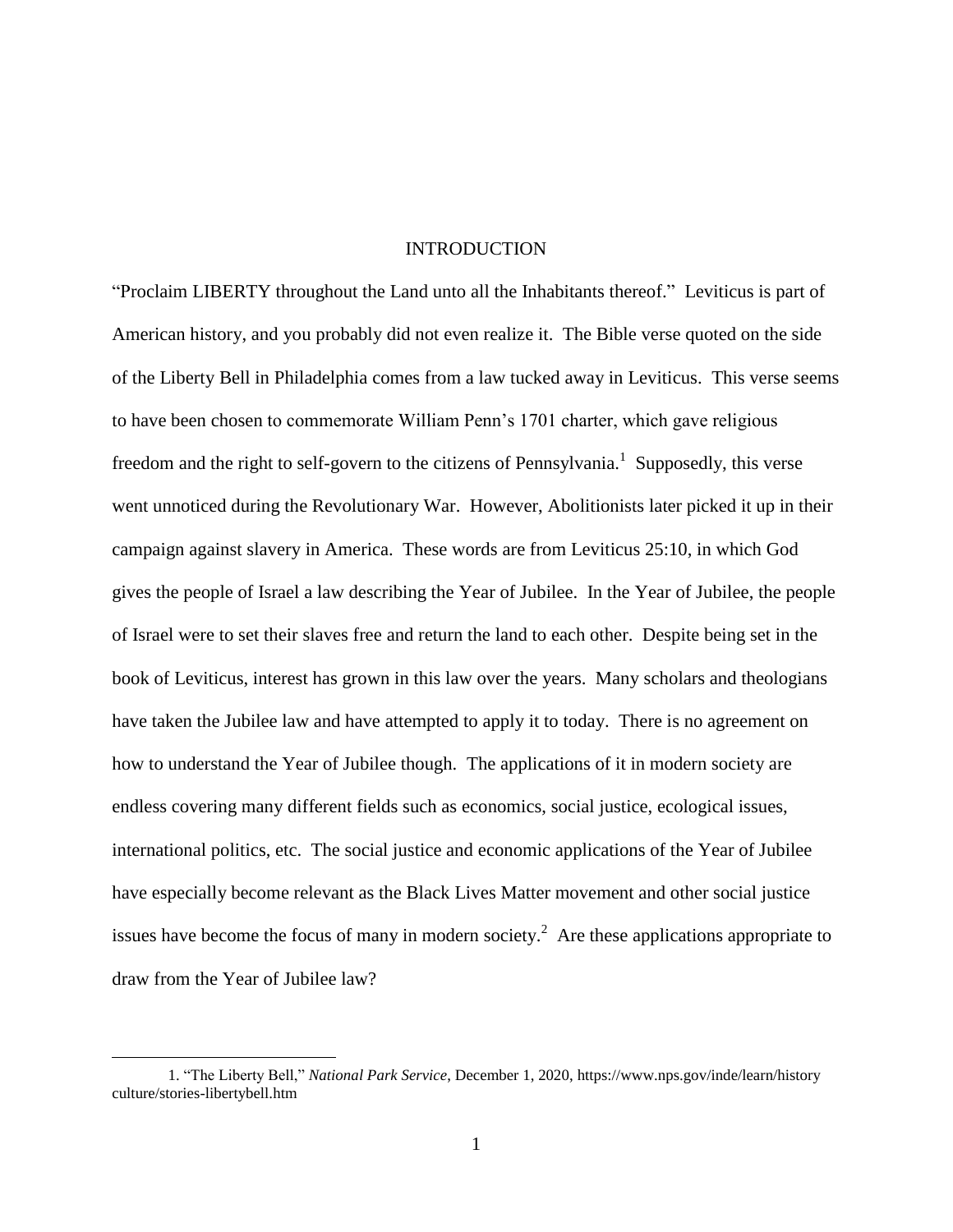# INTRODUCTION

"Proclaim LIBERTY throughout the Land unto all the Inhabitants thereof." Leviticus is part of American history, and you probably did not even realize it. The Bible verse quoted on the side of the Liberty Bell in Philadelphia comes from a law tucked away in Leviticus. This verse seems to have been chosen to commemorate William Penn's 1701 charter, which gave religious freedom and the right to self-govern to the citizens of Pennsylvania.[1] Supposedly, this verse went unnoticed during the Revolutionary War. However, Abolitionists later picked it up in their campaign against slavery in America. These words are from Leviticus 25:10, in which God gives the people of Israel a law describing the Year of Jubilee. In the Year of Jubilee, the people of Israel were to set their slaves free and return the land to each other. Despite being set in the book of Leviticus, interest has grown in this law over the years. Many scholars and theologians have taken the Jubilee law and have attempted to apply it to today. There is no agreement on how to understand the Year of Jubilee though. The applications of it in modern society are endless covering many different fields such as economics, social justice, ecological issues, international politics, etc. The social justice and economic applications of the Year of Jubilee have especially become relevant as the Black Lives Matter movement and other social justice issues have become the focus of many in modern society.[2] Are these applications appropriate to draw from the Year of Jubilee law?

---

1. "The Liberty Bell," *National Park Service*, December 1, 2020, https://www.nps.gov/inde/learn/history culture/stories-libertybell.htm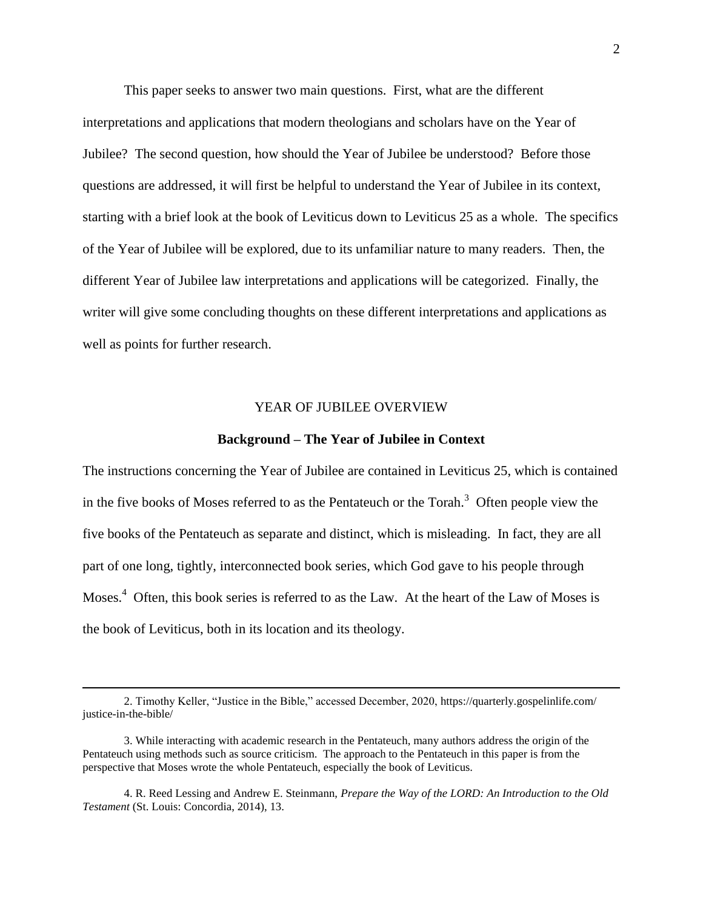This paper seeks to answer two main questions. First, what are the different interpretations and applications that modern theologians and scholars have on the Year of Jubilee? The second question, how should the Year of Jubilee be understood? Before those questions are addressed, it will first be helpful to understand the Year of Jubilee in its context, starting with a brief look at the book of Leviticus down to Leviticus 25 as a whole. The specifics of the Year of Jubilee will be explored, due to its unfamiliar nature to many readers. Then, the different Year of Jubilee law interpretations and applications will be categorized. Finally, the writer will give some concluding thoughts on these different interpretations and applications as well as points for further research.

## YEAR OF JUBILEE OVERVIEW

### Background – The Year of Jubilee in Context

The instructions concerning the Year of Jubilee are contained in Leviticus 25, which is contained in the five books of Moses referred to as the Pentateuch or the Torah.[3] Often people view the five books of the Pentateuch as separate and distinct, which is misleading. In fact, they are all part of one long, tightly, interconnected book series, which God gave to his people through Moses.[4] Often, this book series is referred to as the Law. At the heart of the Law of Moses is the book of Leviticus, both in its location and its theology.

---

2. Timothy Keller, "Justice in the Bible," accessed December, 2020, https://quarterly.gospelinlife.com/justice-in-the-bible/

3. While interacting with academic research in the Pentateuch, many authors address the origin of the Pentateuch using methods such as source criticism. The approach to the Pentateuch in this paper is from the perspective that Moses wrote the whole Pentateuch, especially the book of Leviticus.

4. R. Reed Lessing and Andrew E. Steinmann, *Prepare the Way of the LORD: An Introduction to the Old Testament* (St. Louis: Concordia, 2014), 13.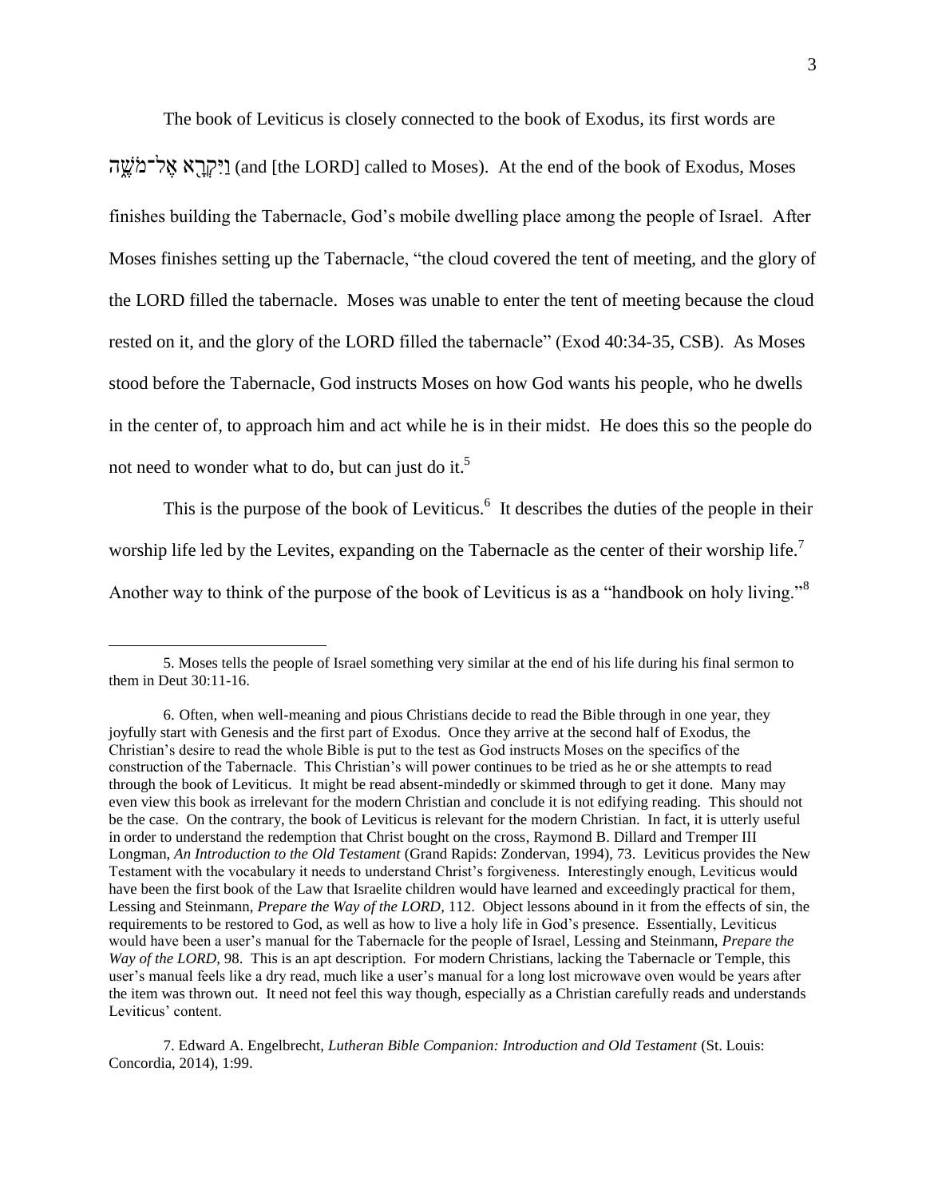The book of Leviticus is closely connected to the book of Exodus, its first words are וַיִּקְרָ֖א אֶל־מֹשֶׁ֑ה (and [the LORD] called to Moses). At the end of the book of Exodus, Moses finishes building the Tabernacle, God's mobile dwelling place among the people of Israel. After Moses finishes setting up the Tabernacle, "the cloud covered the tent of meeting, and the glory of the LORD filled the tabernacle. Moses was unable to enter the tent of meeting because the cloud rested on it, and the glory of the LORD filled the tabernacle" (Exod 40:34-35, CSB). As Moses stood before the Tabernacle, God instructs Moses on how God wants his people, who he dwells in the center of, to approach him and act while he is in their midst. He does this so the people do not need to wonder what to do, but can just do it.[5]

This is the purpose of the book of Leviticus.[6] It describes the duties of the people in their worship life led by the Levites, expanding on the Tabernacle as the center of their worship life.[7] Another way to think of the purpose of the book of Leviticus is as a "handbook on holy living."[8]

---

5. Moses tells the people of Israel something very similar at the end of his life during his final sermon to them in Deut 30:11-16.

6. Often, when well-meaning and pious Christians decide to read the Bible through in one year, they joyfully start with Genesis and the first part of Exodus. Once they arrive at the second half of Exodus, the Christian's desire to read the whole Bible is put to the test as God instructs Moses on the specifics of the construction of the Tabernacle. This Christian's will power continues to be tried as he or she attempts to read through the book of Leviticus. It might be read absent-mindedly or skimmed through to get it done. Many may even view this book as irrelevant for the modern Christian and conclude it is not edifying reading. This should not be the case. On the contrary, the book of Leviticus is relevant for the modern Christian. In fact, it is utterly useful in order to understand the redemption that Christ bought on the cross, Raymond B. Dillard and Tremper III Longman, *An Introduction to the Old Testament* (Grand Rapids: Zondervan, 1994), 73. Leviticus provides the New Testament with the vocabulary it needs to understand Christ's forgiveness. Interestingly enough, Leviticus would have been the first book of the Law that Israelite children would have learned and exceedingly practical for them, Lessing and Steinmann, *Prepare the Way of the LORD*, 112. Object lessons abound in it from the effects of sin, the requirements to be restored to God, as well as how to live a holy life in God's presence. Essentially, Leviticus would have been a user's manual for the Tabernacle for the people of Israel, Lessing and Steinmann, *Prepare the Way of the LORD*, 98. This is an apt description. For modern Christians, lacking the Tabernacle or Temple, this user's manual feels like a dry read, much like a user's manual for a long lost microwave oven would be years after the item was thrown out. It need not feel this way though, especially as a Christian carefully reads and understands Leviticus' content.

7. Edward A. Engelbrecht, *Lutheran Bible Companion: Introduction and Old Testament* (St. Louis: Concordia, 2014), 1:99.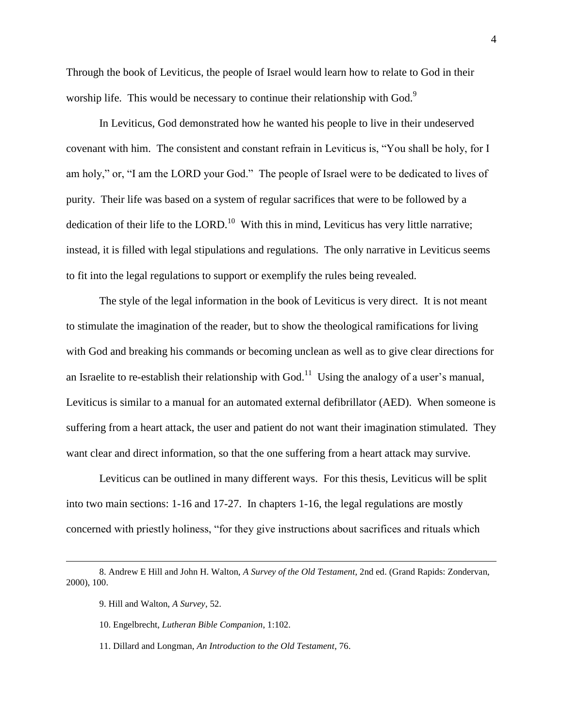Through the book of Leviticus, the people of Israel would learn how to relate to God in their worship life. This would be necessary to continue their relationship with God.[9]

In Leviticus, God demonstrated how he wanted his people to live in their undeserved covenant with him. The consistent and constant refrain in Leviticus is, "You shall be holy, for I am holy," or, "I am the LORD your God." The people of Israel were to be dedicated to lives of purity. Their life was based on a system of regular sacrifices that were to be followed by a dedication of their life to the LORD.[10] With this in mind, Leviticus has very little narrative; instead, it is filled with legal stipulations and regulations. The only narrative in Leviticus seems to fit into the legal regulations to support or exemplify the rules being revealed.

The style of the legal information in the book of Leviticus is very direct. It is not meant to stimulate the imagination of the reader, but to show the theological ramifications for living with God and breaking his commands or becoming unclean as well as to give clear directions for an Israelite to re-establish their relationship with God.[11] Using the analogy of a user's manual, Leviticus is similar to a manual for an automated external defibrillator (AED). When someone is suffering from a heart attack, the user and patient do not want their imagination stimulated. They want clear and direct information, so that the one suffering from a heart attack may survive.

Leviticus can be outlined in many different ways. For this thesis, Leviticus will be split into two main sections: 1-16 and 17-27. In chapters 1-16, the legal regulations are mostly concerned with priestly holiness, "for they give instructions about sacrifices and rituals which

---

8. Andrew E Hill and John H. Walton, *A Survey of the Old Testament*, 2nd ed. (Grand Rapids: Zondervan, 2000), 100.

9. Hill and Walton, *A Survey*, 52.

10. Engelbrecht, *Lutheran Bible Companion*, 1:102.

11. Dillard and Longman, *An Introduction to the Old Testament*, 76.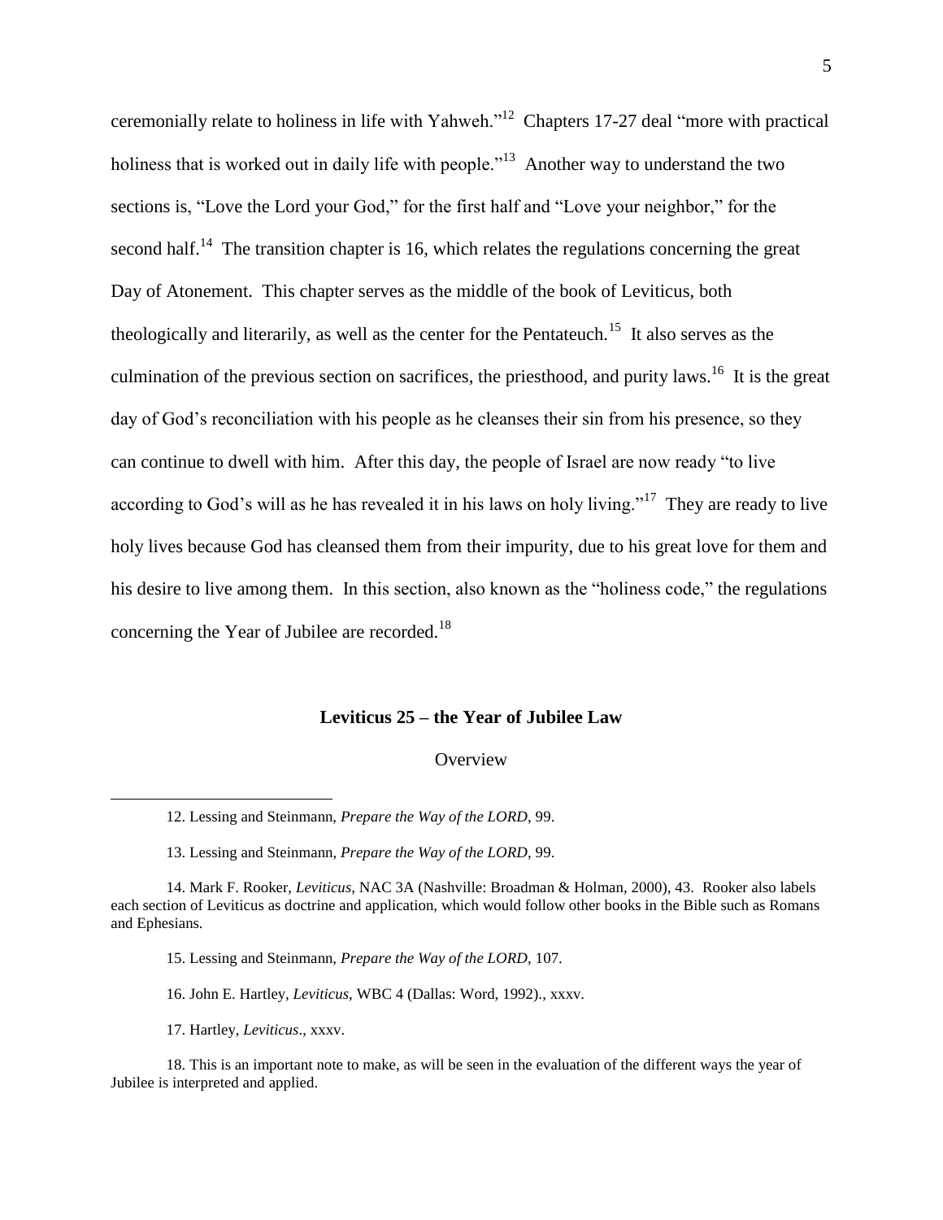ceremonially relate to holiness in life with Yahweh."[12] Chapters 17-27 deal "more with practical holiness that is worked out in daily life with people."[13] Another way to understand the two sections is, "Love the Lord your God," for the first half and "Love your neighbor," for the second half.[14] The transition chapter is 16, which relates the regulations concerning the great Day of Atonement. This chapter serves as the middle of the book of Leviticus, both theologically and literarily, as well as the center for the Pentateuch.[15] It also serves as the culmination of the previous section on sacrifices, the priesthood, and purity laws.[16] It is the great day of God's reconciliation with his people as he cleanses their sin from his presence, so they can continue to dwell with him. After this day, the people of Israel are now ready "to live according to God's will as he has revealed it in his laws on holy living."[17] They are ready to live holy lives because God has cleansed them from their impurity, due to his great love for them and his desire to live among them. In this section, also known as the "holiness code," the regulations concerning the Year of Jubilee are recorded.[18]

## Leviticus 25 – the Year of Jubilee Law

### Overview

---

12. Lessing and Steinmann, *Prepare the Way of the LORD*, 99.

13. Lessing and Steinmann, *Prepare the Way of the LORD*, 99.

14. Mark F. Rooker, *Leviticus*, NAC 3A (Nashville: Broadman & Holman, 2000), 43. Rooker also labels each section of Leviticus as doctrine and application, which would follow other books in the Bible such as Romans and Ephesians.

15. Lessing and Steinmann, *Prepare the Way of the LORD*, 107.

16. John E. Hartley, *Leviticus*, WBC 4 (Dallas: Word, 1992)., xxxv.

17. Hartley, *Leviticus*., xxxv.

18. This is an important note to make, as will be seen in the evaluation of the different ways the year of Jubilee is interpreted and applied.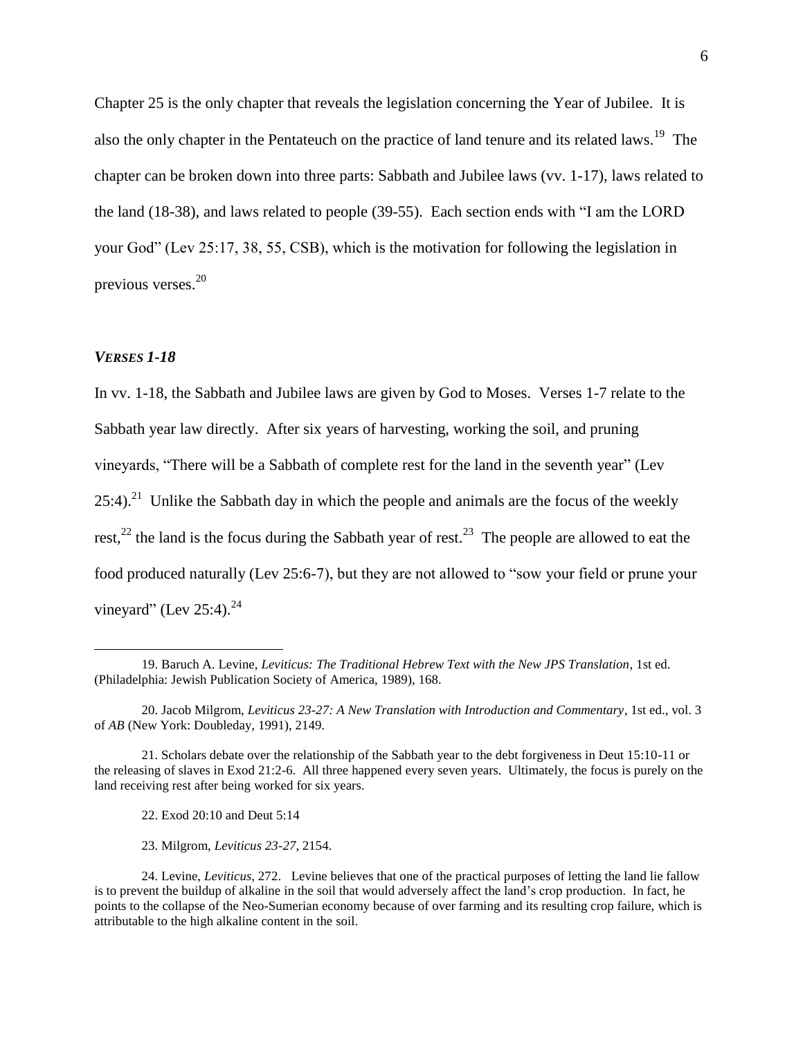Chapter 25 is the only chapter that reveals the legislation concerning the Year of Jubilee. It is also the only chapter in the Pentateuch on the practice of land tenure and its related laws.[19] The chapter can be broken down into three parts: Sabbath and Jubilee laws (vv. 1-17), laws related to the land (18-38), and laws related to people (39-55). Each section ends with "I am the LORD your God" (Lev 25:17, 38, 55, CSB), which is the motivation for following the legislation in previous verses.[20]

### *VERSES 1-18*

In vv. 1-18, the Sabbath and Jubilee laws are given by God to Moses. Verses 1-7 relate to the Sabbath year law directly. After six years of harvesting, working the soil, and pruning vineyards, "There will be a Sabbath of complete rest for the land in the seventh year" (Lev 25:4).[21] Unlike the Sabbath day in which the people and animals are the focus of the weekly rest,[22] the land is the focus during the Sabbath year of rest.[23] The people are allowed to eat the food produced naturally (Lev 25:6-7), but they are not allowed to "sow your field or prune your vineyard" (Lev 25:4).[24]

---

19. Baruch A. Levine, *Leviticus: The Traditional Hebrew Text with the New JPS Translation*, 1st ed. (Philadelphia: Jewish Publication Society of America, 1989), 168.

20. Jacob Milgrom, *Leviticus 23-27: A New Translation with Introduction and Commentary*, 1st ed., vol. 3 of *AB* (New York: Doubleday, 1991), 2149.

21. Scholars debate over the relationship of the Sabbath year to the debt forgiveness in Deut 15:10-11 or the releasing of slaves in Exod 21:2-6. All three happened every seven years. Ultimately, the focus is purely on the land receiving rest after being worked for six years.

22. Exod 20:10 and Deut 5:14

23. Milgrom, *Leviticus 23-27*, 2154.

24. Levine, *Leviticus*, 272. Levine believes that one of the practical purposes of letting the land lie fallow is to prevent the buildup of alkaline in the soil that would adversely affect the land's crop production. In fact, he points to the collapse of the Neo-Sumerian economy because of over farming and its resulting crop failure, which is attributable to the high alkaline content in the soil.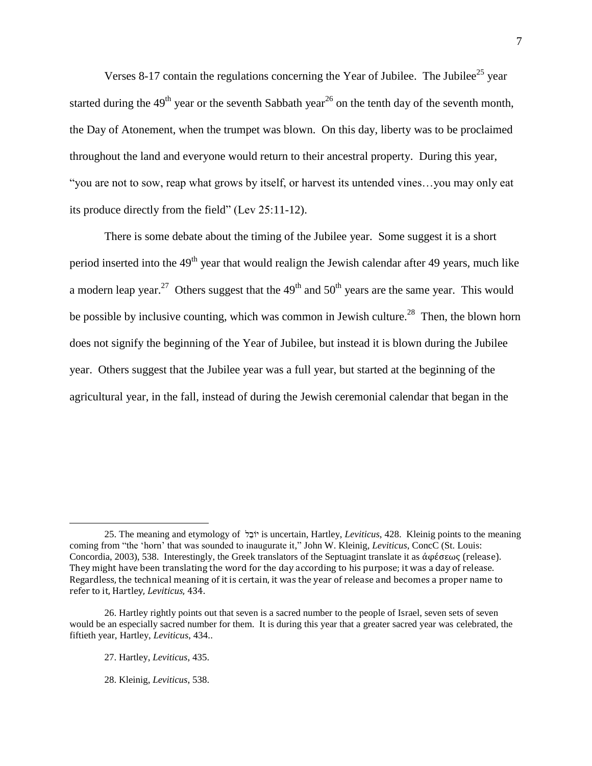Verses 8-17 contain the regulations concerning the Year of Jubilee. The Jubilee[25] year started during the 49th year or the seventh Sabbath year[26] on the tenth day of the seventh month, the Day of Atonement, when the trumpet was blown. On this day, liberty was to be proclaimed throughout the land and everyone would return to their ancestral property. During this year, "you are not to sow, reap what grows by itself, or harvest its untended vines…you may only eat its produce directly from the field" (Lev 25:11-12).

There is some debate about the timing of the Jubilee year. Some suggest it is a short period inserted into the 49th year that would realign the Jewish calendar after 49 years, much like a modern leap year.[27] Others suggest that the 49th and 50th years are the same year. This would be possible by inclusive counting, which was common in Jewish culture.[28] Then, the blown horn does not signify the beginning of the Year of Jubilee, but instead it is blown during the Jubilee year. Others suggest that the Jubilee year was a full year, but started at the beginning of the agricultural year, in the fall, instead of during the Jewish ceremonial calendar that began in the

---

25. The meaning and etymology of יוֹבֵל is uncertain, Hartley, *Leviticus*, 428. Kleinig points to the meaning coming from "the 'horn' that was sounded to inaugurate it," John W. Kleinig, *Leviticus*, ConcC (St. Louis: Concordia, 2003), 538. Interestingly, the Greek translators of the Septuagint translate it as ἀφέσεως (release). They might have been translating the word for the day according to his purpose; it was a day of release. Regardless, the technical meaning of it is certain, it was the year of release and becomes a proper name to refer to it, Hartley, *Leviticus*, 434.

26. Hartley rightly points out that seven is a sacred number to the people of Israel, seven sets of seven would be an especially sacred number for them. It is during this year that a greater sacred year was celebrated, the fiftieth year, Hartley, *Leviticus*, 434..

27. Hartley, *Leviticus*, 435.

28. Kleinig, *Leviticus*, 538.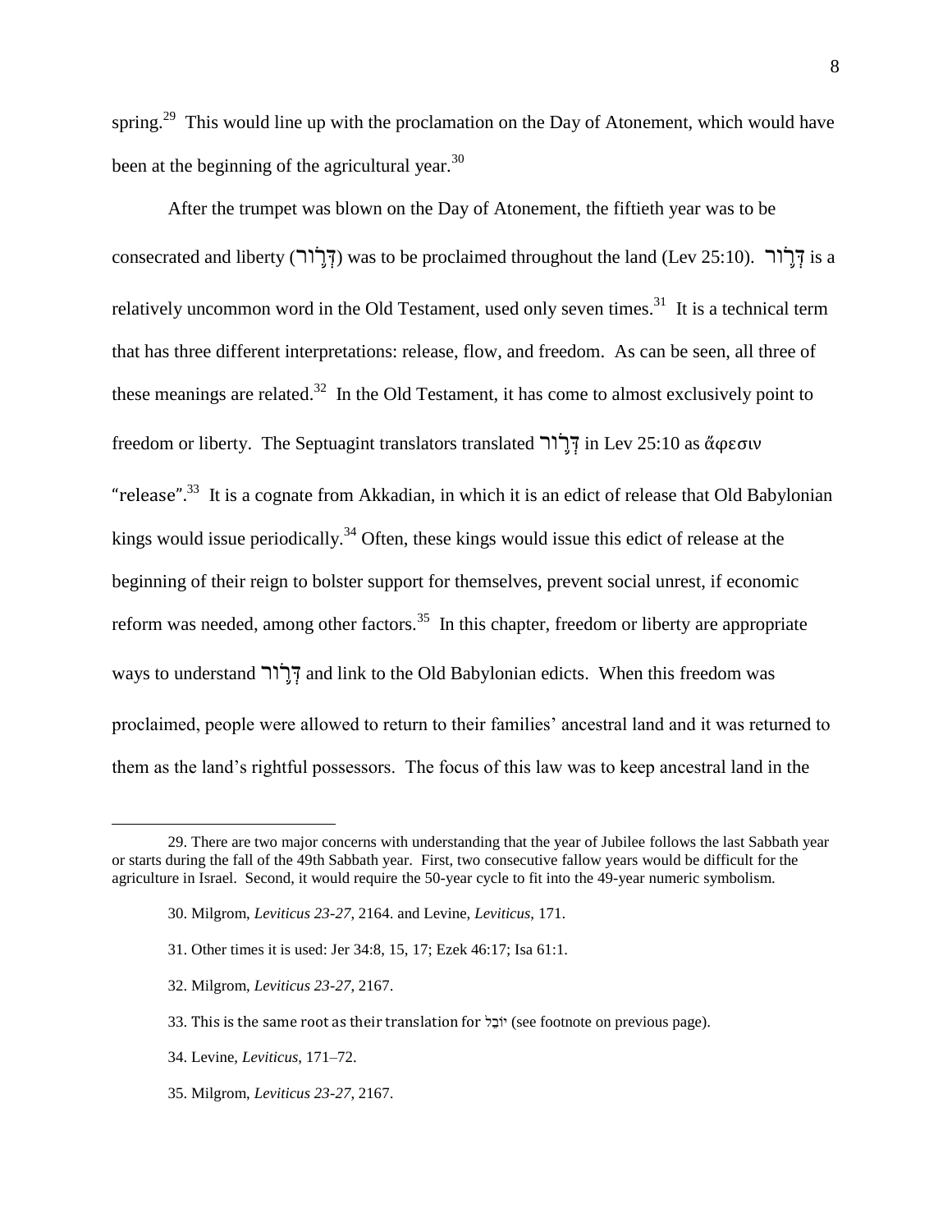spring.[29] This would line up with the proclamation on the Day of Atonement, which would have been at the beginning of the agricultural year.[30]

After the trumpet was blown on the Day of Atonement, the fiftieth year was to be consecrated and liberty (דְּרוֹר) was to be proclaimed throughout the land (Lev 25:10). דְּרוֹר is a relatively uncommon word in the Old Testament, used only seven times.[31] It is a technical term that has three different interpretations: release, flow, and freedom. As can be seen, all three of these meanings are related.[32] In the Old Testament, it has come to almost exclusively point to freedom or liberty. The Septuagint translators translated דְּרוֹר in Lev 25:10 as ἄφεσιν "release".[33] It is a cognate from Akkadian, in which it is an edict of release that Old Babylonian kings would issue periodically.[34] Often, these kings would issue this edict of release at the beginning of their reign to bolster support for themselves, prevent social unrest, if economic reform was needed, among other factors.[35] In this chapter, freedom or liberty are appropriate ways to understand דְּרוֹר and link to the Old Babylonian edicts. When this freedom was proclaimed, people were allowed to return to their families' ancestral land and it was returned to them as the land's rightful possessors. The focus of this law was to keep ancestral land in the

---

29. There are two major concerns with understanding that the year of Jubilee follows the last Sabbath year or starts during the fall of the 49th Sabbath year. First, two consecutive fallow years would be difficult for the agriculture in Israel. Second, it would require the 50-year cycle to fit into the 49-year numeric symbolism.

30. Milgrom, *Leviticus 23-27*, 2164. and Levine, *Leviticus*, 171.

31. Other times it is used: Jer 34:8, 15, 17; Ezek 46:17; Isa 61:1.

32. Milgrom, *Leviticus 23-27*, 2167.

33. This is the same root as their translation for יוֹבֵל (see footnote on previous page).

34. Levine, *Leviticus*, 171–72.

35. Milgrom, *Leviticus 23-27*, 2167.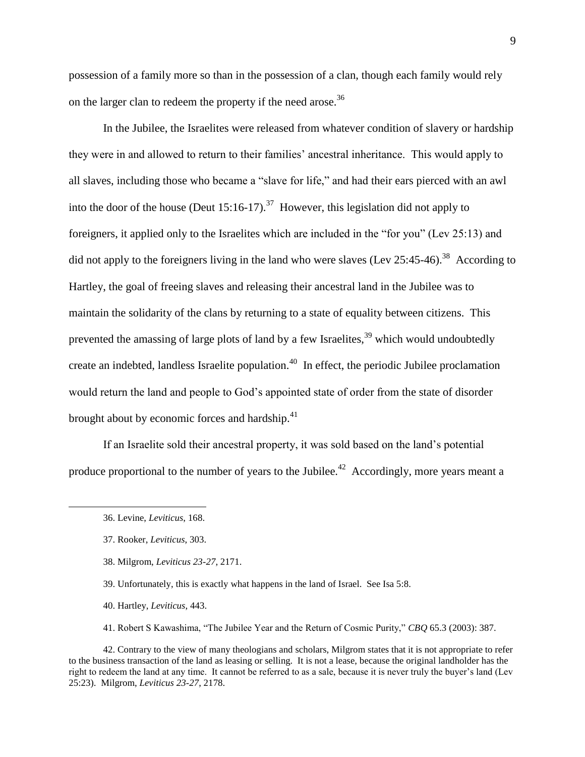possession of a family more so than in the possession of a clan, though each family would rely on the larger clan to redeem the property if the need arose.[36]

In the Jubilee, the Israelites were released from whatever condition of slavery or hardship they were in and allowed to return to their families' ancestral inheritance. This would apply to all slaves, including those who became a "slave for life," and had their ears pierced with an awl into the door of the house (Deut 15:16-17).[37] However, this legislation did not apply to foreigners, it applied only to the Israelites which are included in the "for you" (Lev 25:13) and did not apply to the foreigners living in the land who were slaves (Lev 25:45-46).[38] According to Hartley, the goal of freeing slaves and releasing their ancestral land in the Jubilee was to maintain the solidarity of the clans by returning to a state of equality between citizens. This prevented the amassing of large plots of land by a few Israelites,[39] which would undoubtedly create an indebted, landless Israelite population.[40] In effect, the periodic Jubilee proclamation would return the land and people to God's appointed state of order from the state of disorder brought about by economic forces and hardship.[41]

If an Israelite sold their ancestral property, it was sold based on the land's potential produce proportional to the number of years to the Jubilee.[42] Accordingly, more years meant a

---

36. Levine, *Leviticus*, 168.

37. Rooker, *Leviticus*, 303.

38. Milgrom, *Leviticus 23-27*, 2171.

39. Unfortunately, this is exactly what happens in the land of Israel. See Isa 5:8.

40. Hartley, *Leviticus*, 443.

41. Robert S Kawashima, "The Jubilee Year and the Return of Cosmic Purity," *CBQ* 65.3 (2003): 387.

42. Contrary to the view of many theologians and scholars, Milgrom states that it is not appropriate to refer to the business transaction of the land as leasing or selling. It is not a lease, because the original landholder has the right to redeem the land at any time. It cannot be referred to as a sale, because it is never truly the buyer's land (Lev 25:23). Milgrom, *Leviticus 23-27*, 2178.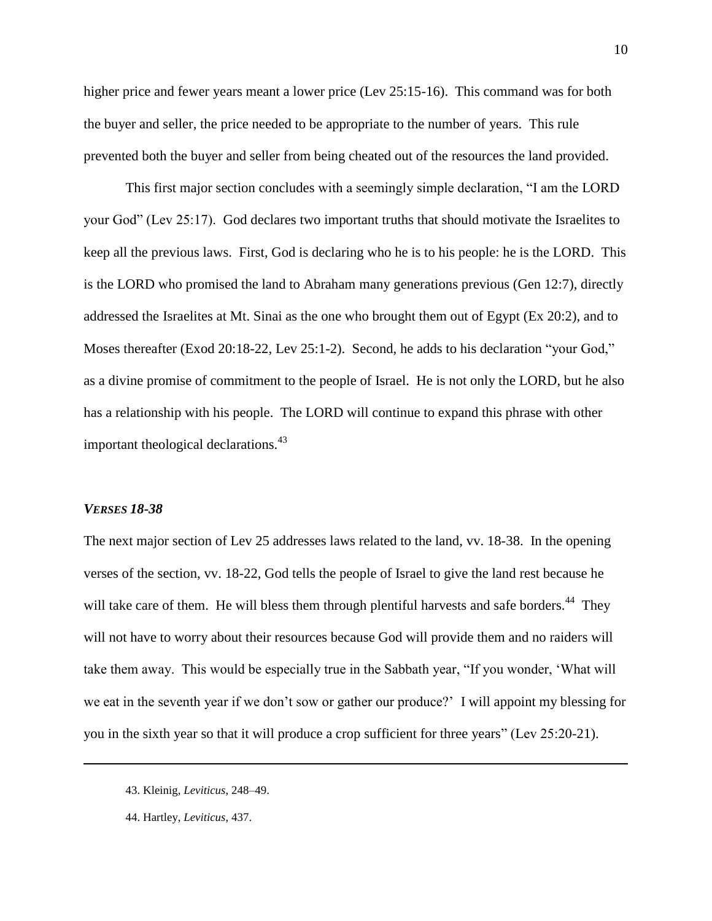higher price and fewer years meant a lower price (Lev 25:15-16). This command was for both the buyer and seller, the price needed to be appropriate to the number of years. This rule prevented both the buyer and seller from being cheated out of the resources the land provided.

This first major section concludes with a seemingly simple declaration, "I am the LORD your God" (Lev 25:17). God declares two important truths that should motivate the Israelites to keep all the previous laws. First, God is declaring who he is to his people: he is the LORD. This is the LORD who promised the land to Abraham many generations previous (Gen 12:7), directly addressed the Israelites at Mt. Sinai as the one who brought them out of Egypt (Ex 20:2), and to Moses thereafter (Exod 20:18-22, Lev 25:1-2). Second, he adds to his declaration "your God," as a divine promise of commitment to the people of Israel. He is not only the LORD, but he also has a relationship with his people. The LORD will continue to expand this phrase with other important theological declarations.[43]

### *VERSES 18-38*

The next major section of Lev 25 addresses laws related to the land, vv. 18-38. In the opening verses of the section, vv. 18-22, God tells the people of Israel to give the land rest because he will take care of them. He will bless them through plentiful harvests and safe borders.[44] They will not have to worry about their resources because God will provide them and no raiders will take them away. This would be especially true in the Sabbath year, "If you wonder, 'What will we eat in the seventh year if we don't sow or gather our produce?' I will appoint my blessing for you in the sixth year so that it will produce a crop sufficient for three years" (Lev 25:20-21).

---

43. Kleinig, *Leviticus*, 248–49.

44. Hartley, *Leviticus*, 437.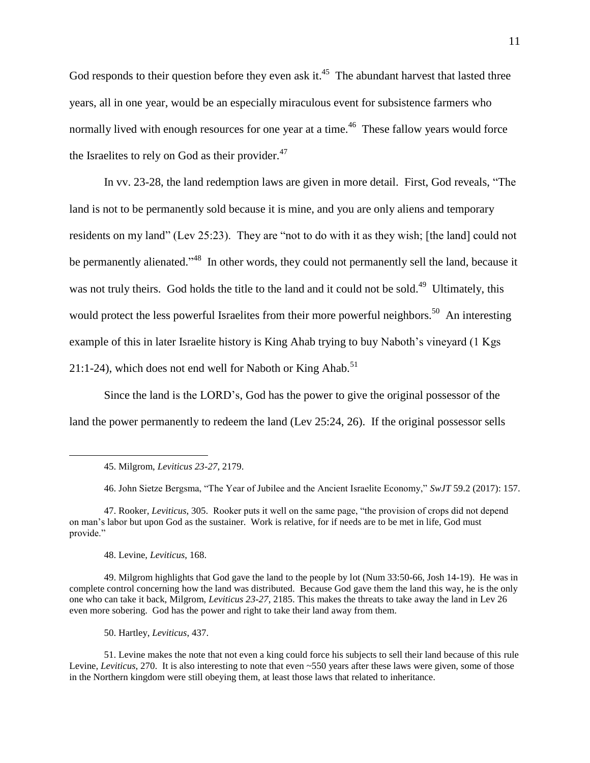God responds to their question before they even ask it.[45] The abundant harvest that lasted three years, all in one year, would be an especially miraculous event for subsistence farmers who normally lived with enough resources for one year at a time.[46] These fallow years would force the Israelites to rely on God as their provider.[47]

In vv. 23-28, the land redemption laws are given in more detail. First, God reveals, "The land is not to be permanently sold because it is mine, and you are only aliens and temporary residents on my land" (Lev 25:23). They are "not to do with it as they wish; [the land] could not be permanently alienated."[48] In other words, they could not permanently sell the land, because it was not truly theirs. God holds the title to the land and it could not be sold.[49] Ultimately, this would protect the less powerful Israelites from their more powerful neighbors.[50] An interesting example of this in later Israelite history is King Ahab trying to buy Naboth's vineyard (1 Kgs 21:1-24), which does not end well for Naboth or King Ahab.[51]

Since the land is the LORD's, God has the power to give the original possessor of the land the power permanently to redeem the land (Lev 25:24, 26). If the original possessor sells

---

45. Milgrom, *Leviticus 23-27*, 2179.

46. John Sietze Bergsma, "The Year of Jubilee and the Ancient Israelite Economy," *SwJT* 59.2 (2017): 157.

47. Rooker, *Leviticus*, 305. Rooker puts it well on the same page, "the provision of crops did not depend on man's labor but upon God as the sustainer. Work is relative, for if needs are to be met in life, God must provide."

48. Levine, *Leviticus*, 168.

49. Milgrom highlights that God gave the land to the people by lot (Num 33:50-66, Josh 14-19). He was in complete control concerning how the land was distributed. Because God gave them the land this way, he is the only one who can take it back, Milgrom, *Leviticus 23-27*, 2185. This makes the threats to take away the land in Lev 26 even more sobering. God has the power and right to take their land away from them.

50. Hartley, *Leviticus*, 437.

51. Levine makes the note that not even a king could force his subjects to sell their land because of this rule Levine, *Leviticus*, 270. It is also interesting to note that even ~550 years after these laws were given, some of those in the Northern kingdom were still obeying them, at least those laws that related to inheritance.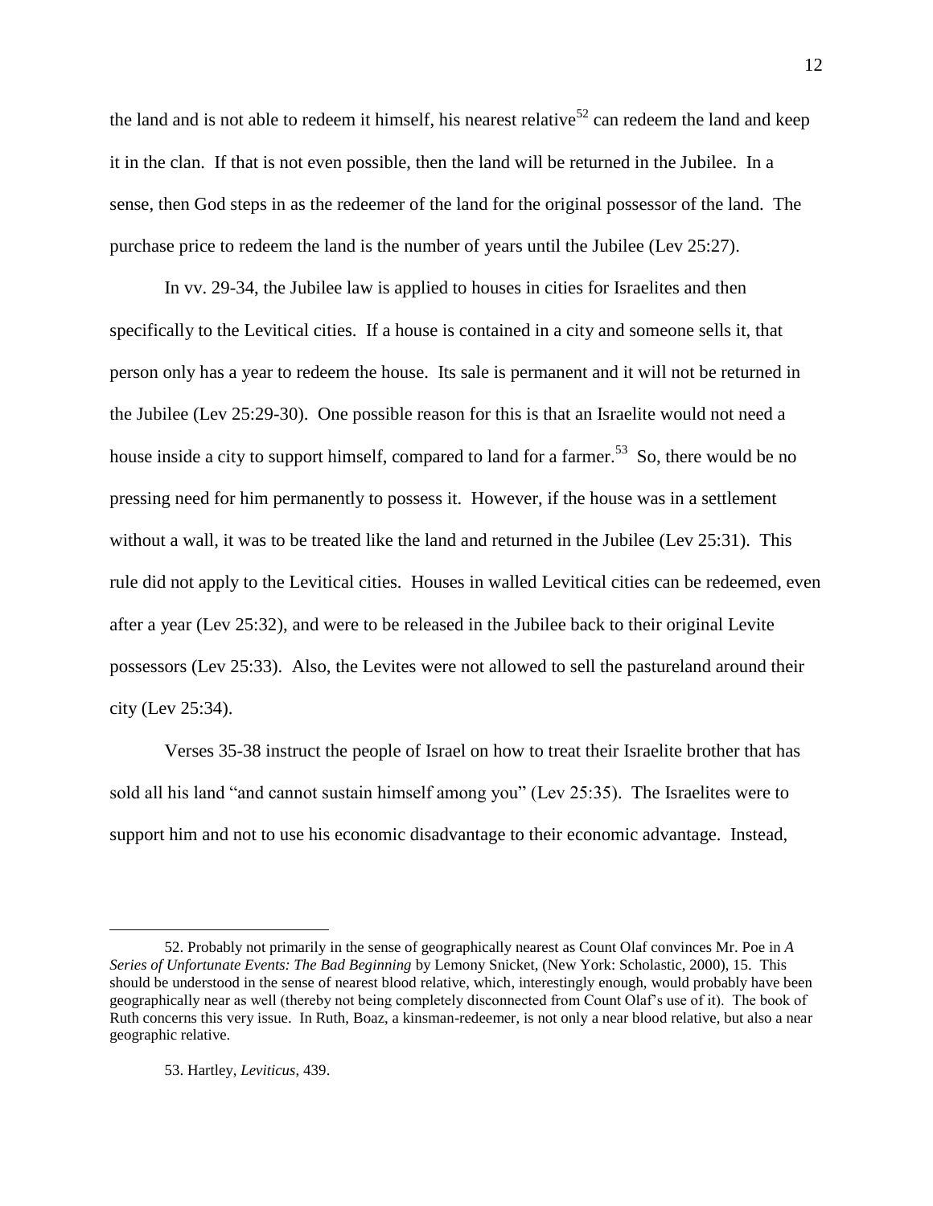the land and is not able to redeem it himself, his nearest relative[52] can redeem the land and keep it in the clan. If that is not even possible, then the land will be returned in the Jubilee. In a sense, then God steps in as the redeemer of the land for the original possessor of the land. The purchase price to redeem the land is the number of years until the Jubilee (Lev 25:27).

In vv. 29-34, the Jubilee law is applied to houses in cities for Israelites and then specifically to the Levitical cities. If a house is contained in a city and someone sells it, that person only has a year to redeem the house. Its sale is permanent and it will not be returned in the Jubilee (Lev 25:29-30). One possible reason for this is that an Israelite would not need a house inside a city to support himself, compared to land for a farmer.[53] So, there would be no pressing need for him permanently to possess it. However, if the house was in a settlement without a wall, it was to be treated like the land and returned in the Jubilee (Lev 25:31). This rule did not apply to the Levitical cities. Houses in walled Levitical cities can be redeemed, even after a year (Lev 25:32), and were to be released in the Jubilee back to their original Levite possessors (Lev 25:33). Also, the Levites were not allowed to sell the pastureland around their city (Lev 25:34).

Verses 35-38 instruct the people of Israel on how to treat their Israelite brother that has sold all his land "and cannot sustain himself among you" (Lev 25:35). The Israelites were to support him and not to use his economic disadvantage to their economic advantage. Instead,

---

52. Probably not primarily in the sense of geographically nearest as Count Olaf convinces Mr. Poe in *A Series of Unfortunate Events: The Bad Beginning* by Lemony Snicket, (New York: Scholastic, 2000), 15. This should be understood in the sense of nearest blood relative, which, interestingly enough, would probably have been geographically near as well (thereby not being completely disconnected from Count Olaf's use of it). The book of Ruth concerns this very issue. In Ruth, Boaz, a kinsman-redeemer, is not only a near blood relative, but also a near geographic relative.

53. Hartley, *Leviticus*, 439.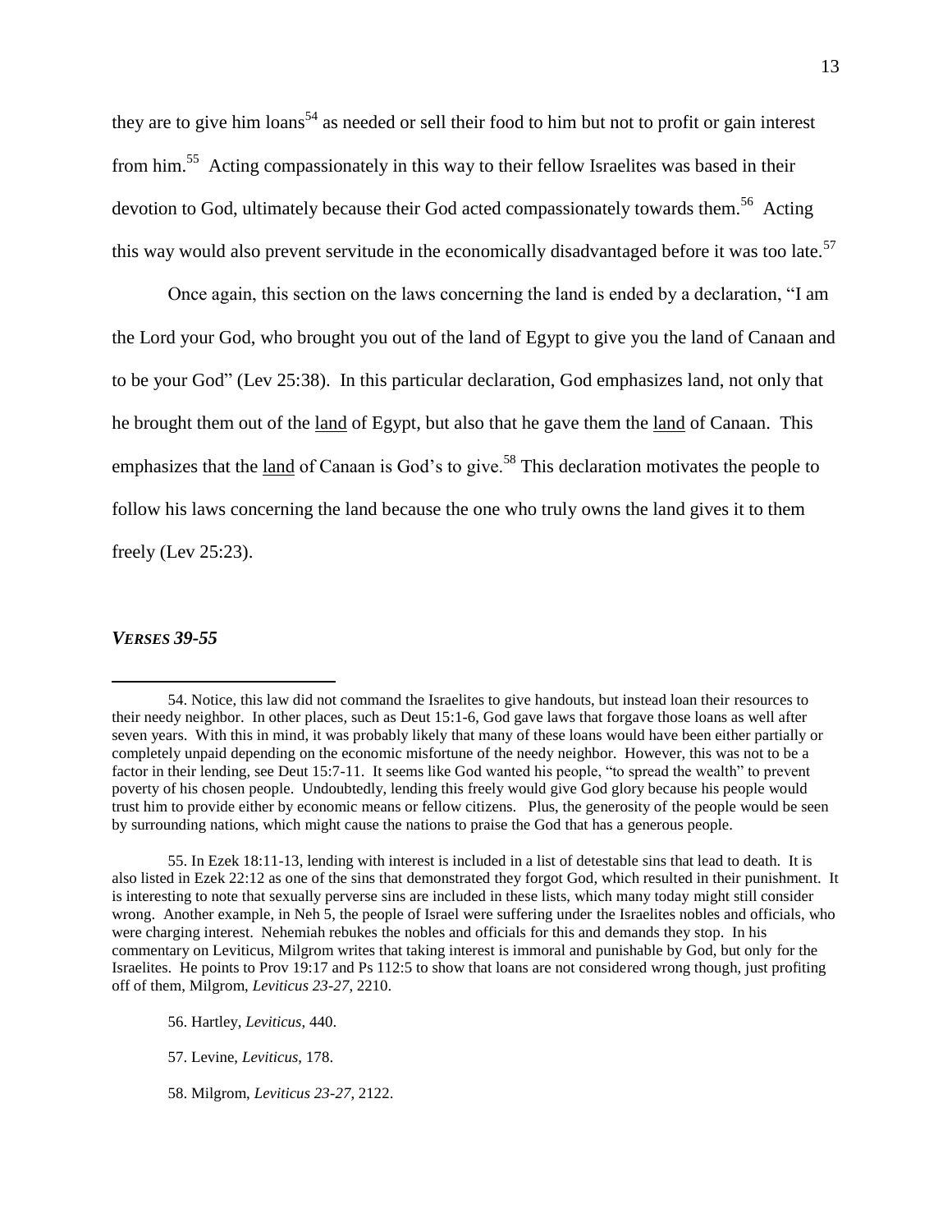they are to give him loans[54] as needed or sell their food to him but not to profit or gain interest from him.[55] Acting compassionately in this way to their fellow Israelites was based in their devotion to God, ultimately because their God acted compassionately towards them.[56] Acting this way would also prevent servitude in the economically disadvantaged before it was too late.[57]

Once again, this section on the laws concerning the land is ended by a declaration, "I am the Lord your God, who brought you out of the land of Egypt to give you the land of Canaan and to be your God" (Lev 25:38). In this particular declaration, God emphasizes land, not only that he brought them out of the <u>land</u> of Egypt, but also that he gave them the <u>land</u> of Canaan. This emphasizes that the <u>land</u> of Canaan is God's to give.[58] This declaration motivates the people to follow his laws concerning the land because the one who truly owns the land gives it to them freely (Lev 25:23).

### *VERSES 39-55*

---

54. Notice, this law did not command the Israelites to give handouts, but instead loan their resources to their needy neighbor. In other places, such as Deut 15:1-6, God gave laws that forgave those loans as well after seven years. With this in mind, it was probably likely that many of these loans would have been either partially or completely unpaid depending on the economic misfortune of the needy neighbor. However, this was not to be a factor in their lending, see Deut 15:7-11. It seems like God wanted his people, "to spread the wealth" to prevent poverty of his chosen people. Undoubtedly, lending this freely would give God glory because his people would trust him to provide either by economic means or fellow citizens. Plus, the generosity of the people would be seen by surrounding nations, which might cause the nations to praise the God that has a generous people.

55. In Ezek 18:11-13, lending with interest is included in a list of detestable sins that lead to death. It is also listed in Ezek 22:12 as one of the sins that demonstrated they forgot God, which resulted in their punishment. It is interesting to note that sexually perverse sins are included in these lists, which many today might still consider wrong. Another example, in Neh 5, the people of Israel were suffering under the Israelites nobles and officials, who were charging interest. Nehemiah rebukes the nobles and officials for this and demands they stop. In his commentary on Leviticus, Milgrom writes that taking interest is immoral and punishable by God, but only for the Israelites. He points to Prov 19:17 and Ps 112:5 to show that loans are not considered wrong though, just profiting off of them, Milgrom, *Leviticus 23-27*, 2210.

56. Hartley, *Leviticus*, 440.

57. Levine, *Leviticus*, 178.

58. Milgrom, *Leviticus 23-27*, 2122.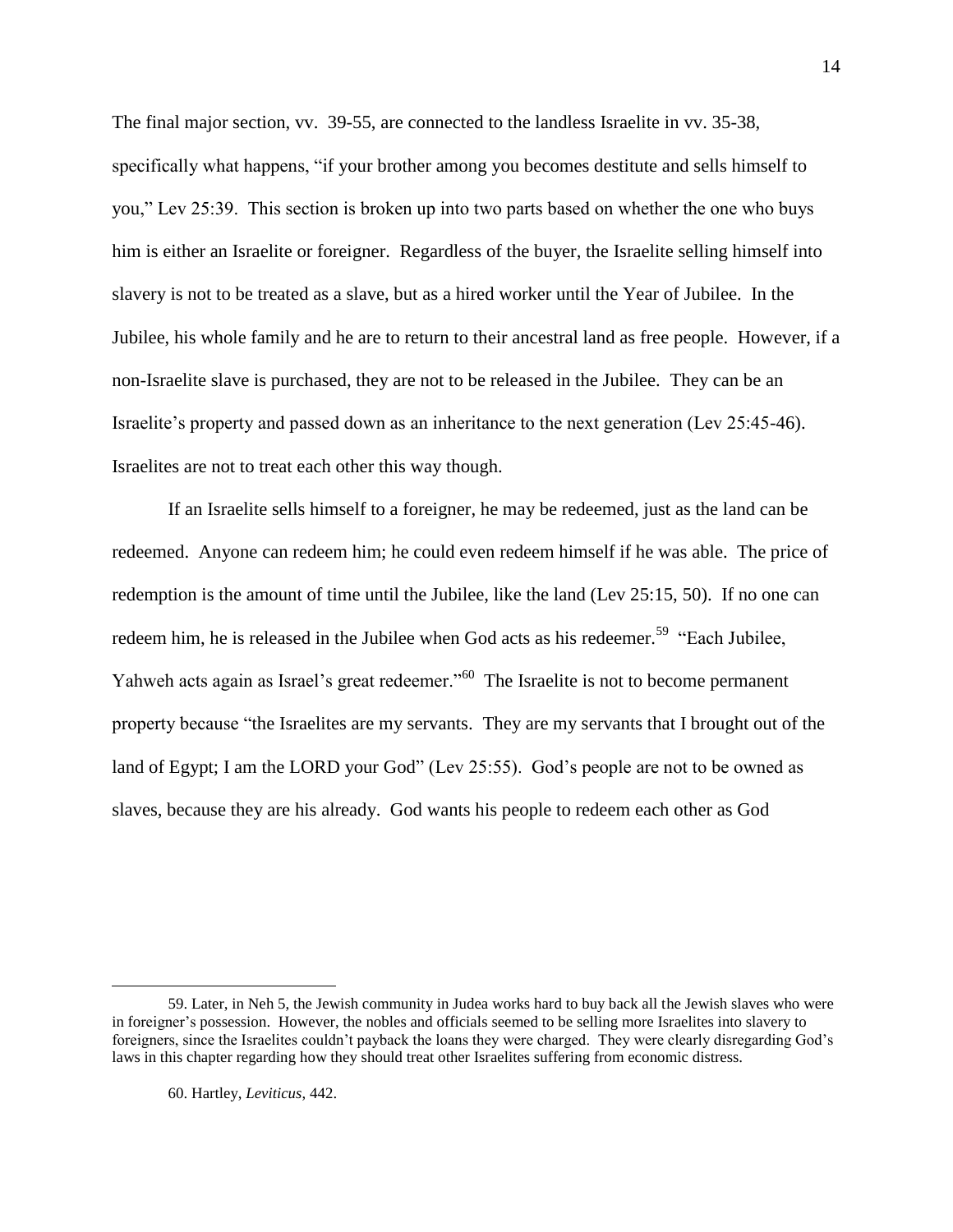The final major section, vv. 39-55, are connected to the landless Israelite in vv. 35-38, specifically what happens, "if your brother among you becomes destitute and sells himself to you," Lev 25:39. This section is broken up into two parts based on whether the one who buys him is either an Israelite or foreigner. Regardless of the buyer, the Israelite selling himself into slavery is not to be treated as a slave, but as a hired worker until the Year of Jubilee. In the Jubilee, his whole family and he are to return to their ancestral land as free people. However, if a non-Israelite slave is purchased, they are not to be released in the Jubilee. They can be an Israelite's property and passed down as an inheritance to the next generation (Lev 25:45-46). Israelites are not to treat each other this way though.

If an Israelite sells himself to a foreigner, he may be redeemed, just as the land can be redeemed. Anyone can redeem him; he could even redeem himself if he was able. The price of redemption is the amount of time until the Jubilee, like the land (Lev 25:15, 50). If no one can redeem him, he is released in the Jubilee when God acts as his redeemer.[59] "Each Jubilee, Yahweh acts again as Israel's great redeemer."[60] The Israelite is not to become permanent property because "the Israelites are my servants. They are my servants that I brought out of the land of Egypt; I am the LORD your God" (Lev 25:55). God's people are not to be owned as slaves, because they are his already. God wants his people to redeem each other as God

---

59. Later, in Neh 5, the Jewish community in Judea works hard to buy back all the Jewish slaves who were in foreigner's possession. However, the nobles and officials seemed to be selling more Israelites into slavery to foreigners, since the Israelites couldn't payback the loans they were charged. They were clearly disregarding God's laws in this chapter regarding how they should treat other Israelites suffering from economic distress.

60. Hartley, *Leviticus*, 442.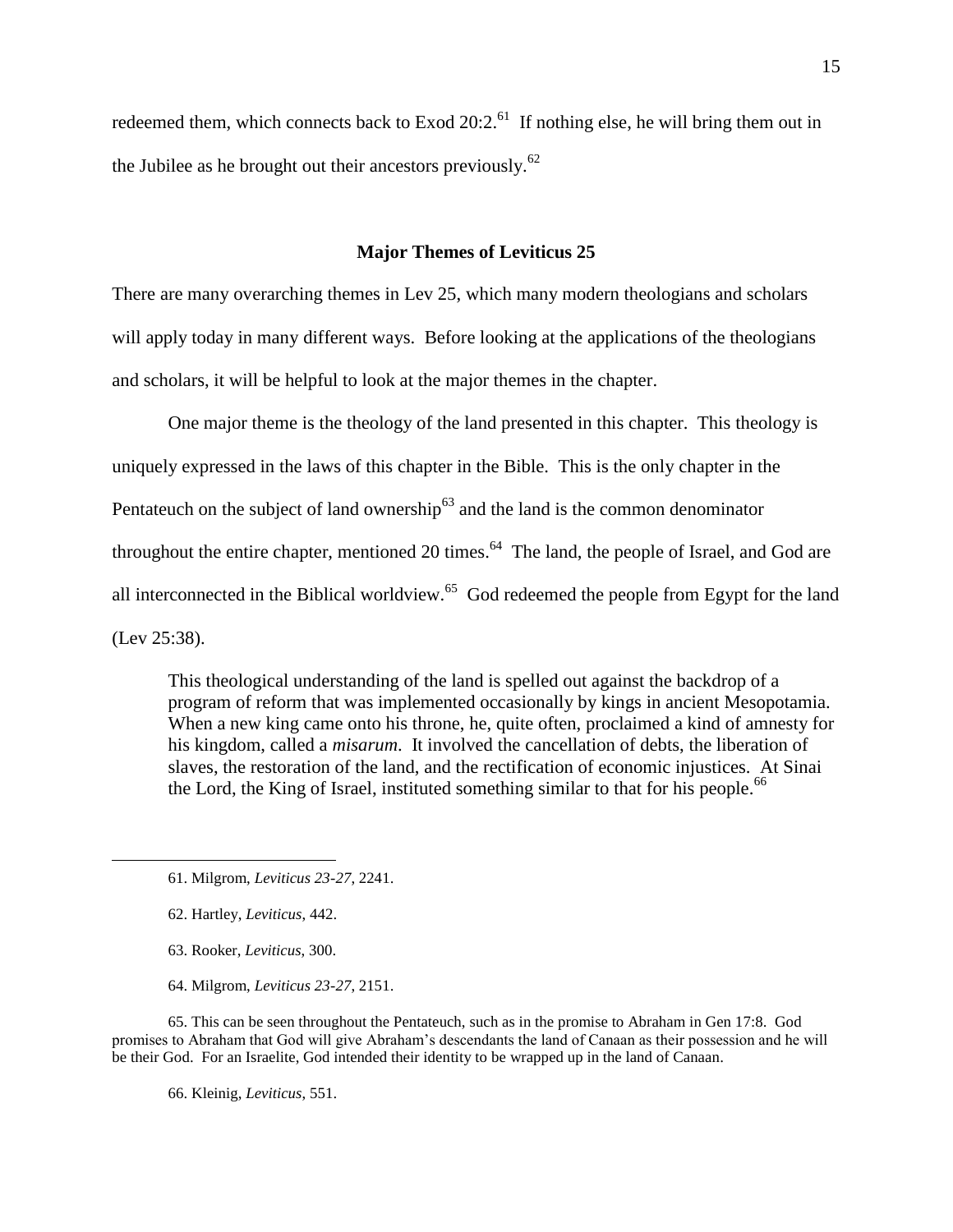redeemed them, which connects back to Exod 20:2.[61] If nothing else, he will bring them out in the Jubilee as he brought out their ancestors previously.[62]

## Major Themes of Leviticus 25

There are many overarching themes in Lev 25, which many modern theologians and scholars will apply today in many different ways. Before looking at the applications of the theologians and scholars, it will be helpful to look at the major themes in the chapter.

One major theme is the theology of the land presented in this chapter. This theology is uniquely expressed in the laws of this chapter in the Bible. This is the only chapter in the Pentateuch on the subject of land ownership[63] and the land is the common denominator throughout the entire chapter, mentioned 20 times.[64] The land, the people of Israel, and God are all interconnected in the Biblical worldview.[65] God redeemed the people from Egypt for the land (Lev 25:38).

> This theological understanding of the land is spelled out against the backdrop of a program of reform that was implemented occasionally by kings in ancient Mesopotamia. When a new king came onto his throne, he, quite often, proclaimed a kind of amnesty for his kingdom, called a *misarum*. It involved the cancellation of debts, the liberation of slaves, the restoration of the land, and the rectification of economic injustices. At Sinai the Lord, the King of Israel, instituted something similar to that for his people.[66]

---

61. Milgrom, *Leviticus 23-27*, 2241.

62. Hartley, *Leviticus*, 442.

63. Rooker, *Leviticus*, 300.

64. Milgrom, *Leviticus 23-27*, 2151.

65. This can be seen throughout the Pentateuch, such as in the promise to Abraham in Gen 17:8. God promises to Abraham that God will give Abraham's descendants the land of Canaan as their possession and he will be their God. For an Israelite, God intended their identity to be wrapped up in the land of Canaan.

66. Kleinig, *Leviticus*, 551.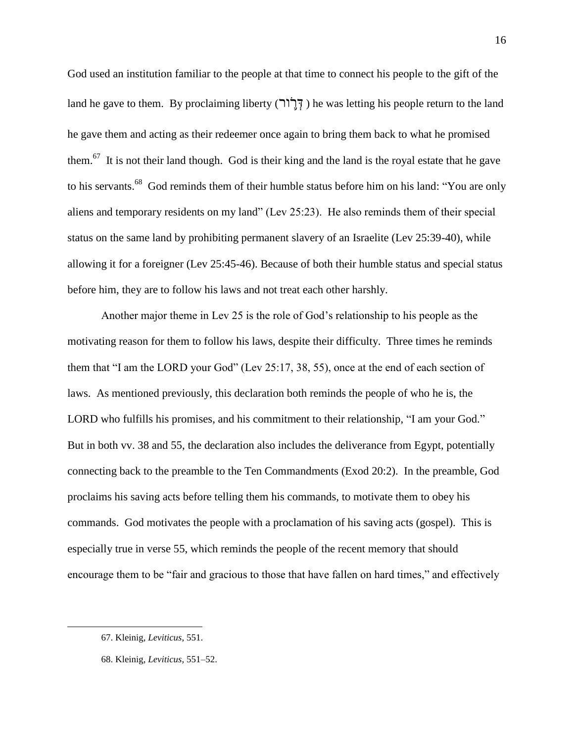God used an institution familiar to the people at that time to connect his people to the gift of the land he gave to them. By proclaiming liberty (דְּרוֹר) he was letting his people return to the land he gave them and acting as their redeemer once again to bring them back to what he promised them.[67] It is not their land though. God is their king and the land is the royal estate that he gave to his servants.[68] God reminds them of their humble status before him on his land: "You are only aliens and temporary residents on my land" (Lev 25:23). He also reminds them of their special status on the same land by prohibiting permanent slavery of an Israelite (Lev 25:39-40), while allowing it for a foreigner (Lev 25:45-46). Because of both their humble status and special status before him, they are to follow his laws and not treat each other harshly.

Another major theme in Lev 25 is the role of God's relationship to his people as the motivating reason for them to follow his laws, despite their difficulty. Three times he reminds them that "I am the LORD your God" (Lev 25:17, 38, 55), once at the end of each section of laws. As mentioned previously, this declaration both reminds the people of who he is, the LORD who fulfills his promises, and his commitment to their relationship, "I am your God." But in both vv. 38 and 55, the declaration also includes the deliverance from Egypt, potentially connecting back to the preamble to the Ten Commandments (Exod 20:2). In the preamble, God proclaims his saving acts before telling them his commands, to motivate them to obey his commands. God motivates the people with a proclamation of his saving acts (gospel). This is especially true in verse 55, which reminds the people of the recent memory that should encourage them to be "fair and gracious to those that have fallen on hard times," and effectively

---

67. Kleinig, *Leviticus*, 551.

68. Kleinig, *Leviticus*, 551–52.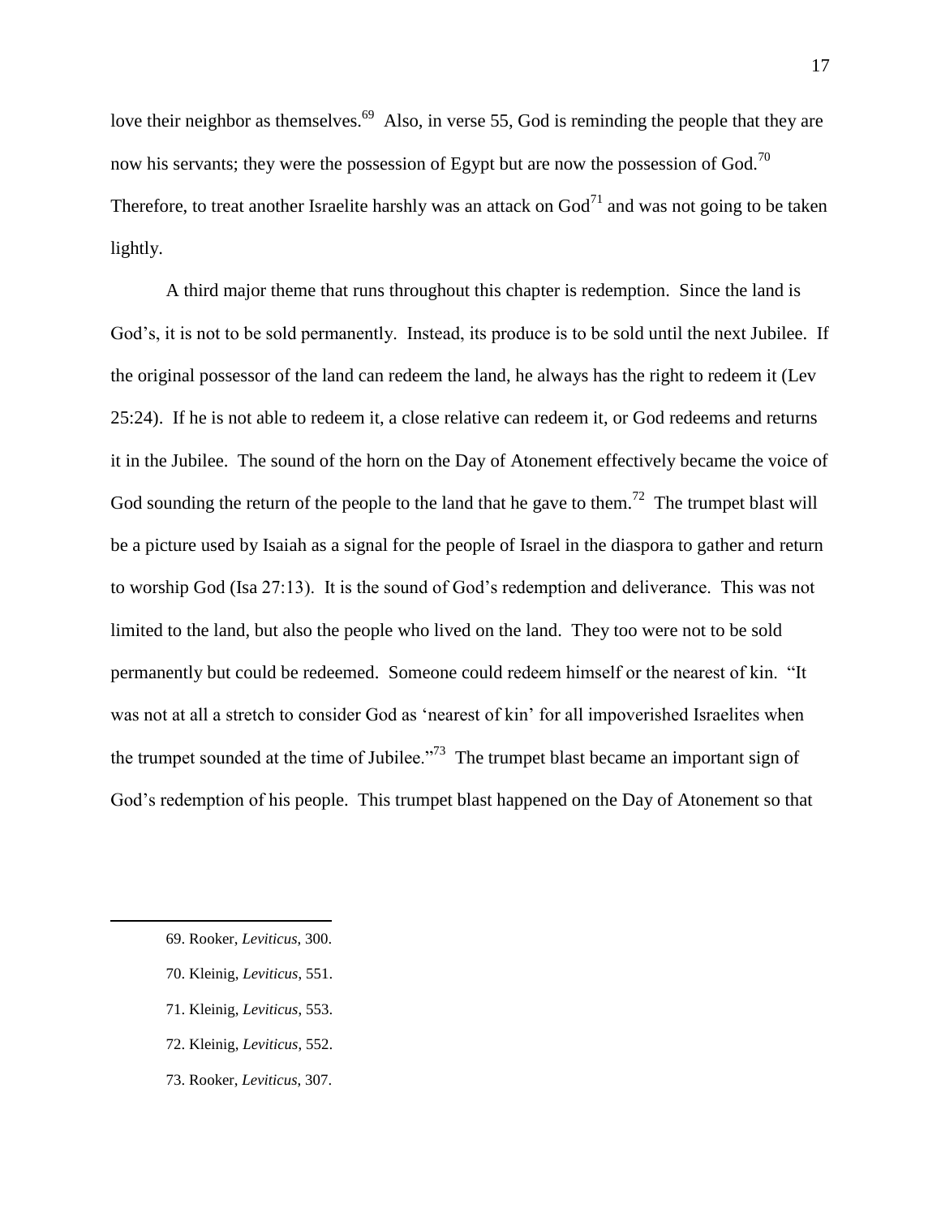love their neighbor as themselves.[69] Also, in verse 55, God is reminding the people that they are now his servants; they were the possession of Egypt but are now the possession of God.[70] Therefore, to treat another Israelite harshly was an attack on God[71] and was not going to be taken lightly.

A third major theme that runs throughout this chapter is redemption. Since the land is God's, it is not to be sold permanently. Instead, its produce is to be sold until the next Jubilee. If the original possessor of the land can redeem the land, he always has the right to redeem it (Lev 25:24). If he is not able to redeem it, a close relative can redeem it, or God redeems and returns it in the Jubilee. The sound of the horn on the Day of Atonement effectively became the voice of God sounding the return of the people to the land that he gave to them.[72] The trumpet blast will be a picture used by Isaiah as a signal for the people of Israel in the diaspora to gather and return to worship God (Isa 27:13). It is the sound of God's redemption and deliverance. This was not limited to the land, but also the people who lived on the land. They too were not to be sold permanently but could be redeemed. Someone could redeem himself or the nearest of kin. "It was not at all a stretch to consider God as 'nearest of kin' for all impoverished Israelites when the trumpet sounded at the time of Jubilee."[73] The trumpet blast became an important sign of God's redemption of his people. This trumpet blast happened on the Day of Atonement so that

---

69. Rooker, *Leviticus*, 300.

70. Kleinig, *Leviticus*, 551.

71. Kleinig, *Leviticus*, 553.

72. Kleinig, *Leviticus*, 552.

73. Rooker, *Leviticus*, 307.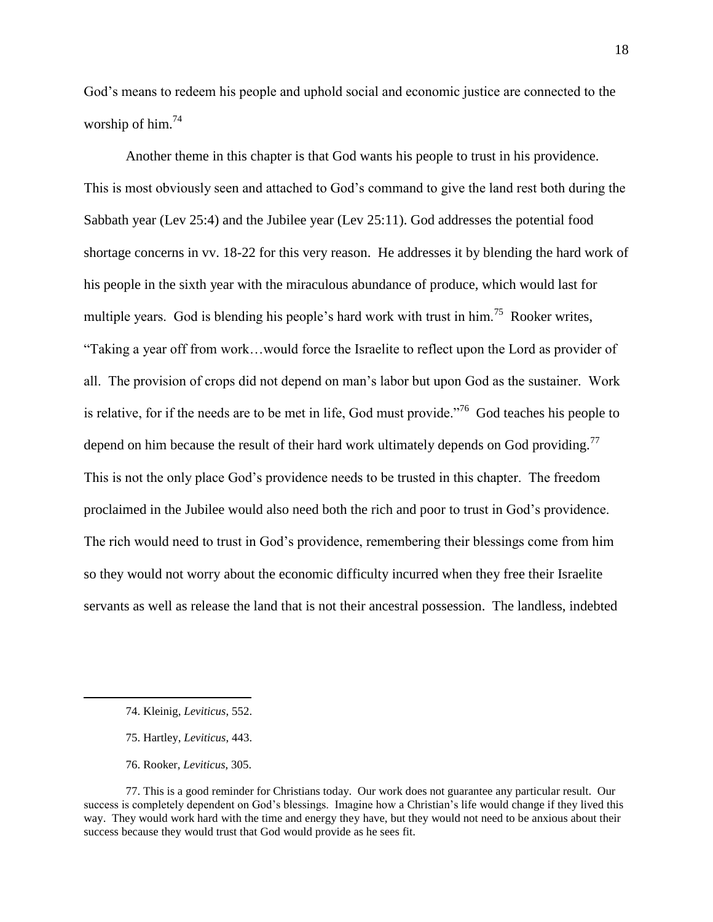God's means to redeem his people and uphold social and economic justice are connected to the worship of him.[74]

Another theme in this chapter is that God wants his people to trust in his providence. This is most obviously seen and attached to God's command to give the land rest both during the Sabbath year (Lev 25:4) and the Jubilee year (Lev 25:11). God addresses the potential food shortage concerns in vv. 18-22 for this very reason. He addresses it by blending the hard work of his people in the sixth year with the miraculous abundance of produce, which would last for multiple years. God is blending his people's hard work with trust in him.[75] Rooker writes, "Taking a year off from work…would force the Israelite to reflect upon the Lord as provider of all. The provision of crops did not depend on man's labor but upon God as the sustainer. Work is relative, for if the needs are to be met in life, God must provide."[76] God teaches his people to depend on him because the result of their hard work ultimately depends on God providing.[77] This is not the only place God's providence needs to be trusted in this chapter. The freedom proclaimed in the Jubilee would also need both the rich and poor to trust in God's providence. The rich would need to trust in God's providence, remembering their blessings come from him so they would not worry about the economic difficulty incurred when they free their Israelite servants as well as release the land that is not their ancestral possession. The landless, indebted

---

74. Kleinig, *Leviticus*, 552.

75. Hartley, *Leviticus*, 443.

76. Rooker, *Leviticus*, 305.

77. This is a good reminder for Christians today. Our work does not guarantee any particular result. Our success is completely dependent on God's blessings. Imagine how a Christian's life would change if they lived this way. They would work hard with the time and energy they have, but they would not need to be anxious about their success because they would trust that God would provide as he sees fit.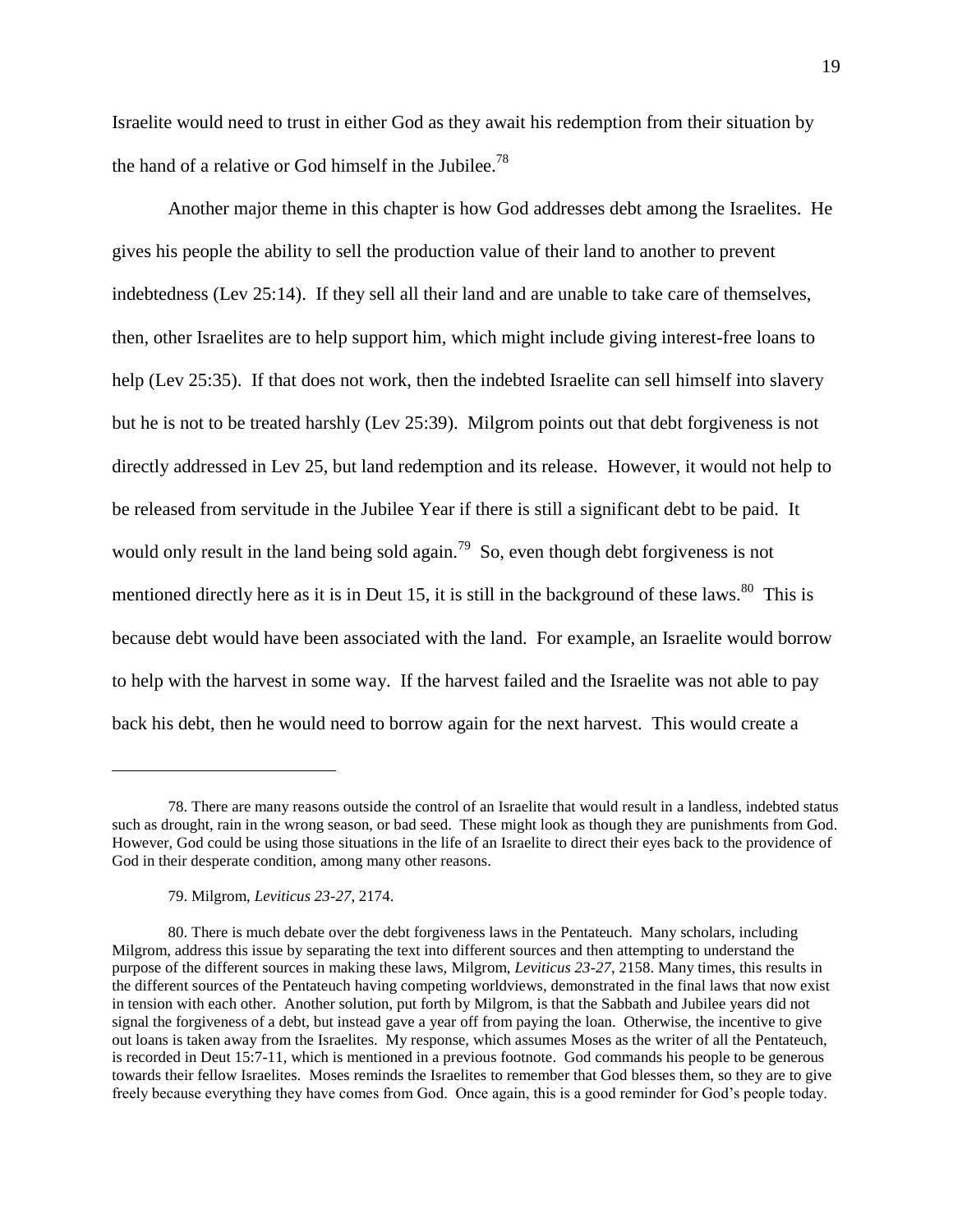Israelite would need to trust in either God as they await his redemption from their situation by the hand of a relative or God himself in the Jubilee.[78]

Another major theme in this chapter is how God addresses debt among the Israelites. He gives his people the ability to sell the production value of their land to another to prevent indebtedness (Lev 25:14). If they sell all their land and are unable to take care of themselves, then, other Israelites are to help support him, which might include giving interest-free loans to help (Lev 25:35). If that does not work, then the indebted Israelite can sell himself into slavery but he is not to be treated harshly (Lev 25:39). Milgrom points out that debt forgiveness is not directly addressed in Lev 25, but land redemption and its release. However, it would not help to be released from servitude in the Jubilee Year if there is still a significant debt to be paid. It would only result in the land being sold again.[79] So, even though debt forgiveness is not mentioned directly here as it is in Deut 15, it is still in the background of these laws.[80] This is because debt would have been associated with the land. For example, an Israelite would borrow to help with the harvest in some way. If the harvest failed and the Israelite was not able to pay back his debt, then he would need to borrow again for the next harvest. This would create a

---

78. There are many reasons outside the control of an Israelite that would result in a landless, indebted status such as drought, rain in the wrong season, or bad seed. These might look as though they are punishments from God. However, God could be using those situations in the life of an Israelite to direct their eyes back to the providence of God in their desperate condition, among many other reasons.

79. Milgrom, *Leviticus 23-27*, 2174.

80. There is much debate over the debt forgiveness laws in the Pentateuch. Many scholars, including Milgrom, address this issue by separating the text into different sources and then attempting to understand the purpose of the different sources in making these laws, Milgrom, *Leviticus 23-27*, 2158. Many times, this results in the different sources of the Pentateuch having competing worldviews, demonstrated in the final laws that now exist in tension with each other. Another solution, put forth by Milgrom, is that the Sabbath and Jubilee years did not signal the forgiveness of a debt, but instead gave a year off from paying the loan. Otherwise, the incentive to give out loans is taken away from the Israelites. My response, which assumes Moses as the writer of all the Pentateuch, is recorded in Deut 15:7-11, which is mentioned in a previous footnote. God commands his people to be generous towards their fellow Israelites. Moses reminds the Israelites to remember that God blesses them, so they are to give freely because everything they have comes from God. Once again, this is a good reminder for God's people today.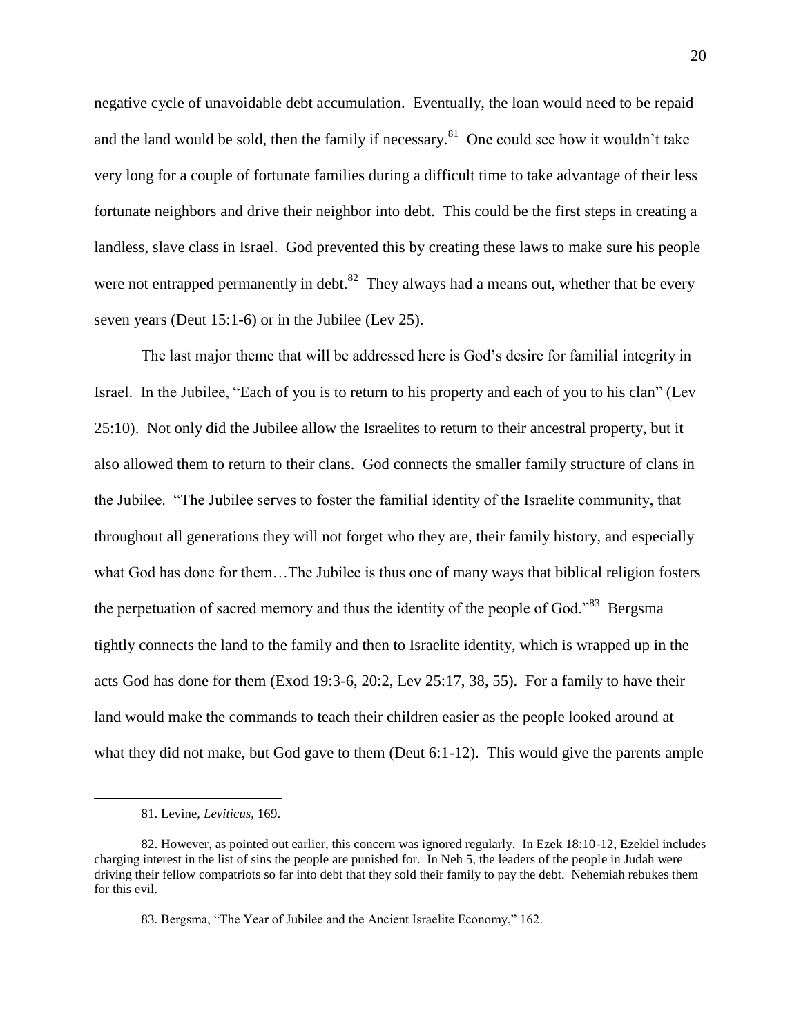negative cycle of unavoidable debt accumulation. Eventually, the loan would need to be repaid and the land would be sold, then the family if necessary.[81] One could see how it wouldn't take very long for a couple of fortunate families during a difficult time to take advantage of their less fortunate neighbors and drive their neighbor into debt. This could be the first steps in creating a landless, slave class in Israel. God prevented this by creating these laws to make sure his people were not entrapped permanently in debt.[82] They always had a means out, whether that be every seven years (Deut 15:1-6) or in the Jubilee (Lev 25).

The last major theme that will be addressed here is God's desire for familial integrity in Israel. In the Jubilee, "Each of you is to return to his property and each of you to his clan" (Lev 25:10). Not only did the Jubilee allow the Israelites to return to their ancestral property, but it also allowed them to return to their clans. God connects the smaller family structure of clans in the Jubilee. "The Jubilee serves to foster the familial identity of the Israelite community, that throughout all generations they will not forget who they are, their family history, and especially what God has done for them…The Jubilee is thus one of many ways that biblical religion fosters the perpetuation of sacred memory and thus the identity of the people of God."[83] Bergsma tightly connects the land to the family and then to Israelite identity, which is wrapped up in the acts God has done for them (Exod 19:3-6, 20:2, Lev 25:17, 38, 55). For a family to have their land would make the commands to teach their children easier as the people looked around at what they did not make, but God gave to them (Deut 6:1-12). This would give the parents ample

---

81. Levine, *Leviticus*, 169.

82. However, as pointed out earlier, this concern was ignored regularly. In Ezek 18:10-12, Ezekiel includes charging interest in the list of sins the people are punished for. In Neh 5, the leaders of the people in Judah were driving their fellow compatriots so far into debt that they sold their family to pay the debt. Nehemiah rebukes them for this evil.

83. Bergsma, "The Year of Jubilee and the Ancient Israelite Economy," 162.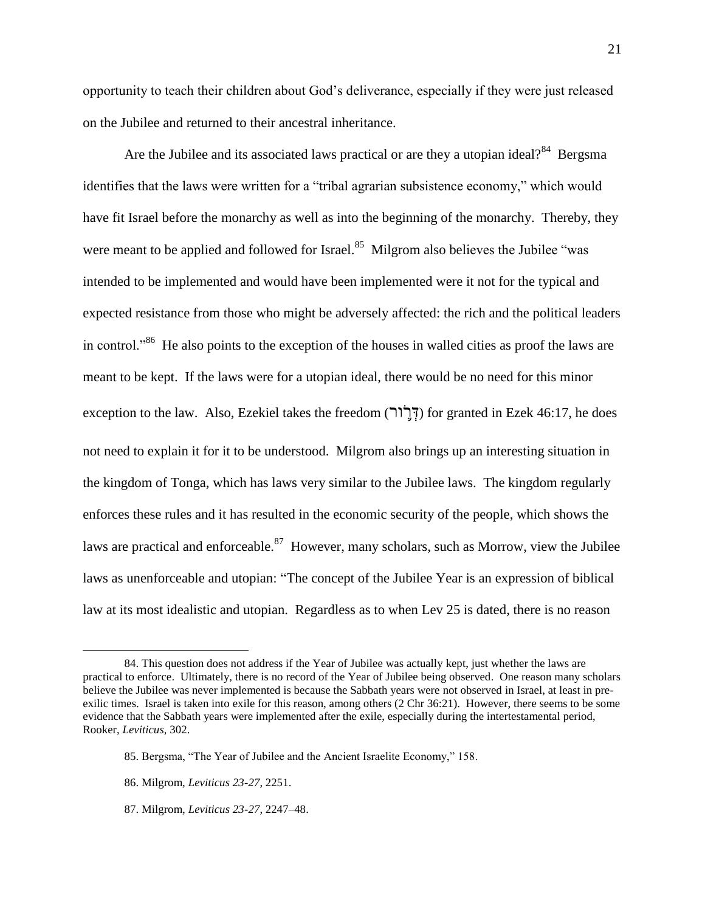opportunity to teach their children about God's deliverance, especially if they were just released on the Jubilee and returned to their ancestral inheritance.

Are the Jubilee and its associated laws practical or are they a utopian ideal?[84] Bergsma identifies that the laws were written for a "tribal agrarian subsistence economy," which would have fit Israel before the monarchy as well as into the beginning of the monarchy. Thereby, they were meant to be applied and followed for Israel.[85] Milgrom also believes the Jubilee "was intended to be implemented and would have been implemented were it not for the typical and expected resistance from those who might be adversely affected: the rich and the political leaders in control."[86] He also points to the exception of the houses in walled cities as proof the laws are meant to be kept. If the laws were for a utopian ideal, there would be no need for this minor exception to the law. Also, Ezekiel takes the freedom (דְּרוֹר) for granted in Ezek 46:17, he does not need to explain it for it to be understood. Milgrom also brings up an interesting situation in the kingdom of Tonga, which has laws very similar to the Jubilee laws. The kingdom regularly enforces these rules and it has resulted in the economic security of the people, which shows the laws are practical and enforceable.[87] However, many scholars, such as Morrow, view the Jubilee laws as unenforceable and utopian: "The concept of the Jubilee Year is an expression of biblical law at its most idealistic and utopian. Regardless as to when Lev 25 is dated, there is no reason

---

84. This question does not address if the Year of Jubilee was actually kept, just whether the laws are practical to enforce. Ultimately, there is no record of the Year of Jubilee being observed. One reason many scholars believe the Jubilee was never implemented is because the Sabbath years were not observed in Israel, at least in pre-exilic times. Israel is taken into exile for this reason, among others (2 Chr 36:21). However, there seems to be some evidence that the Sabbath years were implemented after the exile, especially during the intertestamental period, Rooker, *Leviticus*, 302.

85. Bergsma, "The Year of Jubilee and the Ancient Israelite Economy," 158.

86. Milgrom, *Leviticus 23-27*, 2251.

87. Milgrom, *Leviticus 23-27*, 2247–48.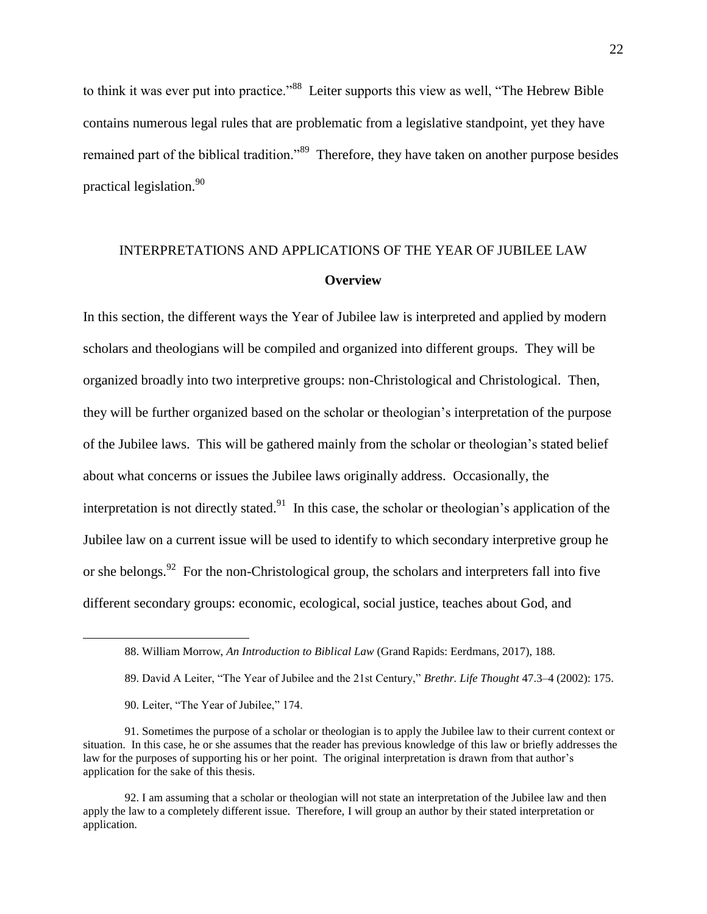to think it was ever put into practice."[88] Leiter supports this view as well, "The Hebrew Bible contains numerous legal rules that are problematic from a legislative standpoint, yet they have remained part of the biblical tradition."[89] Therefore, they have taken on another purpose besides practical legislation.[90]

## INTERPRETATIONS AND APPLICATIONS OF THE YEAR OF JUBILEE LAW

### Overview

In this section, the different ways the Year of Jubilee law is interpreted and applied by modern scholars and theologians will be compiled and organized into different groups. They will be organized broadly into two interpretive groups: non-Christological and Christological. Then, they will be further organized based on the scholar or theologian's interpretation of the purpose of the Jubilee laws. This will be gathered mainly from the scholar or theologian's stated belief about what concerns or issues the Jubilee laws originally address. Occasionally, the interpretation is not directly stated.[91] In this case, the scholar or theologian's application of the Jubilee law on a current issue will be used to identify to which secondary interpretive group he or she belongs.[92] For the non-Christological group, the scholars and interpreters fall into five different secondary groups: economic, ecological, social justice, teaches about God, and

---

88. William Morrow, *An Introduction to Biblical Law* (Grand Rapids: Eerdmans, 2017), 188.

89. David A Leiter, "The Year of Jubilee and the 21st Century," *Brethr. Life Thought* 47.3–4 (2002): 175.

90. Leiter, "The Year of Jubilee," 174.

91. Sometimes the purpose of a scholar or theologian is to apply the Jubilee law to their current context or situation. In this case, he or she assumes that the reader has previous knowledge of this law or briefly addresses the law for the purposes of supporting his or her point. The original interpretation is drawn from that author's application for the sake of this thesis.

92. I am assuming that a scholar or theologian will not state an interpretation of the Jubilee law and then apply the law to a completely different issue. Therefore, I will group an author by their stated interpretation or application.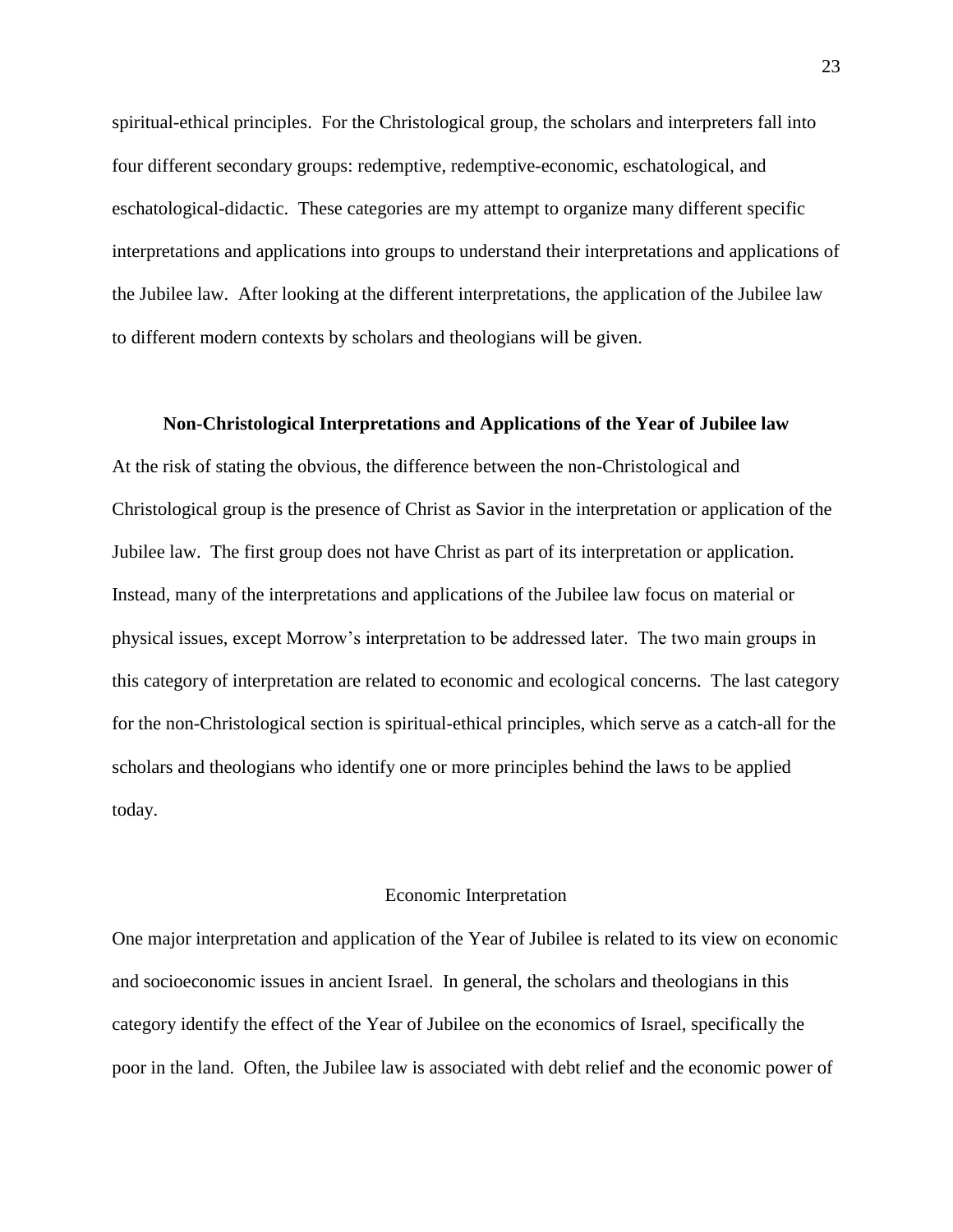spiritual-ethical principles. For the Christological group, the scholars and interpreters fall into four different secondary groups: redemptive, redemptive-economic, eschatological, and eschatological-didactic. These categories are my attempt to organize many different specific interpretations and applications into groups to understand their interpretations and applications of the Jubilee law. After looking at the different interpretations, the application of the Jubilee law to different modern contexts by scholars and theologians will be given.

## Non-Christological Interpretations and Applications of the Year of Jubilee law

At the risk of stating the obvious, the difference between the non-Christological and Christological group is the presence of Christ as Savior in the interpretation or application of the Jubilee law. The first group does not have Christ as part of its interpretation or application. Instead, many of the interpretations and applications of the Jubilee law focus on material or physical issues, except Morrow's interpretation to be addressed later. The two main groups in this category of interpretation are related to economic and ecological concerns. The last category for the non-Christological section is spiritual-ethical principles, which serve as a catch-all for the scholars and theologians who identify one or more principles behind the laws to be applied today.

### Economic Interpretation

One major interpretation and application of the Year of Jubilee is related to its view on economic and socioeconomic issues in ancient Israel. In general, the scholars and theologians in this category identify the effect of the Year of Jubilee on the economics of Israel, specifically the poor in the land. Often, the Jubilee law is associated with debt relief and the economic power of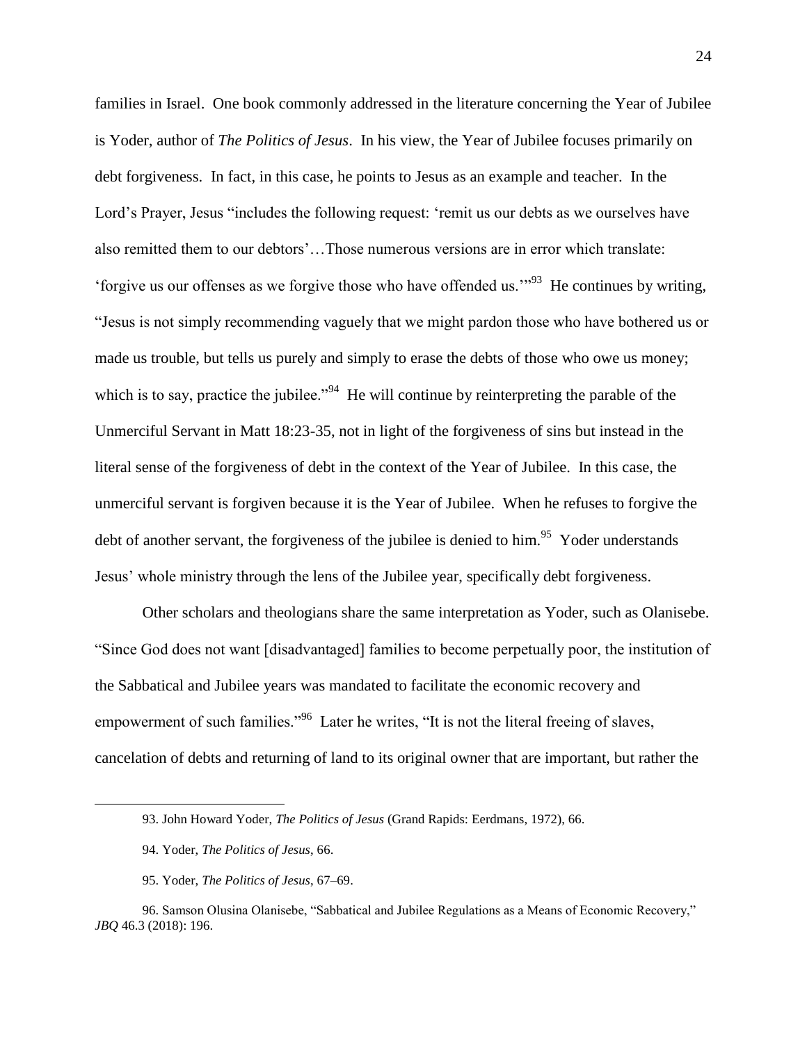families in Israel. One book commonly addressed in the literature concerning the Year of Jubilee is Yoder, author of *The Politics of Jesus*. In his view, the Year of Jubilee focuses primarily on debt forgiveness. In fact, in this case, he points to Jesus as an example and teacher. In the Lord's Prayer, Jesus "includes the following request: 'remit us our debts as we ourselves have also remitted them to our debtors'…Those numerous versions are in error which translate: 'forgive us our offenses as we forgive those who have offended us.'"[93] He continues by writing, "Jesus is not simply recommending vaguely that we might pardon those who have bothered us or made us trouble, but tells us purely and simply to erase the debts of those who owe us money; which is to say, practice the jubilee."[94] He will continue by reinterpreting the parable of the Unmerciful Servant in Matt 18:23-35, not in light of the forgiveness of sins but instead in the literal sense of the forgiveness of debt in the context of the Year of Jubilee. In this case, the unmerciful servant is forgiven because it is the Year of Jubilee. When he refuses to forgive the debt of another servant, the forgiveness of the jubilee is denied to him.[95] Yoder understands Jesus' whole ministry through the lens of the Jubilee year, specifically debt forgiveness.

Other scholars and theologians share the same interpretation as Yoder, such as Olanisebe. "Since God does not want [disadvantaged] families to become perpetually poor, the institution of the Sabbatical and Jubilee years was mandated to facilitate the economic recovery and empowerment of such families."[96] Later he writes, "It is not the literal freeing of slaves, cancelation of debts and returning of land to its original owner that are important, but rather the

---

93. John Howard Yoder, *The Politics of Jesus* (Grand Rapids: Eerdmans, 1972), 66.

94. Yoder, *The Politics of Jesus*, 66.

95. Yoder, *The Politics of Jesus*, 67–69.

96. Samson Olusina Olanisebe, "Sabbatical and Jubilee Regulations as a Means of Economic Recovery," *JBQ* 46.3 (2018): 196.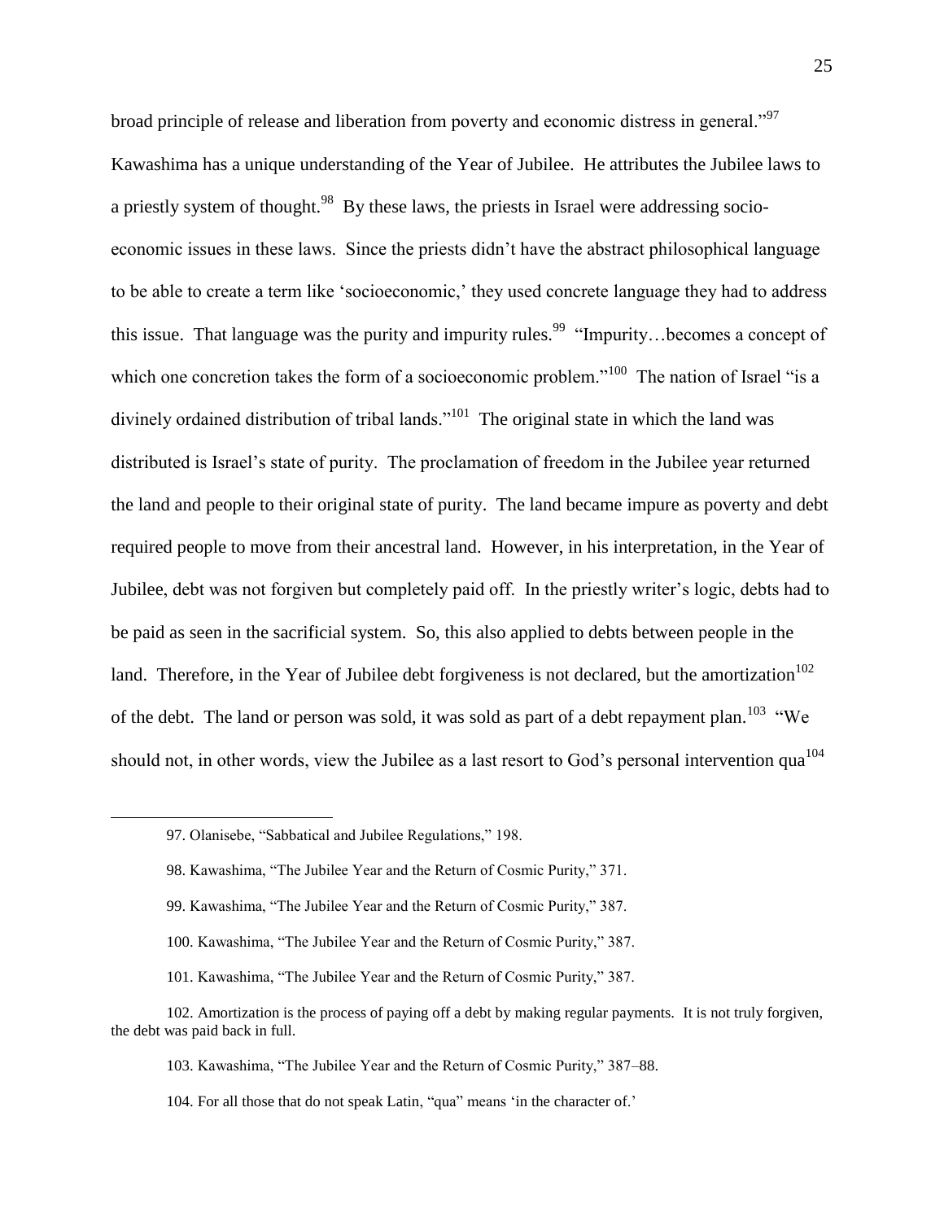broad principle of release and liberation from poverty and economic distress in general."[97] Kawashima has a unique understanding of the Year of Jubilee. He attributes the Jubilee laws to a priestly system of thought.[98] By these laws, the priests in Israel were addressing socio-economic issues in these laws. Since the priests didn't have the abstract philosophical language to be able to create a term like 'socioeconomic,' they used concrete language they had to address this issue. That language was the purity and impurity rules.[99] "Impurity…becomes a concept of which one concretion takes the form of a socioeconomic problem."[100] The nation of Israel "is a divinely ordained distribution of tribal lands."[101] The original state in which the land was distributed is Israel's state of purity. The proclamation of freedom in the Jubilee year returned the land and people to their original state of purity. The land became impure as poverty and debt required people to move from their ancestral land. However, in his interpretation, in the Year of Jubilee, debt was not forgiven but completely paid off. In the priestly writer's logic, debts had to be paid as seen in the sacrificial system. So, this also applied to debts between people in the land. Therefore, in the Year of Jubilee debt forgiveness is not declared, but the amortization[102] of the debt. The land or person was sold, it was sold as part of a debt repayment plan.[103] "We should not, in other words, view the Jubilee as a last resort to God's personal intervention qua[104]

---

97. Olanisebe, "Sabbatical and Jubilee Regulations," 198.

98. Kawashima, "The Jubilee Year and the Return of Cosmic Purity," 371.

99. Kawashima, "The Jubilee Year and the Return of Cosmic Purity," 387.

100. Kawashima, "The Jubilee Year and the Return of Cosmic Purity," 387.

101. Kawashima, "The Jubilee Year and the Return of Cosmic Purity," 387.

102. Amortization is the process of paying off a debt by making regular payments. It is not truly forgiven, the debt was paid back in full.

103. Kawashima, "The Jubilee Year and the Return of Cosmic Purity," 387–88.

104. For all those that do not speak Latin, "qua" means 'in the character of.'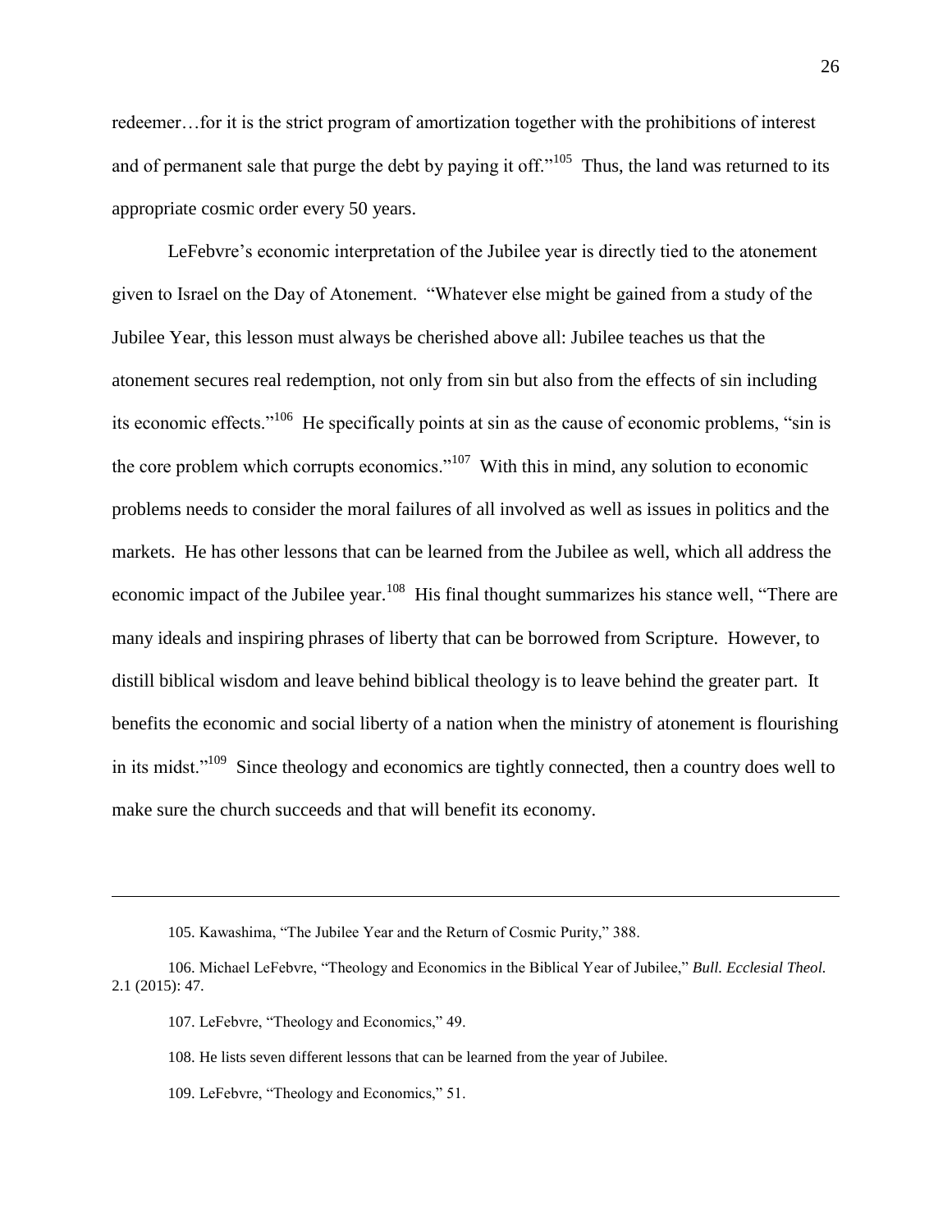redeemer…for it is the strict program of amortization together with the prohibitions of interest and of permanent sale that purge the debt by paying it off."[105] Thus, the land was returned to its appropriate cosmic order every 50 years.

LeFebvre's economic interpretation of the Jubilee year is directly tied to the atonement given to Israel on the Day of Atonement. "Whatever else might be gained from a study of the Jubilee Year, this lesson must always be cherished above all: Jubilee teaches us that the atonement secures real redemption, not only from sin but also from the effects of sin including its economic effects."[106] He specifically points at sin as the cause of economic problems, "sin is the core problem which corrupts economics."[107] With this in mind, any solution to economic problems needs to consider the moral failures of all involved as well as issues in politics and the markets. He has other lessons that can be learned from the Jubilee as well, which all address the economic impact of the Jubilee year.[108] His final thought summarizes his stance well, "There are many ideals and inspiring phrases of liberty that can be borrowed from Scripture. However, to distill biblical wisdom and leave behind biblical theology is to leave behind the greater part. It benefits the economic and social liberty of a nation when the ministry of atonement is flourishing in its midst."[109] Since theology and economics are tightly connected, then a country does well to make sure the church succeeds and that will benefit its economy.

---

105. Kawashima, "The Jubilee Year and the Return of Cosmic Purity," 388.

106. Michael LeFebvre, "Theology and Economics in the Biblical Year of Jubilee," *Bull. Ecclesial Theol.* 2.1 (2015): 47.

107. LeFebvre, "Theology and Economics," 49.

108. He lists seven different lessons that can be learned from the year of Jubilee.

109. LeFebvre, "Theology and Economics," 51.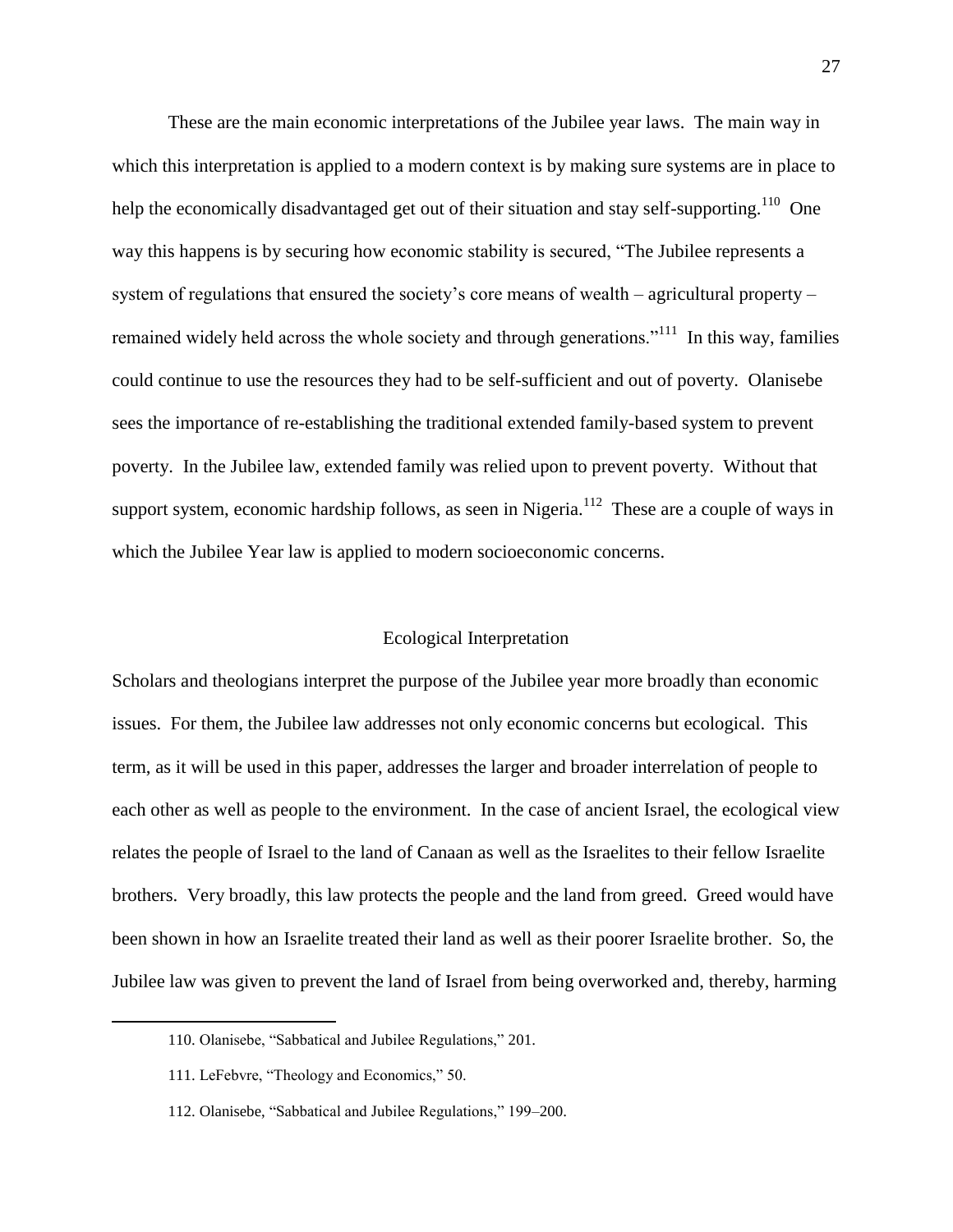These are the main economic interpretations of the Jubilee year laws. The main way in which this interpretation is applied to a modern context is by making sure systems are in place to help the economically disadvantaged get out of their situation and stay self-supporting.[110] One way this happens is by securing how economic stability is secured, "The Jubilee represents a system of regulations that ensured the society's core means of wealth – agricultural property – remained widely held across the whole society and through generations."[111] In this way, families could continue to use the resources they had to be self-sufficient and out of poverty. Olanisebe sees the importance of re-establishing the traditional extended family-based system to prevent poverty. In the Jubilee law, extended family was relied upon to prevent poverty. Without that support system, economic hardship follows, as seen in Nigeria.[112] These are a couple of ways in which the Jubilee Year law is applied to modern socioeconomic concerns.

## Ecological Interpretation

Scholars and theologians interpret the purpose of the Jubilee year more broadly than economic issues. For them, the Jubilee law addresses not only economic concerns but ecological. This term, as it will be used in this paper, addresses the larger and broader interrelation of people to each other as well as people to the environment. In the case of ancient Israel, the ecological view relates the people of Israel to the land of Canaan as well as the Israelites to their fellow Israelite brothers. Very broadly, this law protects the people and the land from greed. Greed would have been shown in how an Israelite treated their land as well as their poorer Israelite brother. So, the Jubilee law was given to prevent the land of Israel from being overworked and, thereby, harming

---

110. Olanisebe, "Sabbatical and Jubilee Regulations," 201.

111. LeFebvre, "Theology and Economics," 50.

112. Olanisebe, "Sabbatical and Jubilee Regulations," 199–200.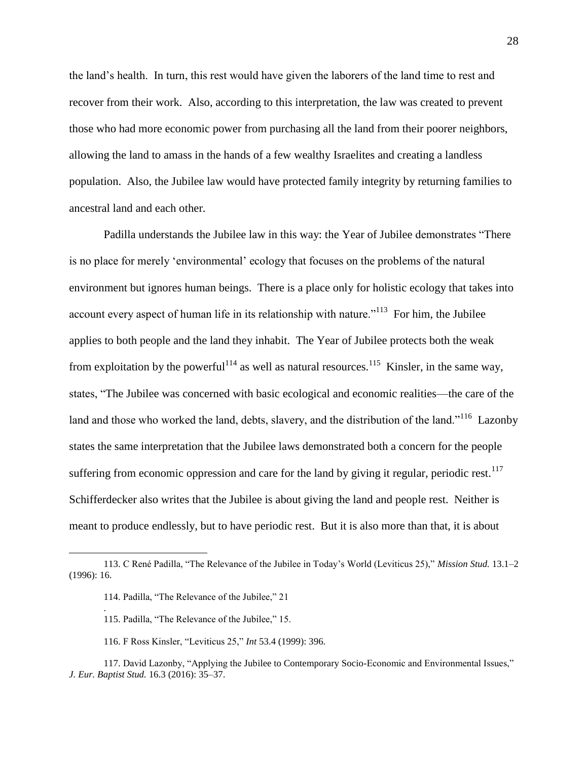the land's health. In turn, this rest would have given the laborers of the land time to rest and recover from their work. Also, according to this interpretation, the law was created to prevent those who had more economic power from purchasing all the land from their poorer neighbors, allowing the land to amass in the hands of a few wealthy Israelites and creating a landless population. Also, the Jubilee law would have protected family integrity by returning families to ancestral land and each other.

Padilla understands the Jubilee law in this way: the Year of Jubilee demonstrates "There is no place for merely 'environmental' ecology that focuses on the problems of the natural environment but ignores human beings. There is a place only for holistic ecology that takes into account every aspect of human life in its relationship with nature."[113] For him, the Jubilee applies to both people and the land they inhabit. The Year of Jubilee protects both the weak from exploitation by the powerful[114] as well as natural resources.[115] Kinsler, in the same way, states, "The Jubilee was concerned with basic ecological and economic realities—the care of the land and those who worked the land, debts, slavery, and the distribution of the land."[116] Lazonby states the same interpretation that the Jubilee laws demonstrated both a concern for the people suffering from economic oppression and care for the land by giving it regular, periodic rest.[117] Schifferdecker also writes that the Jubilee is about giving the land and people rest. Neither is meant to produce endlessly, but to have periodic rest. But it is also more than that, it is about

---

113. C René Padilla, "The Relevance of the Jubilee in Today's World (Leviticus 25)," *Mission Stud.* 13.1–2 (1996): 16.

114. Padilla, "The Relevance of the Jubilee," 21
.
115. Padilla, "The Relevance of the Jubilee," 15.

116. F Ross Kinsler, "Leviticus 25," *Int* 53.4 (1999): 396.

117. David Lazonby, "Applying the Jubilee to Contemporary Socio-Economic and Environmental Issues," *J. Eur. Baptist Stud.* 16.3 (2016): 35–37.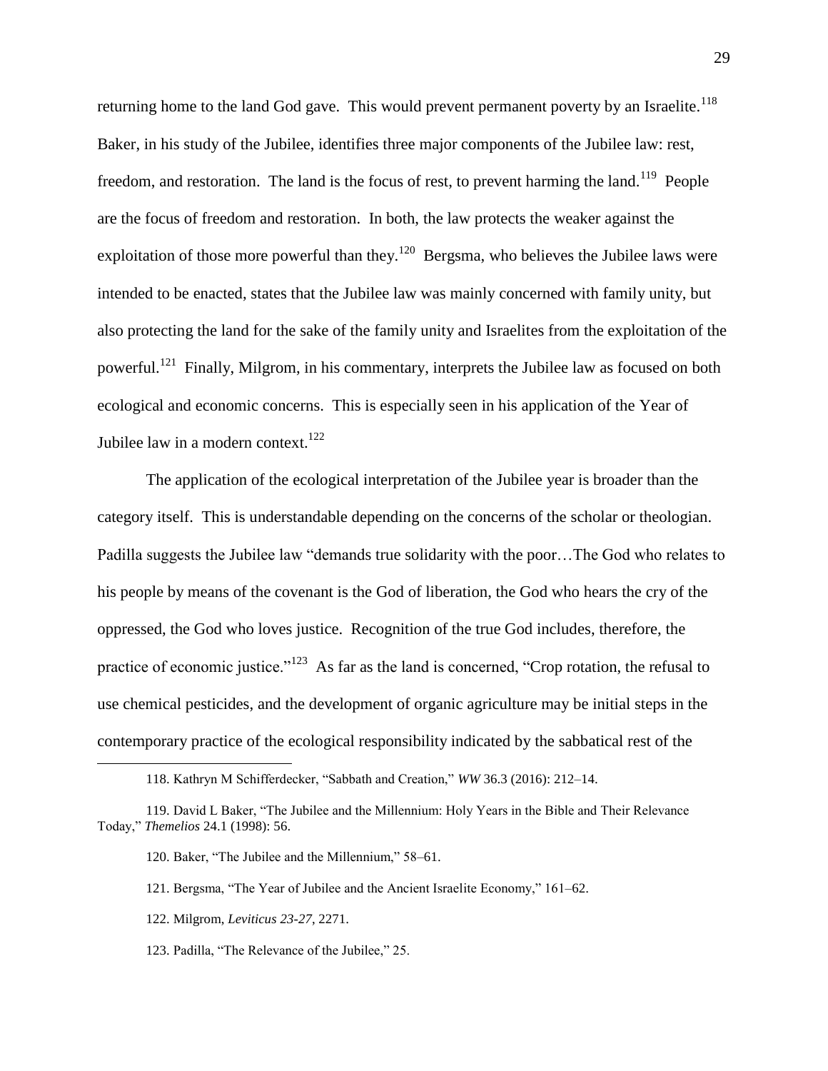returning home to the land God gave. This would prevent permanent poverty by an Israelite.[118] Baker, in his study of the Jubilee, identifies three major components of the Jubilee law: rest, freedom, and restoration. The land is the focus of rest, to prevent harming the land.[119] People are the focus of freedom and restoration. In both, the law protects the weaker against the exploitation of those more powerful than they.[120] Bergsma, who believes the Jubilee laws were intended to be enacted, states that the Jubilee law was mainly concerned with family unity, but also protecting the land for the sake of the family unity and Israelites from the exploitation of the powerful.[121] Finally, Milgrom, in his commentary, interprets the Jubilee law as focused on both ecological and economic concerns. This is especially seen in his application of the Year of Jubilee law in a modern context.[122]

The application of the ecological interpretation of the Jubilee year is broader than the category itself. This is understandable depending on the concerns of the scholar or theologian. Padilla suggests the Jubilee law "demands true solidarity with the poor…The God who relates to his people by means of the covenant is the God of liberation, the God who hears the cry of the oppressed, the God who loves justice. Recognition of the true God includes, therefore, the practice of economic justice."[123] As far as the land is concerned, "Crop rotation, the refusal to use chemical pesticides, and the development of organic agriculture may be initial steps in the contemporary practice of the ecological responsibility indicated by the sabbatical rest of the

---

118. Kathryn M Schifferdecker, "Sabbath and Creation," *WW* 36.3 (2016): 212–14.

119. David L Baker, "The Jubilee and the Millennium: Holy Years in the Bible and Their Relevance Today," *Themelios* 24.1 (1998): 56.

120. Baker, "The Jubilee and the Millennium," 58–61.

121. Bergsma, "The Year of Jubilee and the Ancient Israelite Economy," 161–62.

122. Milgrom, *Leviticus 23-27*, 2271.

123. Padilla, "The Relevance of the Jubilee," 25.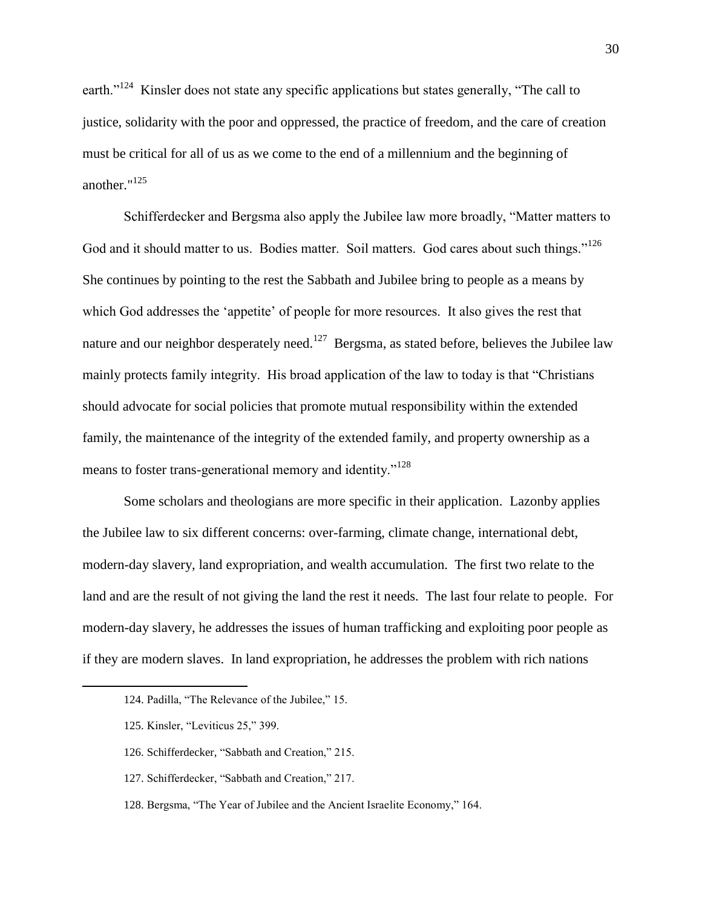earth."[124] Kinsler does not state any specific applications but states generally, "The call to justice, solidarity with the poor and oppressed, the practice of freedom, and the care of creation must be critical for all of us as we come to the end of a millennium and the beginning of another."[125]

Schifferdecker and Bergsma also apply the Jubilee law more broadly, "Matter matters to God and it should matter to us. Bodies matter. Soil matters. God cares about such things."[126] She continues by pointing to the rest the Sabbath and Jubilee bring to people as a means by which God addresses the 'appetite' of people for more resources. It also gives the rest that nature and our neighbor desperately need.[127] Bergsma, as stated before, believes the Jubilee law mainly protects family integrity. His broad application of the law to today is that "Christians should advocate for social policies that promote mutual responsibility within the extended family, the maintenance of the integrity of the extended family, and property ownership as a means to foster trans-generational memory and identity."[128]

Some scholars and theologians are more specific in their application. Lazonby applies the Jubilee law to six different concerns: over-farming, climate change, international debt, modern-day slavery, land expropriation, and wealth accumulation. The first two relate to the land and are the result of not giving the land the rest it needs. The last four relate to people. For modern-day slavery, he addresses the issues of human trafficking and exploiting poor people as if they are modern slaves. In land expropriation, he addresses the problem with rich nations

---

124. Padilla, "The Relevance of the Jubilee," 15.

125. Kinsler, "Leviticus 25," 399.

126. Schifferdecker, "Sabbath and Creation," 215.

127. Schifferdecker, "Sabbath and Creation," 217.

128. Bergsma, "The Year of Jubilee and the Ancient Israelite Economy," 164.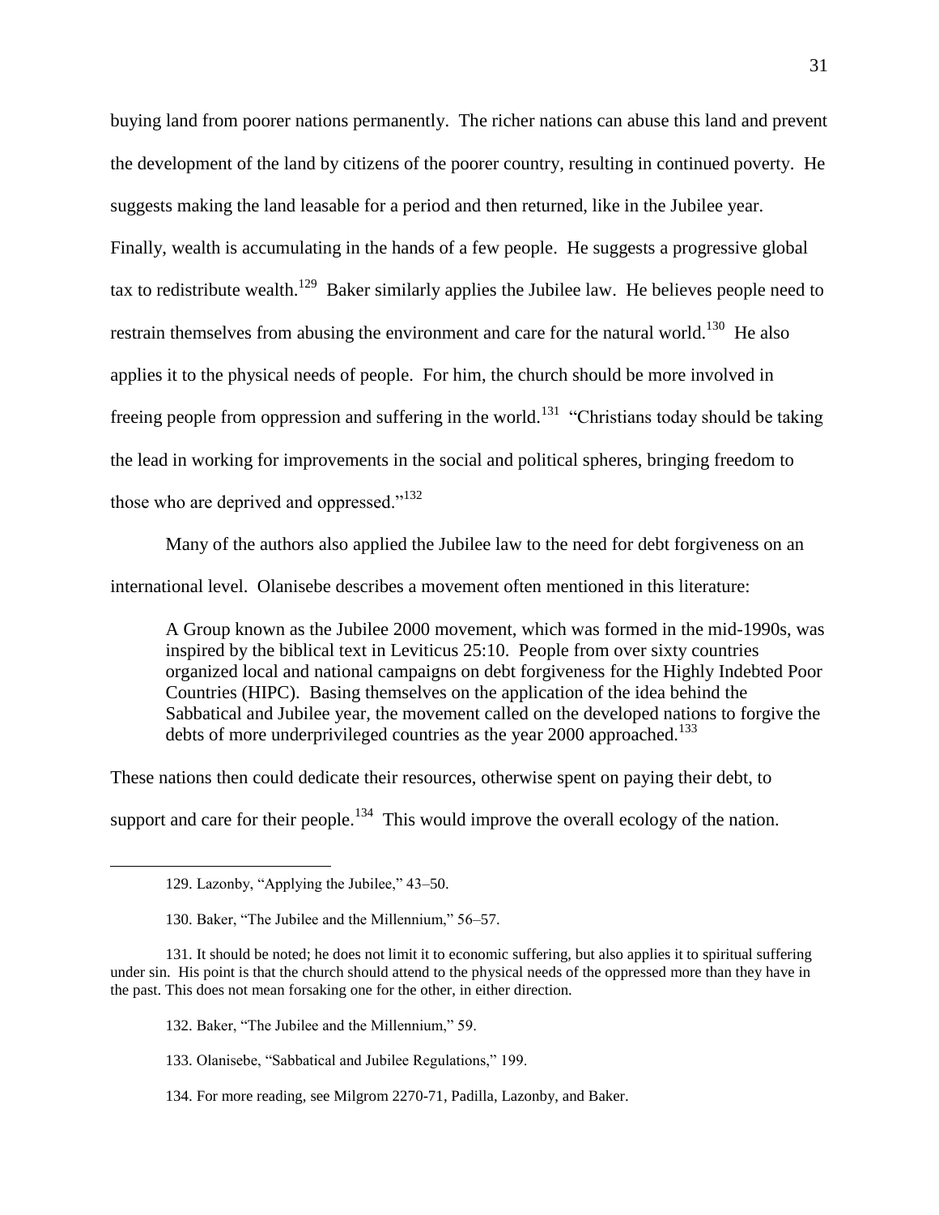buying land from poorer nations permanently. The richer nations can abuse this land and prevent the development of the land by citizens of the poorer country, resulting in continued poverty. He suggests making the land leasable for a period and then returned, like in the Jubilee year. Finally, wealth is accumulating in the hands of a few people. He suggests a progressive global tax to redistribute wealth.[129] Baker similarly applies the Jubilee law. He believes people need to restrain themselves from abusing the environment and care for the natural world.[130] He also applies it to the physical needs of people. For him, the church should be more involved in freeing people from oppression and suffering in the world.[131] "Christians today should be taking the lead in working for improvements in the social and political spheres, bringing freedom to those who are deprived and oppressed."[132]

Many of the authors also applied the Jubilee law to the need for debt forgiveness on an international level. Olanisebe describes a movement often mentioned in this literature:

> A Group known as the Jubilee 2000 movement, which was formed in the mid-1990s, was inspired by the biblical text in Leviticus 25:10. People from over sixty countries organized local and national campaigns on debt forgiveness for the Highly Indebted Poor Countries (HIPC). Basing themselves on the application of the idea behind the Sabbatical and Jubilee year, the movement called on the developed nations to forgive the debts of more underprivileged countries as the year 2000 approached.[133]

These nations then could dedicate their resources, otherwise spent on paying their debt, to support and care for their people.[134] This would improve the overall ecology of the nation.

---

129. Lazonby, "Applying the Jubilee," 43–50.

130. Baker, "The Jubilee and the Millennium," 56–57.

131. It should be noted; he does not limit it to economic suffering, but also applies it to spiritual suffering under sin. His point is that the church should attend to the physical needs of the oppressed more than they have in the past. This does not mean forsaking one for the other, in either direction.

132. Baker, "The Jubilee and the Millennium," 59.

133. Olanisebe, "Sabbatical and Jubilee Regulations," 199.

134. For more reading, see Milgrom 2270-71, Padilla, Lazonby, and Baker.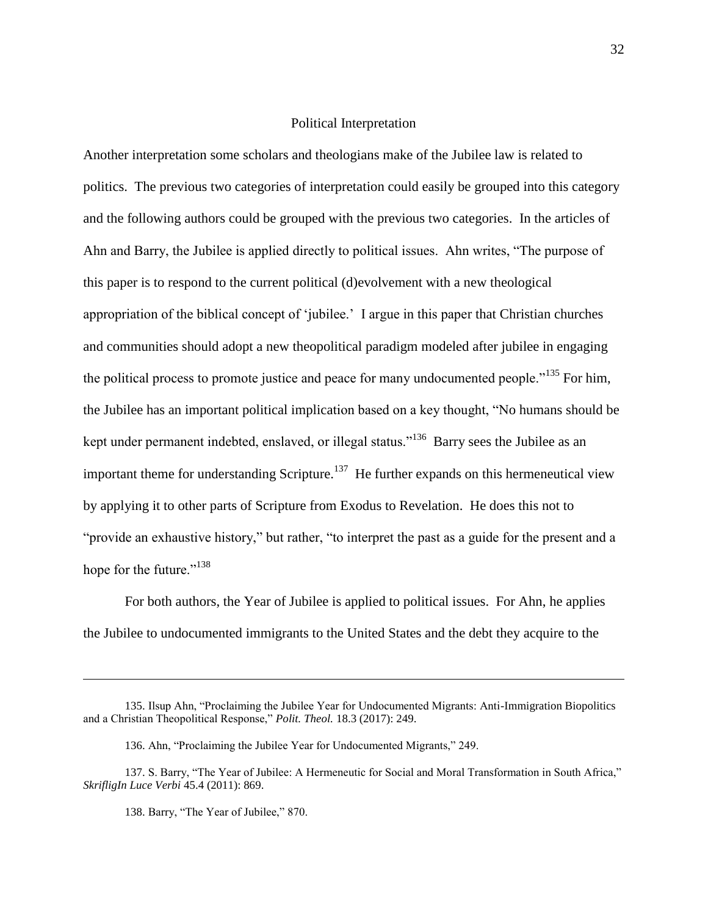## Political Interpretation

Another interpretation some scholars and theologians make of the Jubilee law is related to politics. The previous two categories of interpretation could easily be grouped into this category and the following authors could be grouped with the previous two categories. In the articles of Ahn and Barry, the Jubilee is applied directly to political issues. Ahn writes, "The purpose of this paper is to respond to the current political (d)evolvement with a new theological appropriation of the biblical concept of 'jubilee.' I argue in this paper that Christian churches and communities should adopt a new theopolitical paradigm modeled after jubilee in engaging the political process to promote justice and peace for many undocumented people."[135] For him, the Jubilee has an important political implication based on a key thought, "No humans should be kept under permanent indebted, enslaved, or illegal status."[136] Barry sees the Jubilee as an important theme for understanding Scripture.[137] He further expands on this hermeneutical view by applying it to other parts of Scripture from Exodus to Revelation. He does this not to "provide an exhaustive history," but rather, "to interpret the past as a guide for the present and a hope for the future."[138]

For both authors, the Year of Jubilee is applied to political issues. For Ahn, he applies the Jubilee to undocumented immigrants to the United States and the debt they acquire to the

---

135. Ilsup Ahn, "Proclaiming the Jubilee Year for Undocumented Migrants: Anti-Immigration Biopolitics and a Christian Theopolitical Response," *Polit. Theol.* 18.3 (2017): 249.

136. Ahn, "Proclaiming the Jubilee Year for Undocumented Migrants," 249.

137. S. Barry, "The Year of Jubilee: A Hermeneutic for Social and Moral Transformation in South Africa," *SkrifligIn Luce Verbi* 45.4 (2011): 869.

138. Barry, "The Year of Jubilee," 870.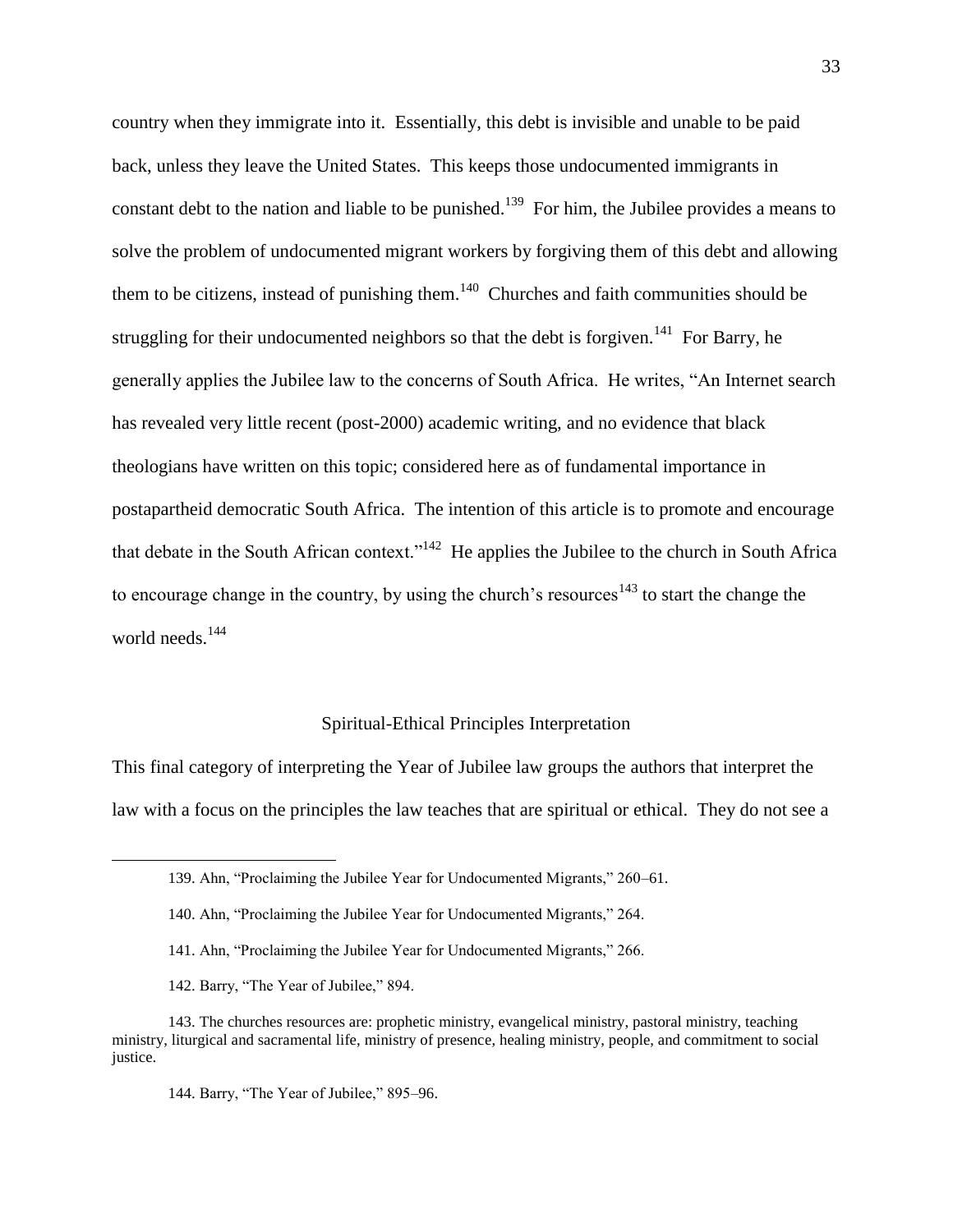country when they immigrate into it. Essentially, this debt is invisible and unable to be paid back, unless they leave the United States. This keeps those undocumented immigrants in constant debt to the nation and liable to be punished.[139] For him, the Jubilee provides a means to solve the problem of undocumented migrant workers by forgiving them of this debt and allowing them to be citizens, instead of punishing them.[140] Churches and faith communities should be struggling for their undocumented neighbors so that the debt is forgiven.[141] For Barry, he generally applies the Jubilee law to the concerns of South Africa. He writes, "An Internet search has revealed very little recent (post-2000) academic writing, and no evidence that black theologians have written on this topic; considered here as of fundamental importance in postapartheid democratic South Africa. The intention of this article is to promote and encourage that debate in the South African context."[142] He applies the Jubilee to the church in South Africa to encourage change in the country, by using the church's resources[143] to start the change the world needs.[144]

## Spiritual-Ethical Principles Interpretation

This final category of interpreting the Year of Jubilee law groups the authors that interpret the law with a focus on the principles the law teaches that are spiritual or ethical. They do not see a

---

139. Ahn, "Proclaiming the Jubilee Year for Undocumented Migrants," 260–61.

140. Ahn, "Proclaiming the Jubilee Year for Undocumented Migrants," 264.

141. Ahn, "Proclaiming the Jubilee Year for Undocumented Migrants," 266.

142. Barry, "The Year of Jubilee," 894.

143. The churches resources are: prophetic ministry, evangelical ministry, pastoral ministry, teaching ministry, liturgical and sacramental life, ministry of presence, healing ministry, people, and commitment to social justice.

144. Barry, "The Year of Jubilee," 895–96.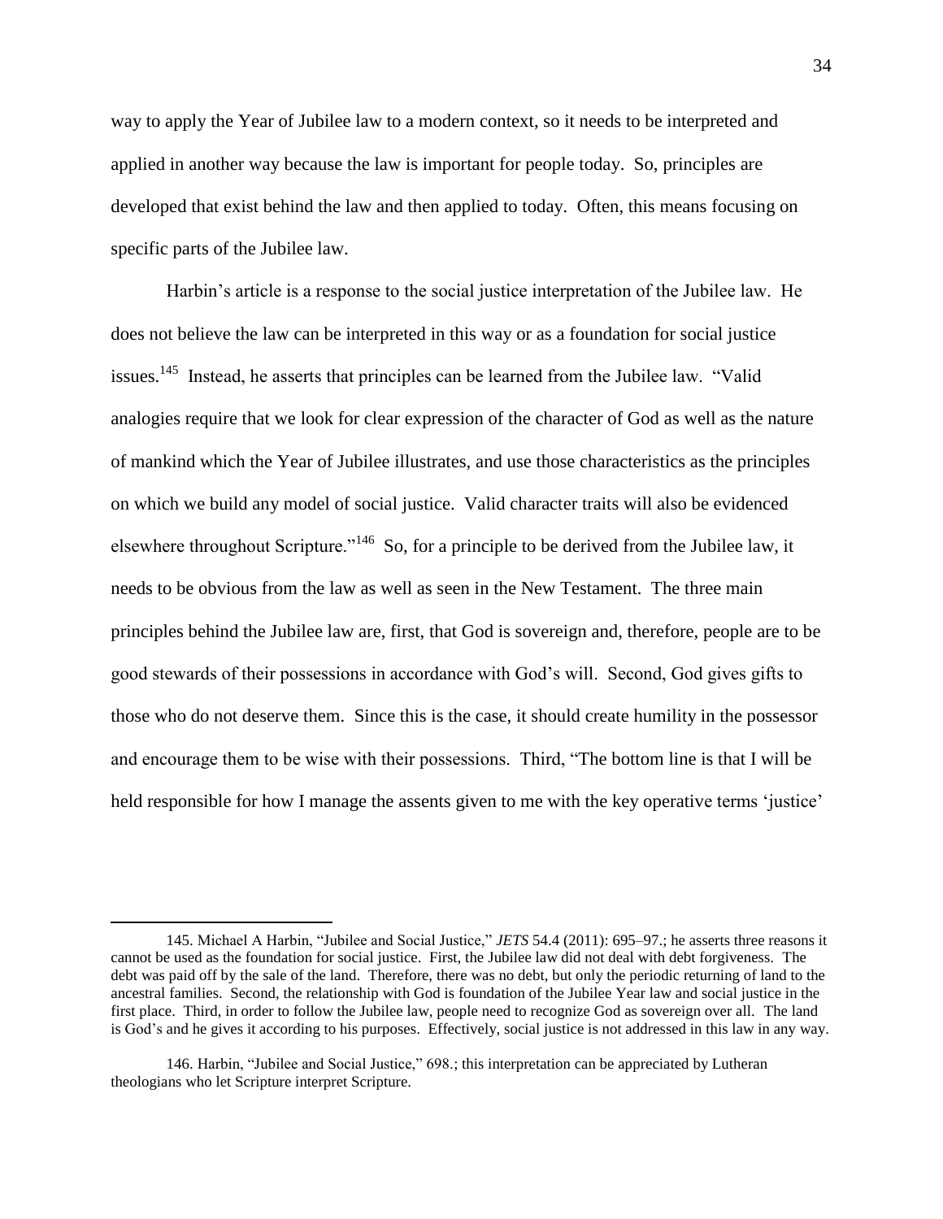way to apply the Year of Jubilee law to a modern context, so it needs to be interpreted and applied in another way because the law is important for people today. So, principles are developed that exist behind the law and then applied to today. Often, this means focusing on specific parts of the Jubilee law.

Harbin's article is a response to the social justice interpretation of the Jubilee law. He does not believe the law can be interpreted in this way or as a foundation for social justice issues.[145] Instead, he asserts that principles can be learned from the Jubilee law. "Valid analogies require that we look for clear expression of the character of God as well as the nature of mankind which the Year of Jubilee illustrates, and use those characteristics as the principles on which we build any model of social justice. Valid character traits will also be evidenced elsewhere throughout Scripture."[146] So, for a principle to be derived from the Jubilee law, it needs to be obvious from the law as well as seen in the New Testament. The three main principles behind the Jubilee law are, first, that God is sovereign and, therefore, people are to be good stewards of their possessions in accordance with God's will. Second, God gives gifts to those who do not deserve them. Since this is the case, it should create humility in the possessor and encourage them to be wise with their possessions. Third, "The bottom line is that I will be held responsible for how I manage the assents given to me with the key operative terms 'justice'

145. Michael A Harbin, "Jubilee and Social Justice," *JETS* 54.4 (2011): 695–97.; he asserts three reasons it cannot be used as the foundation for social justice. First, the Jubilee law did not deal with debt forgiveness. The debt was paid off by the sale of the land. Therefore, there was no debt, but only the periodic returning of land to the ancestral families. Second, the relationship with God is foundation of the Jubilee Year law and social justice in the first place. Third, in order to follow the Jubilee law, people need to recognize God as sovereign over all. The land is God's and he gives it according to his purposes. Effectively, social justice is not addressed in this law in any way.

146. Harbin, "Jubilee and Social Justice," 698.; this interpretation can be appreciated by Lutheran theologians who let Scripture interpret Scripture.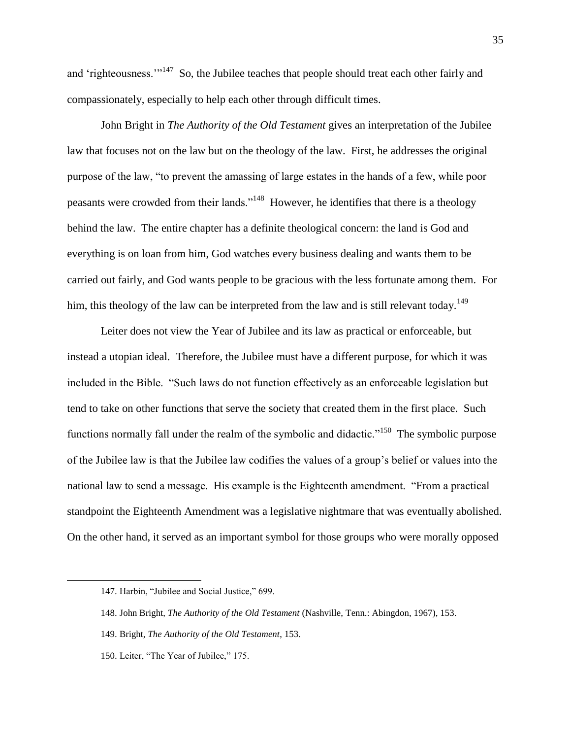and 'righteousness.'"[147] So, the Jubilee teaches that people should treat each other fairly and compassionately, especially to help each other through difficult times.

John Bright in *The Authority of the Old Testament* gives an interpretation of the Jubilee law that focuses not on the law but on the theology of the law. First, he addresses the original purpose of the law, "to prevent the amassing of large estates in the hands of a few, while poor peasants were crowded from their lands."[148] However, he identifies that there is a theology behind the law. The entire chapter has a definite theological concern: the land is God and everything is on loan from him, God watches every business dealing and wants them to be carried out fairly, and God wants people to be gracious with the less fortunate among them. For him, this theology of the law can be interpreted from the law and is still relevant today.[149]

Leiter does not view the Year of Jubilee and its law as practical or enforceable, but instead a utopian ideal. Therefore, the Jubilee must have a different purpose, for which it was included in the Bible. "Such laws do not function effectively as an enforceable legislation but tend to take on other functions that serve the society that created them in the first place. Such functions normally fall under the realm of the symbolic and didactic."[150] The symbolic purpose of the Jubilee law is that the Jubilee law codifies the values of a group's belief or values into the national law to send a message. His example is the Eighteenth amendment. "From a practical standpoint the Eighteenth Amendment was a legislative nightmare that was eventually abolished. On the other hand, it served as an important symbol for those groups who were morally opposed

---

147. Harbin, "Jubilee and Social Justice," 699.

148. John Bright, *The Authority of the Old Testament* (Nashville, Tenn.: Abingdon, 1967), 153.

149. Bright, *The Authority of the Old Testament*, 153.

150. Leiter, "The Year of Jubilee," 175.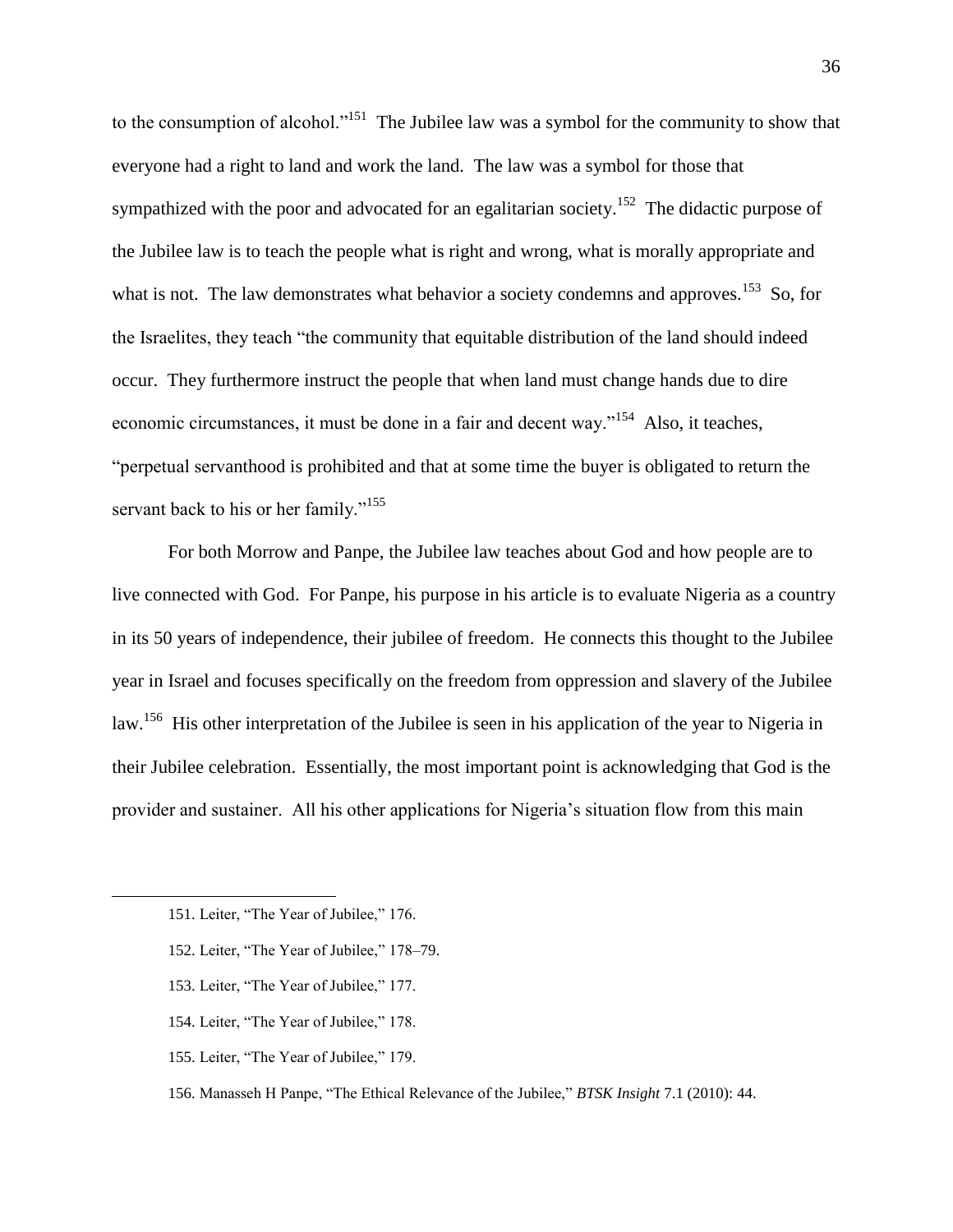to the consumption of alcohol."[151] The Jubilee law was a symbol for the community to show that everyone had a right to land and work the land. The law was a symbol for those that sympathized with the poor and advocated for an egalitarian society.[152] The didactic purpose of the Jubilee law is to teach the people what is right and wrong, what is morally appropriate and what is not. The law demonstrates what behavior a society condemns and approves.[153] So, for the Israelites, they teach "the community that equitable distribution of the land should indeed occur. They furthermore instruct the people that when land must change hands due to dire economic circumstances, it must be done in a fair and decent way."[154] Also, it teaches, "perpetual servanthood is prohibited and that at some time the buyer is obligated to return the servant back to his or her family."[155]

For both Morrow and Panpe, the Jubilee law teaches about God and how people are to live connected with God. For Panpe, his purpose in his article is to evaluate Nigeria as a country in its 50 years of independence, their jubilee of freedom. He connects this thought to the Jubilee year in Israel and focuses specifically on the freedom from oppression and slavery of the Jubilee law.[156] His other interpretation of the Jubilee is seen in his application of the year to Nigeria in their Jubilee celebration. Essentially, the most important point is acknowledging that God is the provider and sustainer. All his other applications for Nigeria's situation flow from this main

151. Leiter, "The Year of Jubilee," 176.

152. Leiter, "The Year of Jubilee," 178–79.

153. Leiter, "The Year of Jubilee," 177.

154. Leiter, "The Year of Jubilee," 178.

155. Leiter, "The Year of Jubilee," 179.

156. Manasseh H Panpe, "The Ethical Relevance of the Jubilee," *BTSK Insight* 7.1 (2010): 44.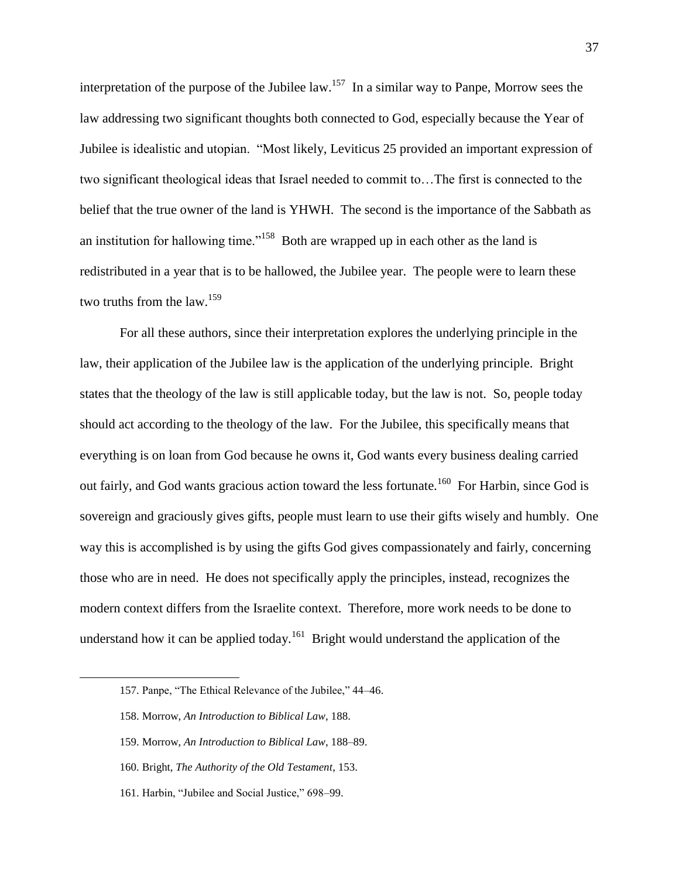interpretation of the purpose of the Jubilee law.[157] In a similar way to Panpe, Morrow sees the law addressing two significant thoughts both connected to God, especially because the Year of Jubilee is idealistic and utopian. "Most likely, Leviticus 25 provided an important expression of two significant theological ideas that Israel needed to commit to…The first is connected to the belief that the true owner of the land is YHWH. The second is the importance of the Sabbath as an institution for hallowing time."[158] Both are wrapped up in each other as the land is redistributed in a year that is to be hallowed, the Jubilee year. The people were to learn these two truths from the law.[159]

For all these authors, since their interpretation explores the underlying principle in the law, their application of the Jubilee law is the application of the underlying principle. Bright states that the theology of the law is still applicable today, but the law is not. So, people today should act according to the theology of the law. For the Jubilee, this specifically means that everything is on loan from God because he owns it, God wants every business dealing carried out fairly, and God wants gracious action toward the less fortunate.[160] For Harbin, since God is sovereign and graciously gives gifts, people must learn to use their gifts wisely and humbly. One way this is accomplished is by using the gifts God gives compassionately and fairly, concerning those who are in need. He does not specifically apply the principles, instead, recognizes the modern context differs from the Israelite context. Therefore, more work needs to be done to understand how it can be applied today.[161] Bright would understand the application of the

---

157. Panpe, "The Ethical Relevance of the Jubilee," 44–46.

158. Morrow, *An Introduction to Biblical Law*, 188.

159. Morrow, *An Introduction to Biblical Law*, 188–89.

160. Bright, *The Authority of the Old Testament*, 153.

161. Harbin, "Jubilee and Social Justice," 698–99.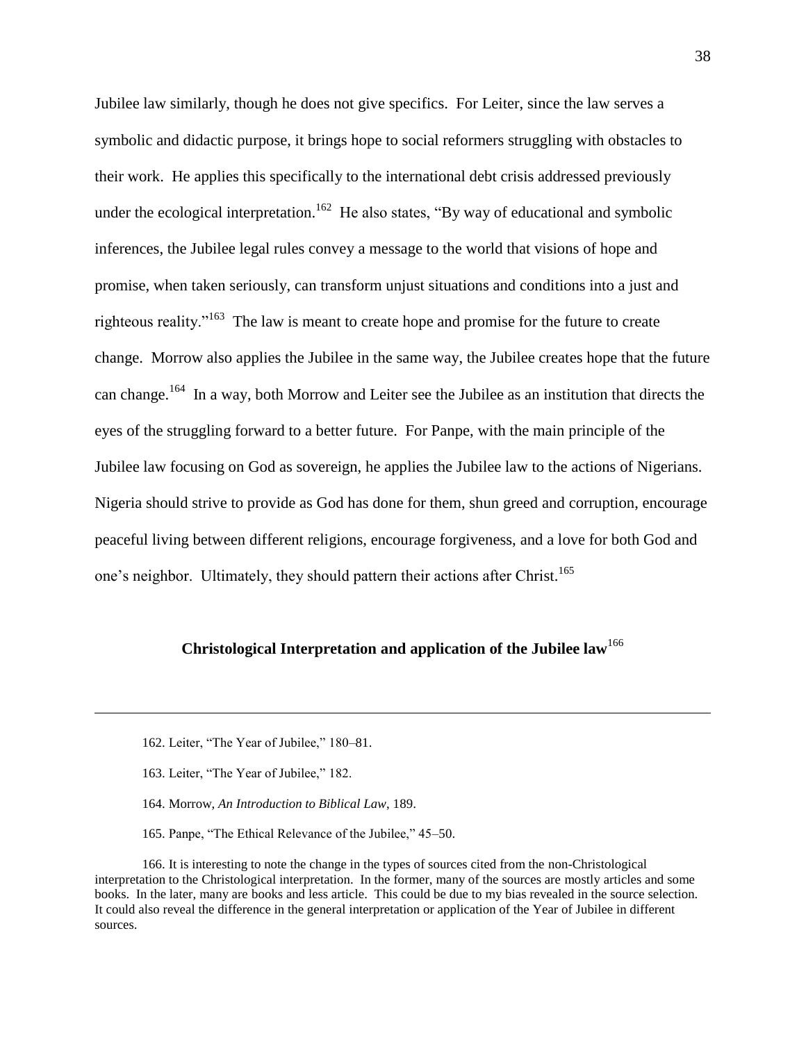Jubilee law similarly, though he does not give specifics. For Leiter, since the law serves a symbolic and didactic purpose, it brings hope to social reformers struggling with obstacles to their work. He applies this specifically to the international debt crisis addressed previously under the ecological interpretation.[162] He also states, "By way of educational and symbolic inferences, the Jubilee legal rules convey a message to the world that visions of hope and promise, when taken seriously, can transform unjust situations and conditions into a just and righteous reality."[163] The law is meant to create hope and promise for the future to create change. Morrow also applies the Jubilee in the same way, the Jubilee creates hope that the future can change.[164] In a way, both Morrow and Leiter see the Jubilee as an institution that directs the eyes of the struggling forward to a better future. For Panpe, with the main principle of the Jubilee law focusing on God as sovereign, he applies the Jubilee law to the actions of Nigerians. Nigeria should strive to provide as God has done for them, shun greed and corruption, encourage peaceful living between different religions, encourage forgiveness, and a love for both God and one's neighbor. Ultimately, they should pattern their actions after Christ.[165]

## Christological Interpretation and application of the Jubilee law[166]

---

162. Leiter, "The Year of Jubilee," 180–81.

163. Leiter, "The Year of Jubilee," 182.

164. Morrow, *An Introduction to Biblical Law*, 189.

165. Panpe, "The Ethical Relevance of the Jubilee," 45–50.

166. It is interesting to note the change in the types of sources cited from the non-Christological interpretation to the Christological interpretation. In the former, many of the sources are mostly articles and some books. In the later, many are books and less article. This could be due to my bias revealed in the source selection. It could also reveal the difference in the general interpretation or application of the Year of Jubilee in different sources.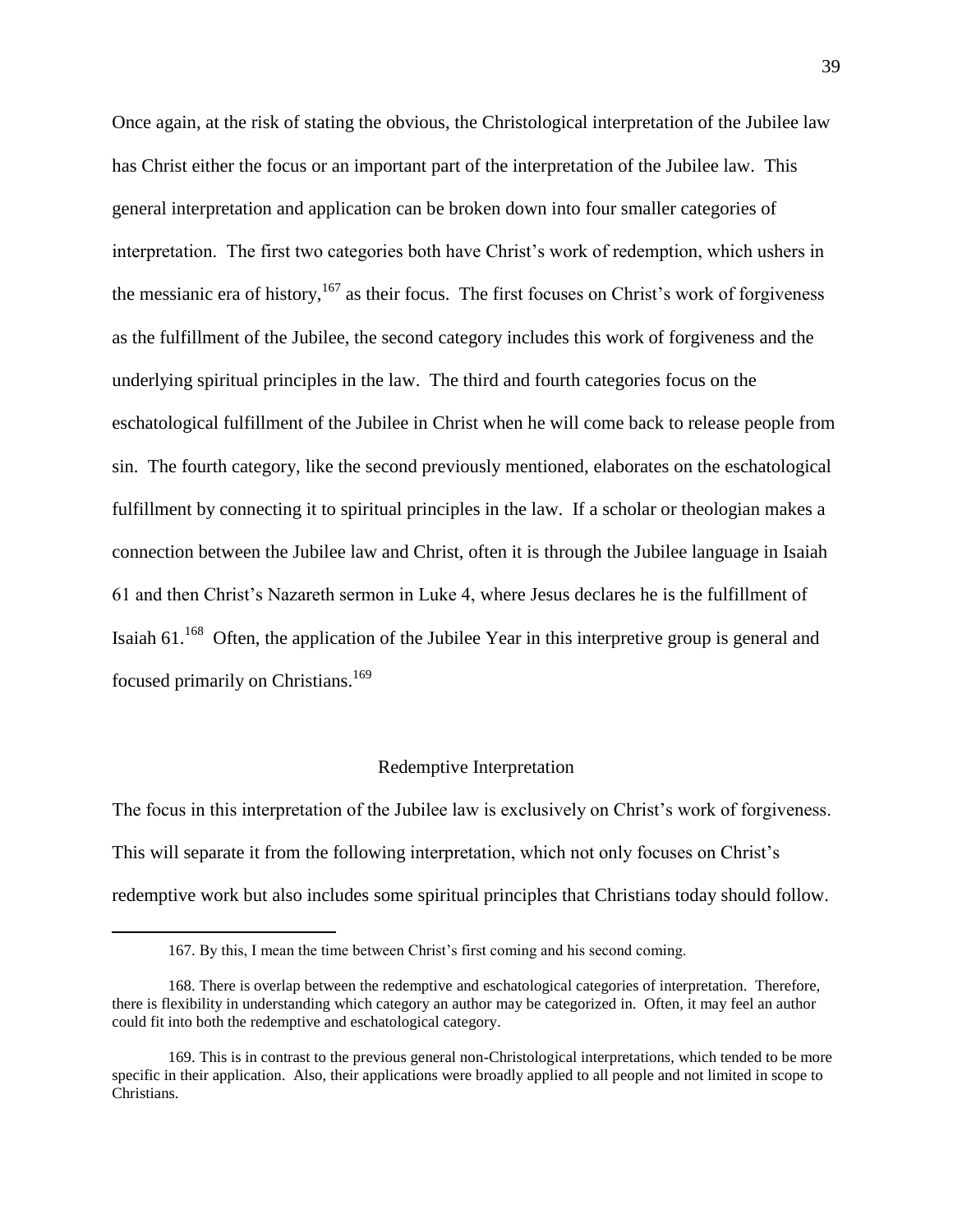Once again, at the risk of stating the obvious, the Christological interpretation of the Jubilee law has Christ either the focus or an important part of the interpretation of the Jubilee law. This general interpretation and application can be broken down into four smaller categories of interpretation. The first two categories both have Christ's work of redemption, which ushers in the messianic era of history,[167] as their focus. The first focuses on Christ's work of forgiveness as the fulfillment of the Jubilee, the second category includes this work of forgiveness and the underlying spiritual principles in the law. The third and fourth categories focus on the eschatological fulfillment of the Jubilee in Christ when he will come back to release people from sin. The fourth category, like the second previously mentioned, elaborates on the eschatological fulfillment by connecting it to spiritual principles in the law. If a scholar or theologian makes a connection between the Jubilee law and Christ, often it is through the Jubilee language in Isaiah 61 and then Christ's Nazareth sermon in Luke 4, where Jesus declares he is the fulfillment of Isaiah 61.[168] Often, the application of the Jubilee Year in this interpretive group is general and focused primarily on Christians.[169]

## Redemptive Interpretation

The focus in this interpretation of the Jubilee law is exclusively on Christ's work of forgiveness. This will separate it from the following interpretation, which not only focuses on Christ's redemptive work but also includes some spiritual principles that Christians today should follow.

---

167. By this, I mean the time between Christ's first coming and his second coming.

168. There is overlap between the redemptive and eschatological categories of interpretation. Therefore, there is flexibility in understanding which category an author may be categorized in. Often, it may feel an author could fit into both the redemptive and eschatological category.

169. This is in contrast to the previous general non-Christological interpretations, which tended to be more specific in their application. Also, their applications were broadly applied to all people and not limited in scope to Christians.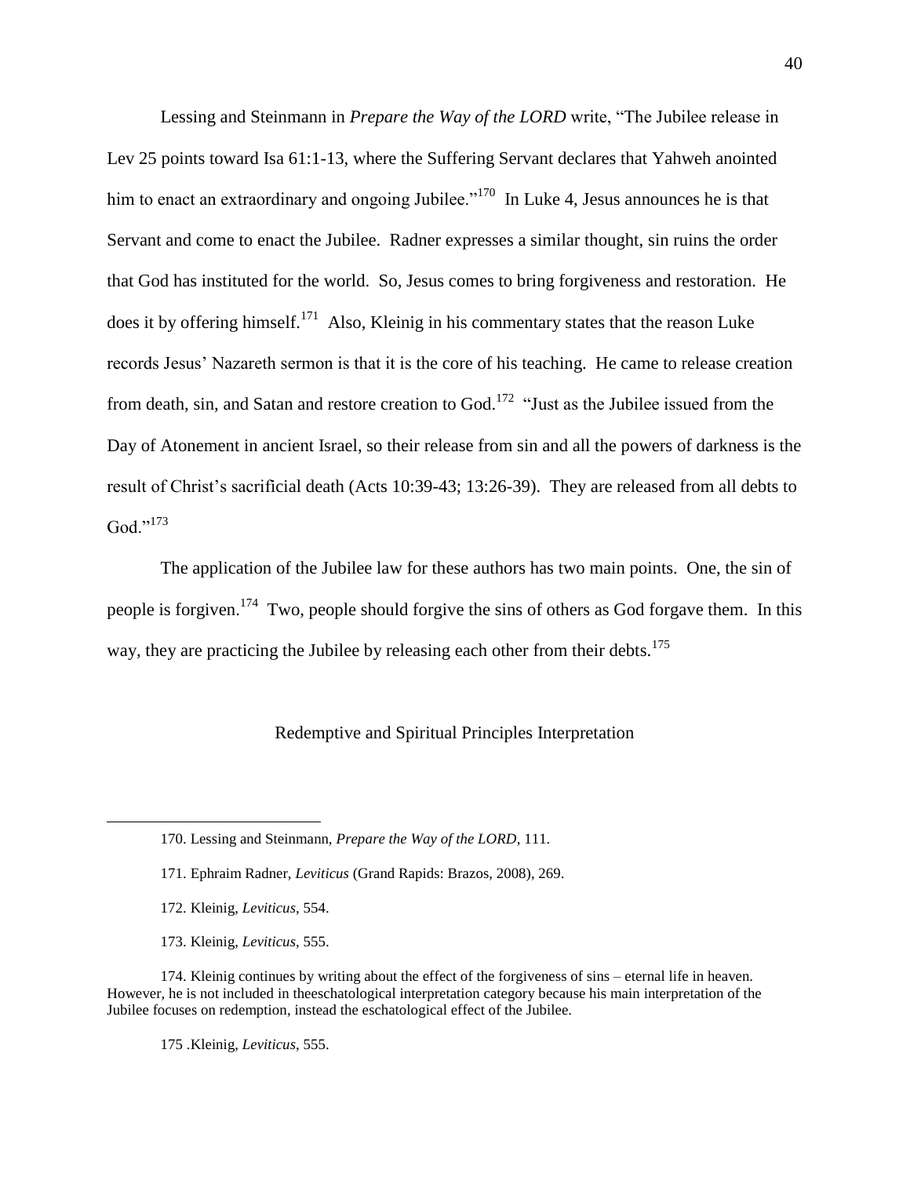Lessing and Steinmann in *Prepare the Way of the LORD* write, "The Jubilee release in Lev 25 points toward Isa 61:1-13, where the Suffering Servant declares that Yahweh anointed him to enact an extraordinary and ongoing Jubilee."[170] In Luke 4, Jesus announces he is that Servant and come to enact the Jubilee. Radner expresses a similar thought, sin ruins the order that God has instituted for the world. So, Jesus comes to bring forgiveness and restoration. He does it by offering himself.[171] Also, Kleinig in his commentary states that the reason Luke records Jesus' Nazareth sermon is that it is the core of his teaching. He came to release creation from death, sin, and Satan and restore creation to God.[172] "Just as the Jubilee issued from the Day of Atonement in ancient Israel, so their release from sin and all the powers of darkness is the result of Christ's sacrificial death (Acts 10:39-43; 13:26-39). They are released from all debts to God."[173]

The application of the Jubilee law for these authors has two main points. One, the sin of people is forgiven.[174] Two, people should forgive the sins of others as God forgave them. In this way, they are practicing the Jubilee by releasing each other from their debts.[175]

### Redemptive and Spiritual Principles Interpretation

---

170. Lessing and Steinmann, *Prepare the Way of the LORD*, 111.

171. Ephraim Radner, *Leviticus* (Grand Rapids: Brazos, 2008), 269.

172. Kleinig, *Leviticus*, 554.

173. Kleinig, *Leviticus*, 555.

174. Kleinig continues by writing about the effect of the forgiveness of sins – eternal life in heaven. However, he is not included in theeschatological interpretation category because his main interpretation of the Jubilee focuses on redemption, instead the eschatological effect of the Jubilee.

175 .Kleinig, *Leviticus*, 555.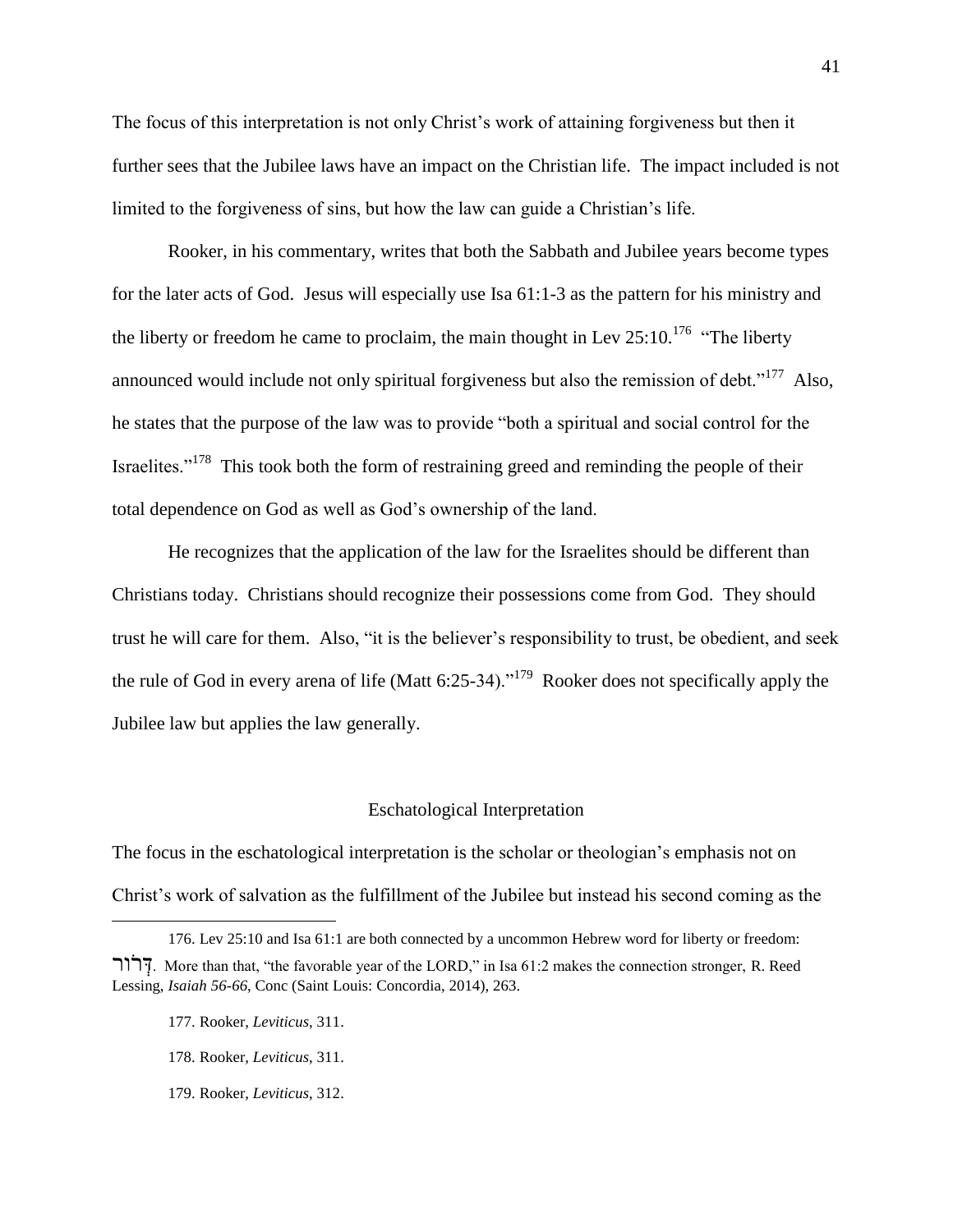The focus of this interpretation is not only Christ's work of attaining forgiveness but then it further sees that the Jubilee laws have an impact on the Christian life. The impact included is not limited to the forgiveness of sins, but how the law can guide a Christian's life.

Rooker, in his commentary, writes that both the Sabbath and Jubilee years become types for the later acts of God. Jesus will especially use Isa 61:1-3 as the pattern for his ministry and the liberty or freedom he came to proclaim, the main thought in Lev 25:10.[176] "The liberty announced would include not only spiritual forgiveness but also the remission of debt."[177] Also, he states that the purpose of the law was to provide "both a spiritual and social control for the Israelites."[178] This took both the form of restraining greed and reminding the people of their total dependence on God as well as God's ownership of the land.

He recognizes that the application of the law for the Israelites should be different than Christians today. Christians should recognize their possessions come from God. They should trust he will care for them. Also, "it is the believer's responsibility to trust, be obedient, and seek the rule of God in every arena of life (Matt 6:25-34)."[179] Rooker does not specifically apply the Jubilee law but applies the law generally.

## Eschatological Interpretation

The focus in the eschatological interpretation is the scholar or theologian's emphasis not on Christ's work of salvation as the fulfillment of the Jubilee but instead his second coming as the

---

176. Lev 25:10 and Isa 61:1 are both connected by a uncommon Hebrew word for liberty or freedom: דְּרוֹר. More than that, "the favorable year of the LORD," in Isa 61:2 makes the connection stronger, R. Reed Lessing, *Isaiah 56-66*, Conc (Saint Louis: Concordia, 2014), 263.

177. Rooker, *Leviticus*, 311.

178. Rooker, *Leviticus*, 311.

179. Rooker, *Leviticus*, 312.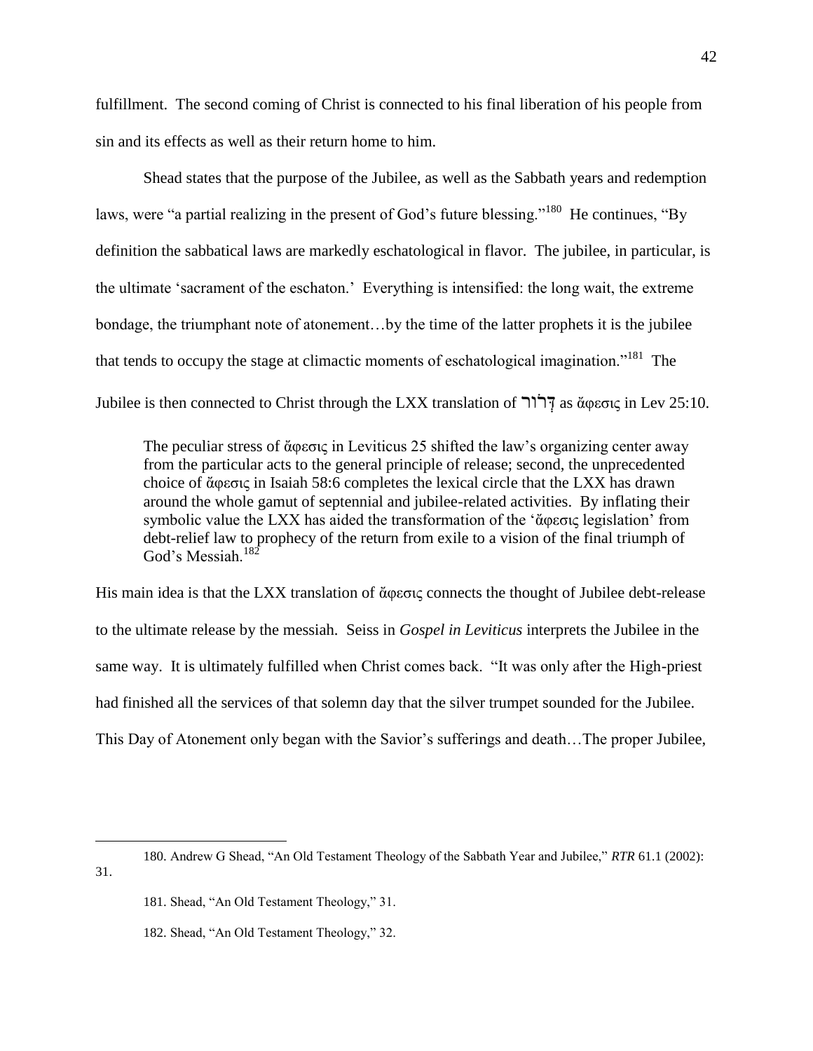fulfillment. The second coming of Christ is connected to his final liberation of his people from sin and its effects as well as their return home to him.

Shead states that the purpose of the Jubilee, as well as the Sabbath years and redemption laws, were "a partial realizing in the present of God's future blessing."[180] He continues, "By definition the sabbatical laws are markedly eschatological in flavor. The jubilee, in particular, is the ultimate 'sacrament of the eschaton.' Everything is intensified: the long wait, the extreme bondage, the triumphant note of atonement…by the time of the latter prophets it is the jubilee that tends to occupy the stage at climactic moments of eschatological imagination."[181] The Jubilee is then connected to Christ through the LXX translation of דְּרוֹר as ἄφεσις in Lev 25:10.

> The peculiar stress of ἄφεσις in Leviticus 25 shifted the law's organizing center away from the particular acts to the general principle of release; second, the unprecedented choice of ἄφεσις in Isaiah 58:6 completes the lexical circle that the LXX has drawn around the whole gamut of septennial and jubilee-related activities. By inflating their symbolic value the LXX has aided the transformation of the 'ἄφεσις legislation' from debt-relief law to prophecy of the return from exile to a vision of the final triumph of God's Messiah.[182]

His main idea is that the LXX translation of ἄφεσις connects the thought of Jubilee debt-release to the ultimate release by the messiah. Seiss in *Gospel in Leviticus* interprets the Jubilee in the same way. It is ultimately fulfilled when Christ comes back. "It was only after the High-priest had finished all the services of that solemn day that the silver trumpet sounded for the Jubilee. This Day of Atonement only began with the Savior's sufferings and death…The proper Jubilee,

---

180. Andrew G Shead, "An Old Testament Theology of the Sabbath Year and Jubilee," *RTR* 61.1 (2002): 31.

181. Shead, "An Old Testament Theology," 31.

182. Shead, "An Old Testament Theology," 32.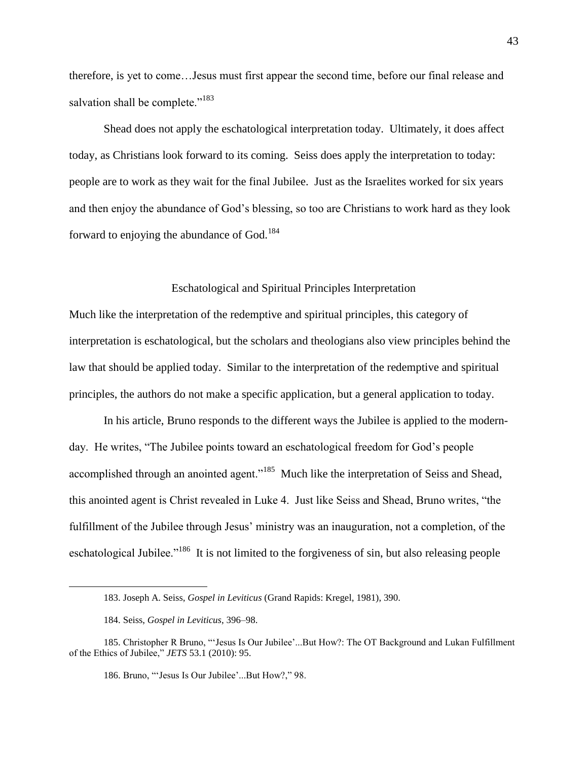therefore, is yet to come…Jesus must first appear the second time, before our final release and salvation shall be complete."[183]

Shead does not apply the eschatological interpretation today. Ultimately, it does affect today, as Christians look forward to its coming. Seiss does apply the interpretation to today: people are to work as they wait for the final Jubilee. Just as the Israelites worked for six years and then enjoy the abundance of God's blessing, so too are Christians to work hard as they look forward to enjoying the abundance of God.[184]

### Eschatological and Spiritual Principles Interpretation

Much like the interpretation of the redemptive and spiritual principles, this category of interpretation is eschatological, but the scholars and theologians also view principles behind the law that should be applied today. Similar to the interpretation of the redemptive and spiritual principles, the authors do not make a specific application, but a general application to today.

In his article, Bruno responds to the different ways the Jubilee is applied to the modern-day. He writes, "The Jubilee points toward an eschatological freedom for God's people accomplished through an anointed agent."[185] Much like the interpretation of Seiss and Shead, this anointed agent is Christ revealed in Luke 4. Just like Seiss and Shead, Bruno writes, "the fulfillment of the Jubilee through Jesus' ministry was an inauguration, not a completion, of the eschatological Jubilee."[186] It is not limited to the forgiveness of sin, but also releasing people

---

183. Joseph A. Seiss, *Gospel in Leviticus* (Grand Rapids: Kregel, 1981), 390.

184. Seiss, *Gospel in Leviticus*, 396–98.

185. Christopher R Bruno, "'Jesus Is Our Jubilee'...But How?: The OT Background and Lukan Fulfillment of the Ethics of Jubilee," *JETS* 53.1 (2010): 95.

186. Bruno, "'Jesus Is Our Jubilee'...But How?," 98.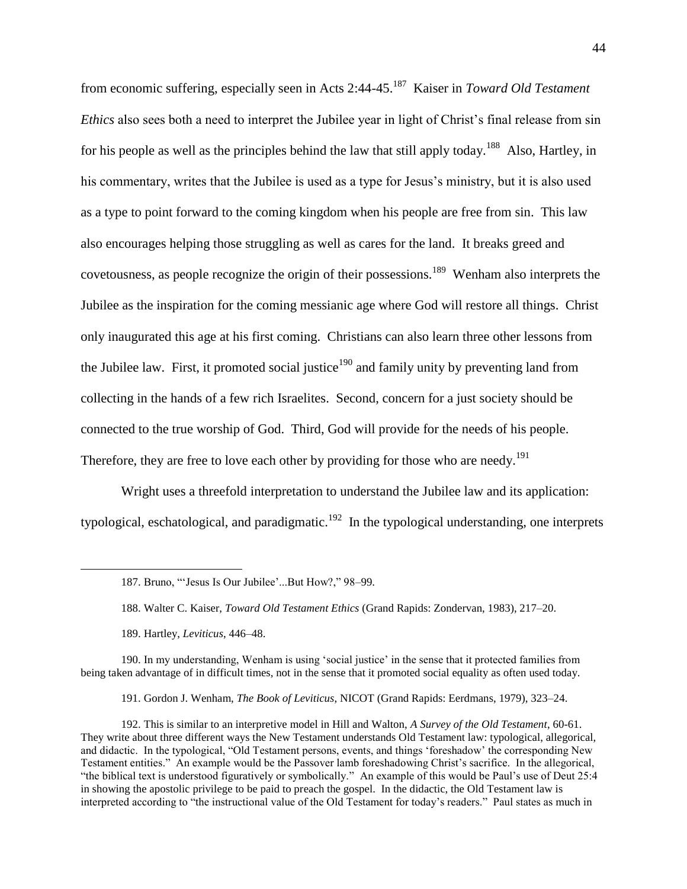from economic suffering, especially seen in Acts 2:44-45.[187] Kaiser in *Toward Old Testament Ethics* also sees both a need to interpret the Jubilee year in light of Christ's final release from sin for his people as well as the principles behind the law that still apply today.[188] Also, Hartley, in his commentary, writes that the Jubilee is used as a type for Jesus's ministry, but it is also used as a type to point forward to the coming kingdom when his people are free from sin. This law also encourages helping those struggling as well as cares for the land. It breaks greed and covetousness, as people recognize the origin of their possessions.[189] Wenham also interprets the Jubilee as the inspiration for the coming messianic age where God will restore all things. Christ only inaugurated this age at his first coming. Christians can also learn three other lessons from the Jubilee law. First, it promoted social justice[190] and family unity by preventing land from collecting in the hands of a few rich Israelites. Second, concern for a just society should be connected to the true worship of God. Third, God will provide for the needs of his people. Therefore, they are free to love each other by providing for those who are needy.[191]

Wright uses a threefold interpretation to understand the Jubilee law and its application: typological, eschatological, and paradigmatic.[192] In the typological understanding, one interprets

---

187. Bruno, "'Jesus Is Our Jubilee'...But How?," 98–99.

188. Walter C. Kaiser, *Toward Old Testament Ethics* (Grand Rapids: Zondervan, 1983), 217–20.

189. Hartley, *Leviticus*, 446–48.

190. In my understanding, Wenham is using 'social justice' in the sense that it protected families from being taken advantage of in difficult times, not in the sense that it promoted social equality as often used today.

191. Gordon J. Wenham, *The Book of Leviticus*, NICOT (Grand Rapids: Eerdmans, 1979), 323–24.

192. This is similar to an interpretive model in Hill and Walton, *A Survey of the Old Testament*, 60-61. They write about three different ways the New Testament understands Old Testament law: typological, allegorical, and didactic. In the typological, "Old Testament persons, events, and things 'foreshadow' the corresponding New Testament entities." An example would be the Passover lamb foreshadowing Christ's sacrifice. In the allegorical, "the biblical text is understood figuratively or symbolically." An example of this would be Paul's use of Deut 25:4 in showing the apostolic privilege to be paid to preach the gospel. In the didactic, the Old Testament law is interpreted according to "the instructional value of the Old Testament for today's readers." Paul states as much in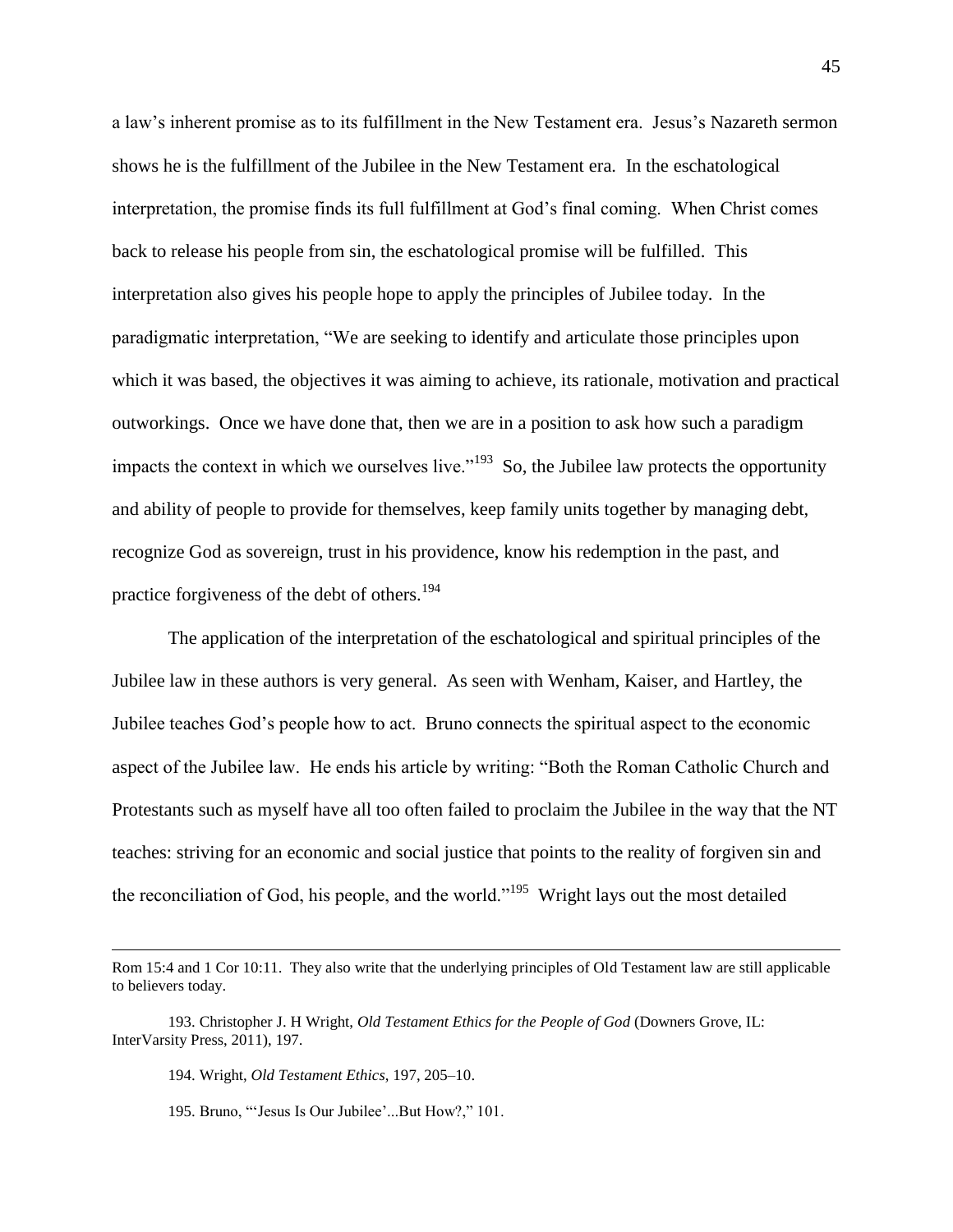a law's inherent promise as to its fulfillment in the New Testament era. Jesus's Nazareth sermon shows he is the fulfillment of the Jubilee in the New Testament era. In the eschatological interpretation, the promise finds its full fulfillment at God's final coming. When Christ comes back to release his people from sin, the eschatological promise will be fulfilled. This interpretation also gives his people hope to apply the principles of Jubilee today. In the paradigmatic interpretation, "We are seeking to identify and articulate those principles upon which it was based, the objectives it was aiming to achieve, its rationale, motivation and practical outworkings. Once we have done that, then we are in a position to ask how such a paradigm impacts the context in which we ourselves live."[193] So, the Jubilee law protects the opportunity and ability of people to provide for themselves, keep family units together by managing debt, recognize God as sovereign, trust in his providence, know his redemption in the past, and practice forgiveness of the debt of others.[194]

The application of the interpretation of the eschatological and spiritual principles of the Jubilee law in these authors is very general. As seen with Wenham, Kaiser, and Hartley, the Jubilee teaches God's people how to act. Bruno connects the spiritual aspect to the economic aspect of the Jubilee law. He ends his article by writing: "Both the Roman Catholic Church and Protestants such as myself have all too often failed to proclaim the Jubilee in the way that the NT teaches: striving for an economic and social justice that points to the reality of forgiven sin and the reconciliation of God, his people, and the world."[195] Wright lays out the most detailed

---

Rom 15:4 and 1 Cor 10:11. They also write that the underlying principles of Old Testament law are still applicable to believers today.

193. Christopher J. H Wright, *Old Testament Ethics for the People of God* (Downers Grove, IL: InterVarsity Press, 2011), 197.

194. Wright, *Old Testament Ethics*, 197, 205–10.

195. Bruno, "'Jesus Is Our Jubilee'...But How?," 101.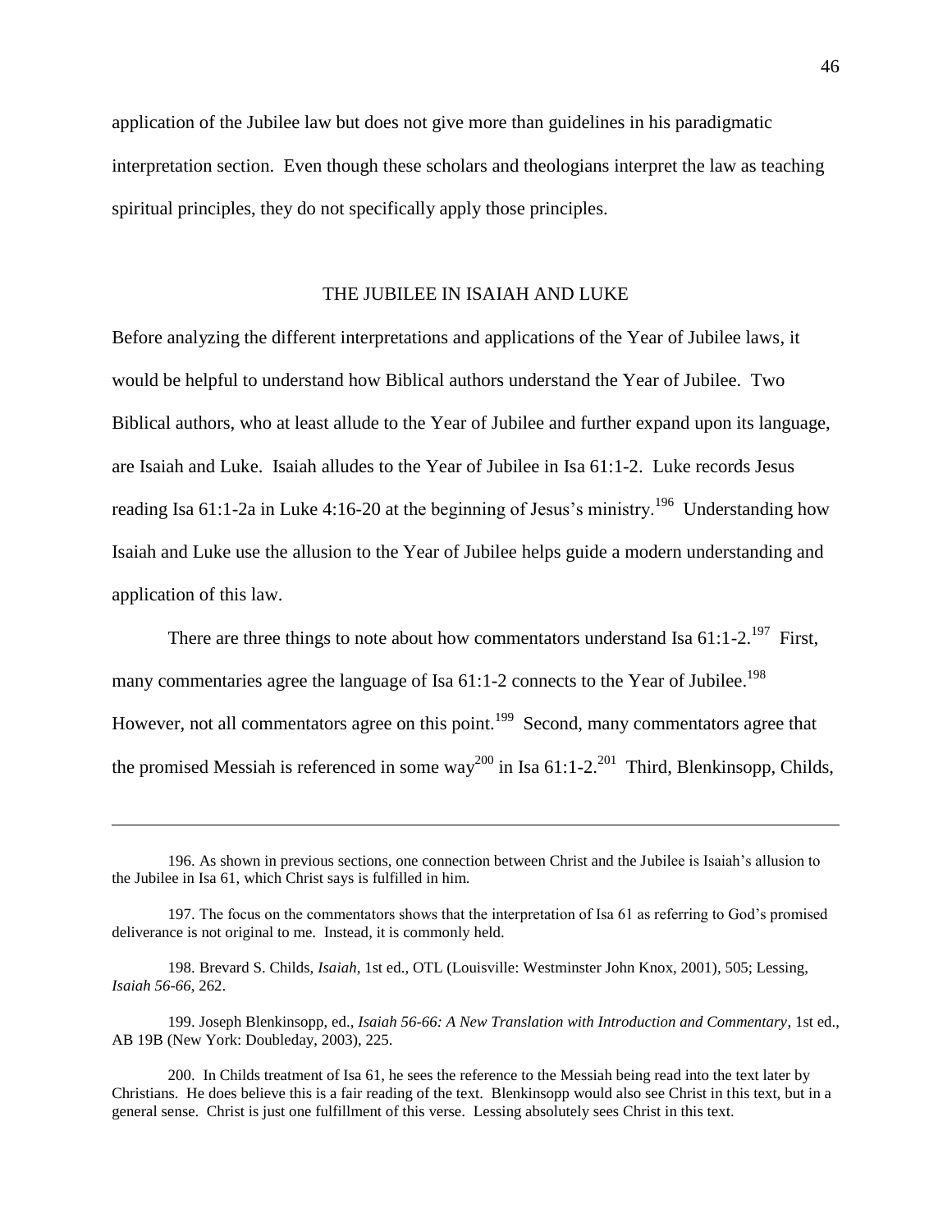application of the Jubilee law but does not give more than guidelines in his paradigmatic interpretation section. Even though these scholars and theologians interpret the law as teaching spiritual principles, they do not specifically apply those principles.

## THE JUBILEE IN ISAIAH AND LUKE

Before analyzing the different interpretations and applications of the Year of Jubilee laws, it would be helpful to understand how Biblical authors understand the Year of Jubilee. Two Biblical authors, who at least allude to the Year of Jubilee and further expand upon its language, are Isaiah and Luke. Isaiah alludes to the Year of Jubilee in Isa 61:1-2. Luke records Jesus reading Isa 61:1-2a in Luke 4:16-20 at the beginning of Jesus's ministry.[196] Understanding how Isaiah and Luke use the allusion to the Year of Jubilee helps guide a modern understanding and application of this law.

There are three things to note about how commentators understand Isa 61:1-2.[197] First, many commentaries agree the language of Isa 61:1-2 connects to the Year of Jubilee.[198] However, not all commentators agree on this point.[199] Second, many commentators agree that the promised Messiah is referenced in some way[200] in Isa 61:1-2.[201] Third, Blenkinsopp, Childs,

---

196. As shown in previous sections, one connection between Christ and the Jubilee is Isaiah's allusion to the Jubilee in Isa 61, which Christ says is fulfilled in him.

197. The focus on the commentators shows that the interpretation of Isa 61 as referring to God's promised deliverance is not original to me. Instead, it is commonly held.

198. Brevard S. Childs, *Isaiah*, 1st ed., OTL (Louisville: Westminster John Knox, 2001), 505; Lessing, *Isaiah 56-66*, 262.

199. Joseph Blenkinsopp, ed., *Isaiah 56-66: A New Translation with Introduction and Commentary*, 1st ed., AB 19B (New York: Doubleday, 2003), 225.

200. In Childs treatment of Isa 61, he sees the reference to the Messiah being read into the text later by Christians. He does believe this is a fair reading of the text. Blenkinsopp would also see Christ in this text, but in a general sense. Christ is just one fulfillment of this verse. Lessing absolutely sees Christ in this text.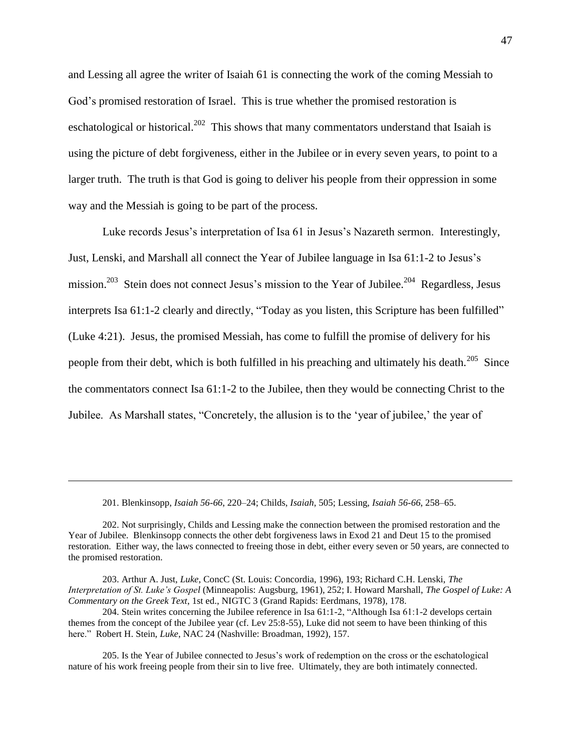and Lessing all agree the writer of Isaiah 61 is connecting the work of the coming Messiah to God's promised restoration of Israel. This is true whether the promised restoration is eschatological or historical.[202] This shows that many commentators understand that Isaiah is using the picture of debt forgiveness, either in the Jubilee or in every seven years, to point to a larger truth. The truth is that God is going to deliver his people from their oppression in some way and the Messiah is going to be part of the process.

Luke records Jesus's interpretation of Isa 61 in Jesus's Nazareth sermon. Interestingly, Just, Lenski, and Marshall all connect the Year of Jubilee language in Isa 61:1-2 to Jesus's mission.[203] Stein does not connect Jesus's mission to the Year of Jubilee.[204] Regardless, Jesus interprets Isa 61:1-2 clearly and directly, "Today as you listen, this Scripture has been fulfilled" (Luke 4:21). Jesus, the promised Messiah, has come to fulfill the promise of delivery for his people from their debt, which is both fulfilled in his preaching and ultimately his death.[205] Since the commentators connect Isa 61:1-2 to the Jubilee, then they would be connecting Christ to the Jubilee. As Marshall states, "Concretely, the allusion is to the 'year of jubilee,' the year of

---

201. Blenkinsopp, *Isaiah 56-66*, 220–24; Childs, *Isaiah*, 505; Lessing, *Isaiah 56-66*, 258–65.

202. Not surprisingly, Childs and Lessing make the connection between the promised restoration and the Year of Jubilee. Blenkinsopp connects the other debt forgiveness laws in Exod 21 and Deut 15 to the promised restoration. Either way, the laws connected to freeing those in debt, either every seven or 50 years, are connected to the promised restoration.

203. Arthur A. Just, *Luke*, ConcC (St. Louis: Concordia, 1996), 193; Richard C.H. Lenski, *The Interpretation of St. Luke's Gospel* (Minneapolis: Augsburg, 1961), 252; I. Howard Marshall, *The Gospel of Luke: A Commentary on the Greek Text*, 1st ed., NIGTC 3 (Grand Rapids: Eerdmans, 1978), 178.

204. Stein writes concerning the Jubilee reference in Isa 61:1-2, "Although Isa 61:1-2 develops certain themes from the concept of the Jubilee year (cf. Lev 25:8-55), Luke did not seem to have been thinking of this here." Robert H. Stein, *Luke*, NAC 24 (Nashville: Broadman, 1992), 157.

205. Is the Year of Jubilee connected to Jesus's work of redemption on the cross or the eschatological nature of his work freeing people from their sin to live free. Ultimately, they are both intimately connected.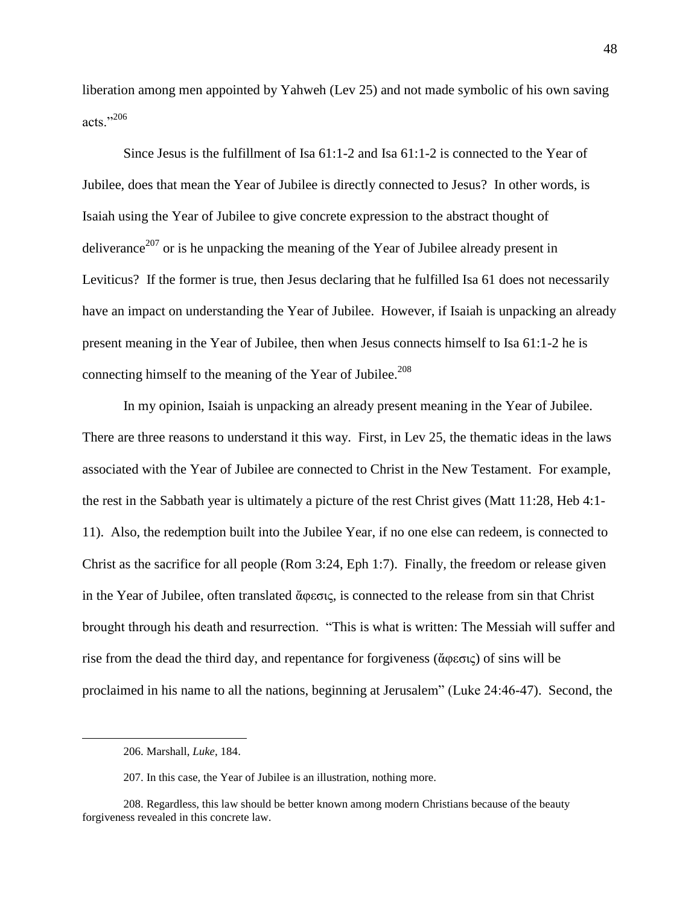liberation among men appointed by Yahweh (Lev 25) and not made symbolic of his own saving acts."[206]

Since Jesus is the fulfillment of Isa 61:1-2 and Isa 61:1-2 is connected to the Year of Jubilee, does that mean the Year of Jubilee is directly connected to Jesus? In other words, is Isaiah using the Year of Jubilee to give concrete expression to the abstract thought of deliverance[207] or is he unpacking the meaning of the Year of Jubilee already present in Leviticus? If the former is true, then Jesus declaring that he fulfilled Isa 61 does not necessarily have an impact on understanding the Year of Jubilee. However, if Isaiah is unpacking an already present meaning in the Year of Jubilee, then when Jesus connects himself to Isa 61:1-2 he is connecting himself to the meaning of the Year of Jubilee.[208]

In my opinion, Isaiah is unpacking an already present meaning in the Year of Jubilee. There are three reasons to understand it this way. First, in Lev 25, the thematic ideas in the laws associated with the Year of Jubilee are connected to Christ in the New Testament. For example, the rest in the Sabbath year is ultimately a picture of the rest Christ gives (Matt 11:28, Heb 4:1-11). Also, the redemption built into the Jubilee Year, if no one else can redeem, is connected to Christ as the sacrifice for all people (Rom 3:24, Eph 1:7). Finally, the freedom or release given in the Year of Jubilee, often translated ἄφεσις, is connected to the release from sin that Christ brought through his death and resurrection. "This is what is written: The Messiah will suffer and rise from the dead the third day, and repentance for forgiveness (ἄφεσις) of sins will be proclaimed in his name to all the nations, beginning at Jerusalem" (Luke 24:46-47). Second, the

---

206. Marshall, *Luke*, 184.

207. In this case, the Year of Jubilee is an illustration, nothing more.

208. Regardless, this law should be better known among modern Christians because of the beauty forgiveness revealed in this concrete law.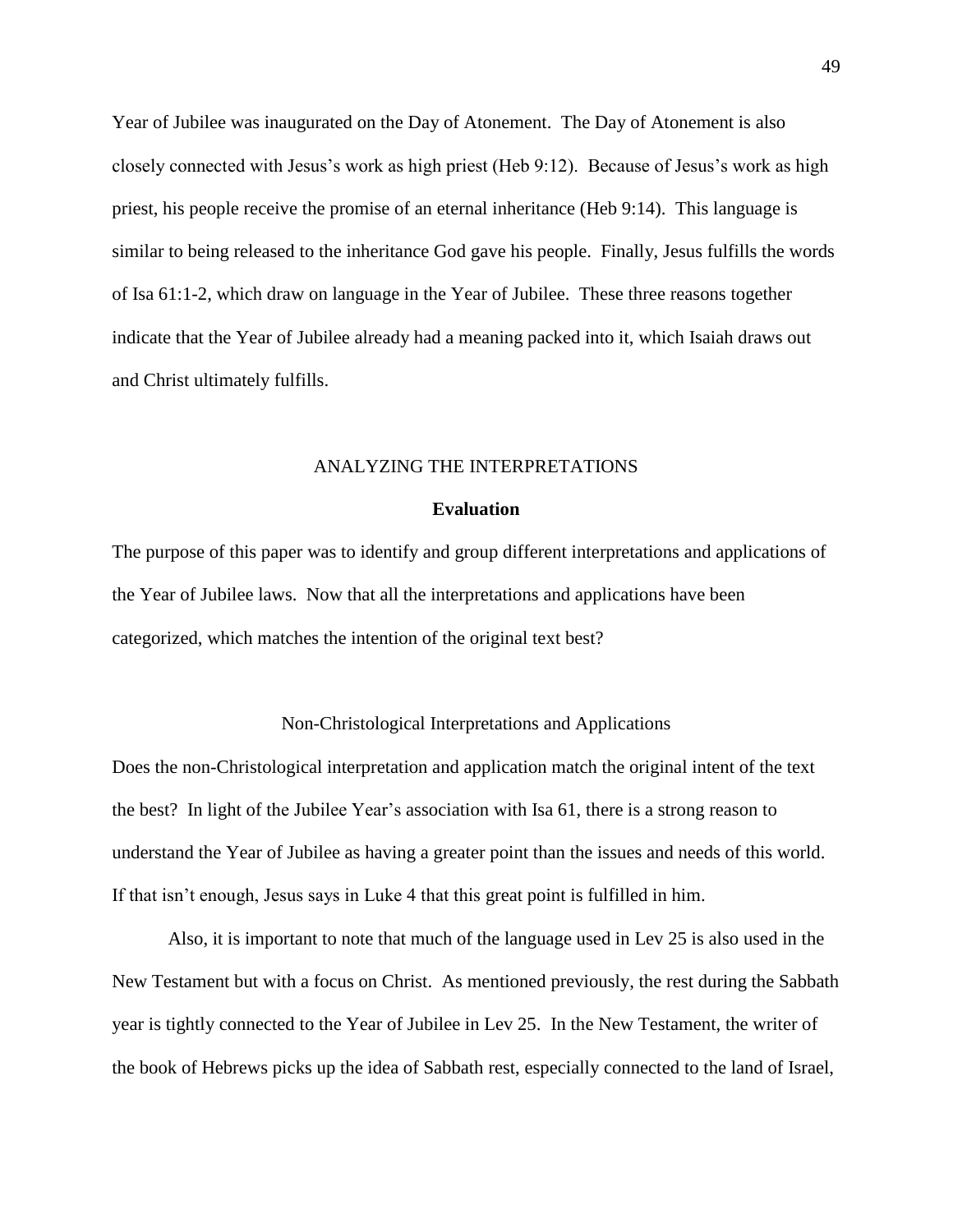Year of Jubilee was inaugurated on the Day of Atonement. The Day of Atonement is also closely connected with Jesus's work as high priest (Heb 9:12). Because of Jesus's work as high priest, his people receive the promise of an eternal inheritance (Heb 9:14). This language is similar to being released to the inheritance God gave his people. Finally, Jesus fulfills the words of Isa 61:1-2, which draw on language in the Year of Jubilee. These three reasons together indicate that the Year of Jubilee already had a meaning packed into it, which Isaiah draws out and Christ ultimately fulfills.

# ANALYZING THE INTERPRETATIONS

## Evaluation

The purpose of this paper was to identify and group different interpretations and applications of the Year of Jubilee laws. Now that all the interpretations and applications have been categorized, which matches the intention of the original text best?

### Non-Christological Interpretations and Applications

Does the non-Christological interpretation and application match the original intent of the text the best? In light of the Jubilee Year's association with Isa 61, there is a strong reason to understand the Year of Jubilee as having a greater point than the issues and needs of this world. If that isn't enough, Jesus says in Luke 4 that this great point is fulfilled in him.

Also, it is important to note that much of the language used in Lev 25 is also used in the New Testament but with a focus on Christ. As mentioned previously, the rest during the Sabbath year is tightly connected to the Year of Jubilee in Lev 25. In the New Testament, the writer of the book of Hebrews picks up the idea of Sabbath rest, especially connected to the land of Israel,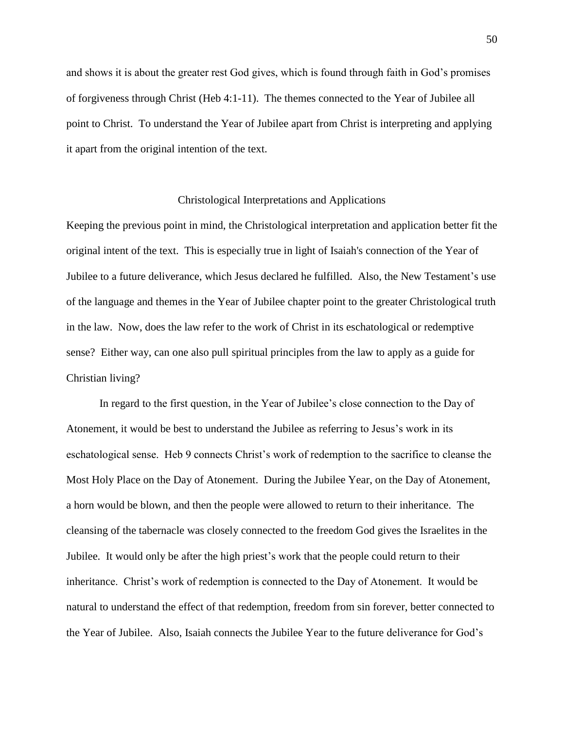and shows it is about the greater rest God gives, which is found through faith in God's promises of forgiveness through Christ (Heb 4:1-11). The themes connected to the Year of Jubilee all point to Christ. To understand the Year of Jubilee apart from Christ is interpreting and applying it apart from the original intention of the text.

## Christological Interpretations and Applications

Keeping the previous point in mind, the Christological interpretation and application better fit the original intent of the text. This is especially true in light of Isaiah's connection of the Year of Jubilee to a future deliverance, which Jesus declared he fulfilled. Also, the New Testament's use of the language and themes in the Year of Jubilee chapter point to the greater Christological truth in the law. Now, does the law refer to the work of Christ in its eschatological or redemptive sense? Either way, can one also pull spiritual principles from the law to apply as a guide for Christian living?

In regard to the first question, in the Year of Jubilee's close connection to the Day of Atonement, it would be best to understand the Jubilee as referring to Jesus's work in its eschatological sense. Heb 9 connects Christ's work of redemption to the sacrifice to cleanse the Most Holy Place on the Day of Atonement. During the Jubilee Year, on the Day of Atonement, a horn would be blown, and then the people were allowed to return to their inheritance. The cleansing of the tabernacle was closely connected to the freedom God gives the Israelites in the Jubilee. It would only be after the high priest's work that the people could return to their inheritance. Christ's work of redemption is connected to the Day of Atonement. It would be natural to understand the effect of that redemption, freedom from sin forever, better connected to the Year of Jubilee. Also, Isaiah connects the Jubilee Year to the future deliverance for God's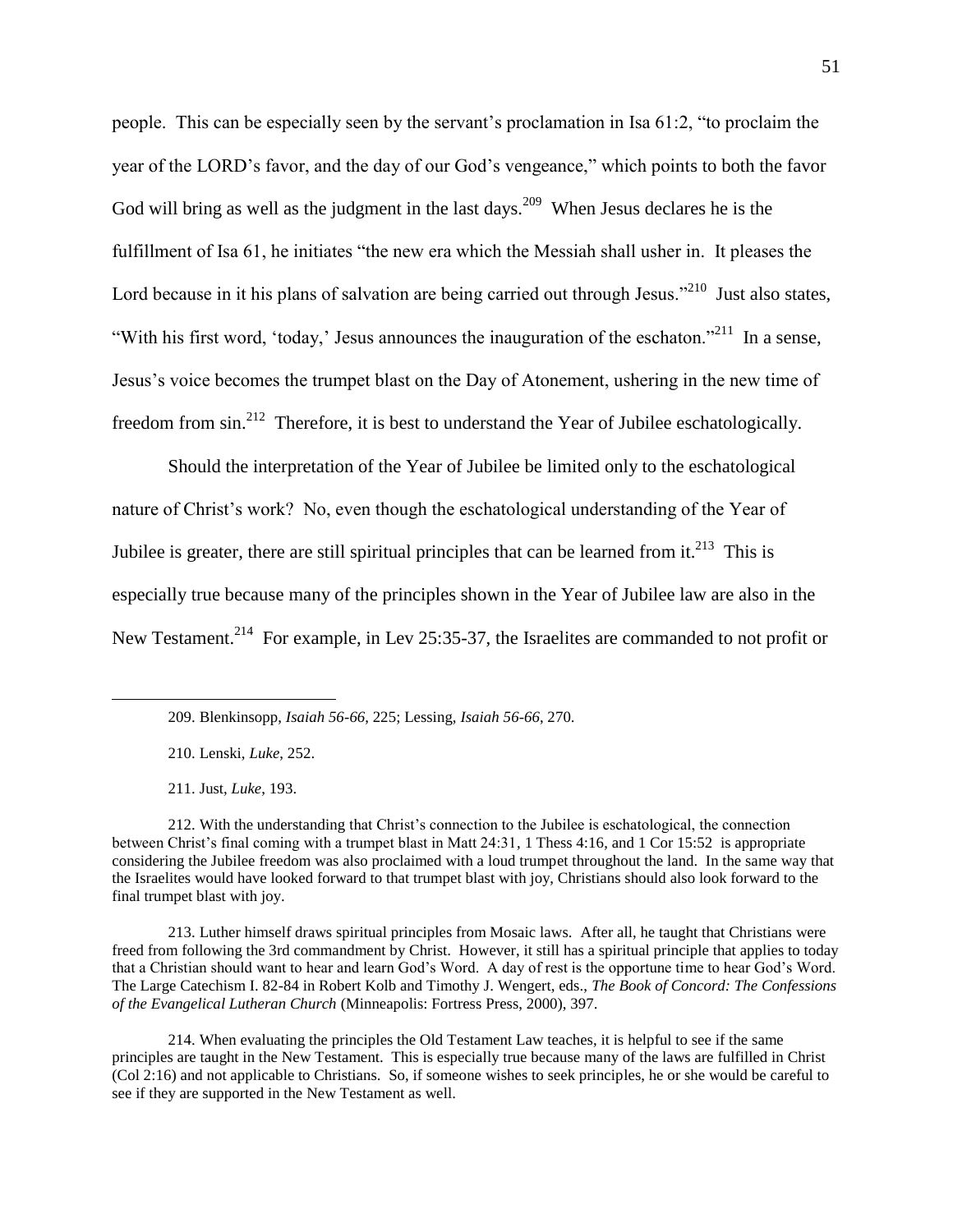people. This can be especially seen by the servant's proclamation in Isa 61:2, "to proclaim the year of the LORD's favor, and the day of our God's vengeance," which points to both the favor God will bring as well as the judgment in the last days.[209] When Jesus declares he is the fulfillment of Isa 61, he initiates "the new era which the Messiah shall usher in. It pleases the Lord because in it his plans of salvation are being carried out through Jesus."[210] Just also states, "With his first word, 'today,' Jesus announces the inauguration of the eschaton."[211] In a sense, Jesus's voice becomes the trumpet blast on the Day of Atonement, ushering in the new time of freedom from sin.[212] Therefore, it is best to understand the Year of Jubilee eschatologically.

Should the interpretation of the Year of Jubilee be limited only to the eschatological nature of Christ's work? No, even though the eschatological understanding of the Year of Jubilee is greater, there are still spiritual principles that can be learned from it.[213] This is especially true because many of the principles shown in the Year of Jubilee law are also in the New Testament.[214] For example, in Lev 25:35-37, the Israelites are commanded to not profit or

---

209. Blenkinsopp, *Isaiah 56-66*, 225; Lessing, *Isaiah 56-66*, 270.

210. Lenski, *Luke*, 252.

211. Just, *Luke*, 193.

212. With the understanding that Christ's connection to the Jubilee is eschatological, the connection between Christ's final coming with a trumpet blast in Matt 24:31, 1 Thess 4:16, and 1 Cor 15:52 is appropriate considering the Jubilee freedom was also proclaimed with a loud trumpet throughout the land. In the same way that the Israelites would have looked forward to that trumpet blast with joy, Christians should also look forward to the final trumpet blast with joy.

213. Luther himself draws spiritual principles from Mosaic laws. After all, he taught that Christians were freed from following the 3rd commandment by Christ. However, it still has a spiritual principle that applies to today that a Christian should want to hear and learn God's Word. A day of rest is the opportune time to hear God's Word. The Large Catechism I. 82-84 in Robert Kolb and Timothy J. Wengert, eds., *The Book of Concord: The Confessions of the Evangelical Lutheran Church* (Minneapolis: Fortress Press, 2000), 397.

214. When evaluating the principles the Old Testament Law teaches, it is helpful to see if the same principles are taught in the New Testament. This is especially true because many of the laws are fulfilled in Christ (Col 2:16) and not applicable to Christians. So, if someone wishes to seek principles, he or she would be careful to see if they are supported in the New Testament as well.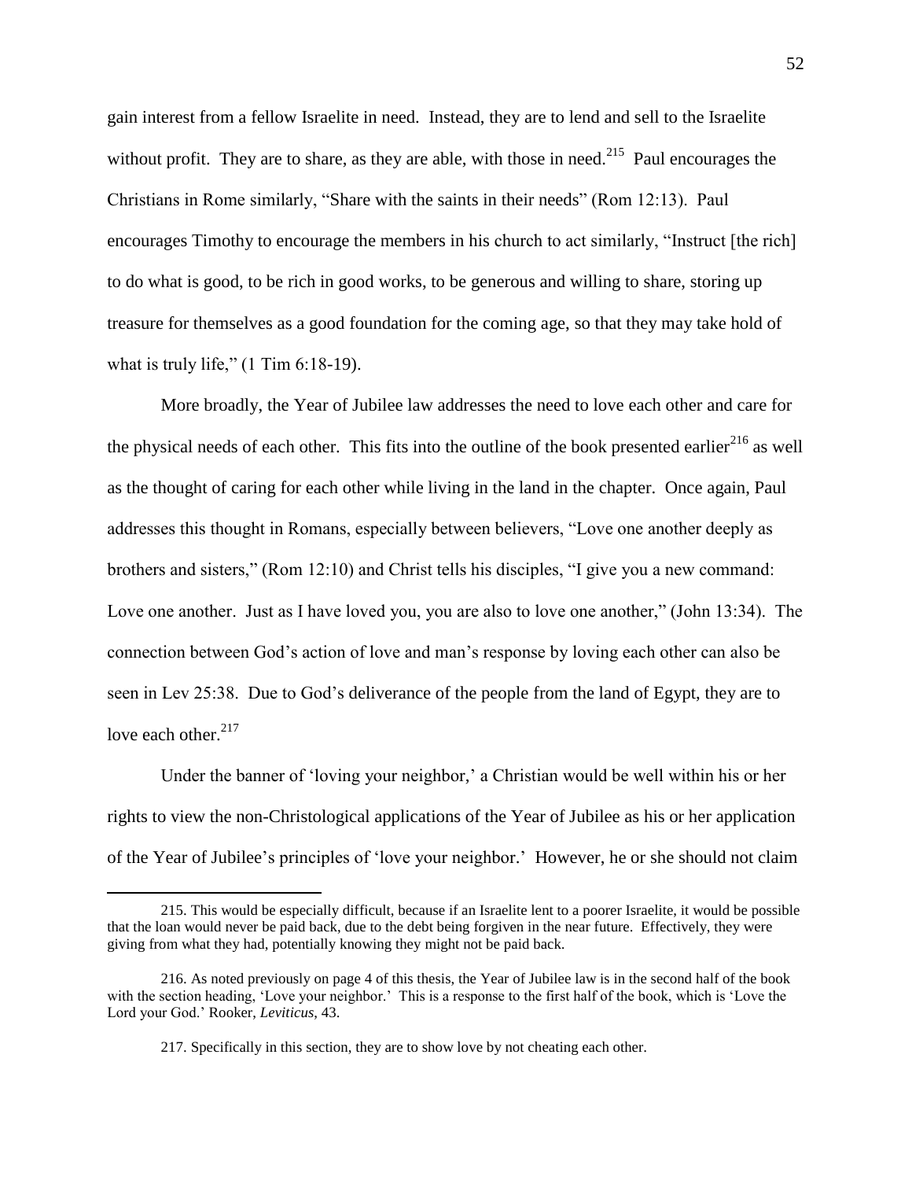gain interest from a fellow Israelite in need. Instead, they are to lend and sell to the Israelite without profit. They are to share, as they are able, with those in need.[215] Paul encourages the Christians in Rome similarly, "Share with the saints in their needs" (Rom 12:13). Paul encourages Timothy to encourage the members in his church to act similarly, "Instruct [the rich] to do what is good, to be rich in good works, to be generous and willing to share, storing up treasure for themselves as a good foundation for the coming age, so that they may take hold of what is truly life," (1 Tim 6:18-19).

More broadly, the Year of Jubilee law addresses the need to love each other and care for the physical needs of each other. This fits into the outline of the book presented earlier[216] as well as the thought of caring for each other while living in the land in the chapter. Once again, Paul addresses this thought in Romans, especially between believers, "Love one another deeply as brothers and sisters," (Rom 12:10) and Christ tells his disciples, "I give you a new command: Love one another. Just as I have loved you, you are also to love one another," (John 13:34). The connection between God's action of love and man's response by loving each other can also be seen in Lev 25:38. Due to God's deliverance of the people from the land of Egypt, they are to love each other.[217]

Under the banner of 'loving your neighbor,' a Christian would be well within his or her rights to view the non-Christological applications of the Year of Jubilee as his or her application of the Year of Jubilee's principles of 'love your neighbor.' However, he or she should not claim

---

215. This would be especially difficult, because if an Israelite lent to a poorer Israelite, it would be possible that the loan would never be paid back, due to the debt being forgiven in the near future. Effectively, they were giving from what they had, potentially knowing they might not be paid back.

216. As noted previously on page 4 of this thesis, the Year of Jubilee law is in the second half of the book with the section heading, 'Love your neighbor.' This is a response to the first half of the book, which is 'Love the Lord your God.' Rooker, *Leviticus*, 43.

217. Specifically in this section, they are to show love by not cheating each other.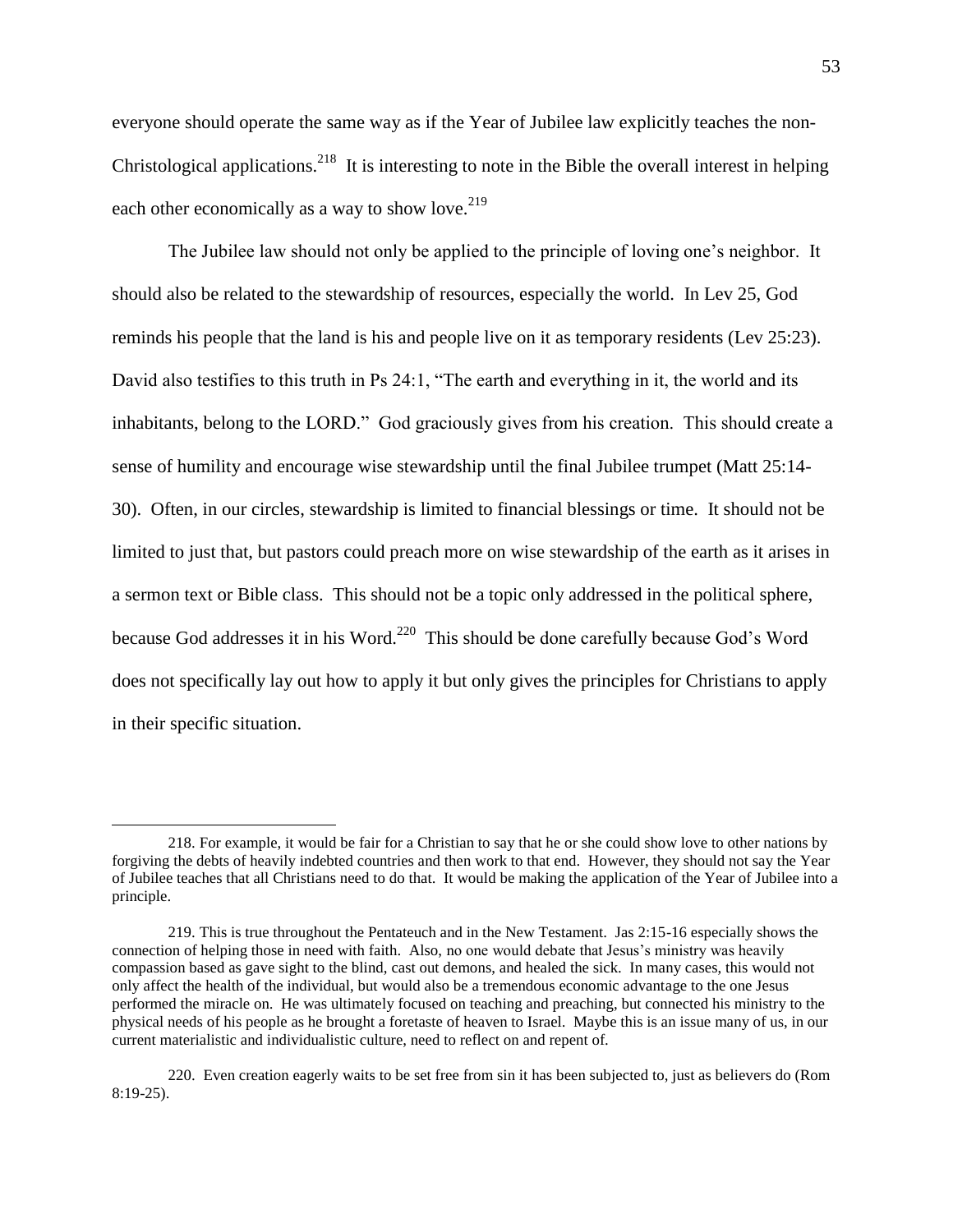everyone should operate the same way as if the Year of Jubilee law explicitly teaches the non-Christological applications.[218] It is interesting to note in the Bible the overall interest in helping each other economically as a way to show love.[219]

The Jubilee law should not only be applied to the principle of loving one's neighbor. It should also be related to the stewardship of resources, especially the world. In Lev 25, God reminds his people that the land is his and people live on it as temporary residents (Lev 25:23). David also testifies to this truth in Ps 24:1, "The earth and everything in it, the world and its inhabitants, belong to the LORD." God graciously gives from his creation. This should create a sense of humility and encourage wise stewardship until the final Jubilee trumpet (Matt 25:14-30). Often, in our circles, stewardship is limited to financial blessings or time. It should not be limited to just that, but pastors could preach more on wise stewardship of the earth as it arises in a sermon text or Bible class. This should not be a topic only addressed in the political sphere, because God addresses it in his Word.[220] This should be done carefully because God's Word does not specifically lay out how to apply it but only gives the principles for Christians to apply in their specific situation.

---

218. For example, it would be fair for a Christian to say that he or she could show love to other nations by forgiving the debts of heavily indebted countries and then work to that end. However, they should not say the Year of Jubilee teaches that all Christians need to do that. It would be making the application of the Year of Jubilee into a principle.

219. This is true throughout the Pentateuch and in the New Testament. Jas 2:15-16 especially shows the connection of helping those in need with faith. Also, no one would debate that Jesus's ministry was heavily compassion based as gave sight to the blind, cast out demons, and healed the sick. In many cases, this would not only affect the health of the individual, but would also be a tremendous economic advantage to the one Jesus performed the miracle on. He was ultimately focused on teaching and preaching, but connected his ministry to the physical needs of his people as he brought a foretaste of heaven to Israel. Maybe this is an issue many of us, in our current materialistic and individualistic culture, need to reflect on and repent of.

220. Even creation eagerly waits to be set free from sin it has been subjected to, just as believers do (Rom 8:19-25).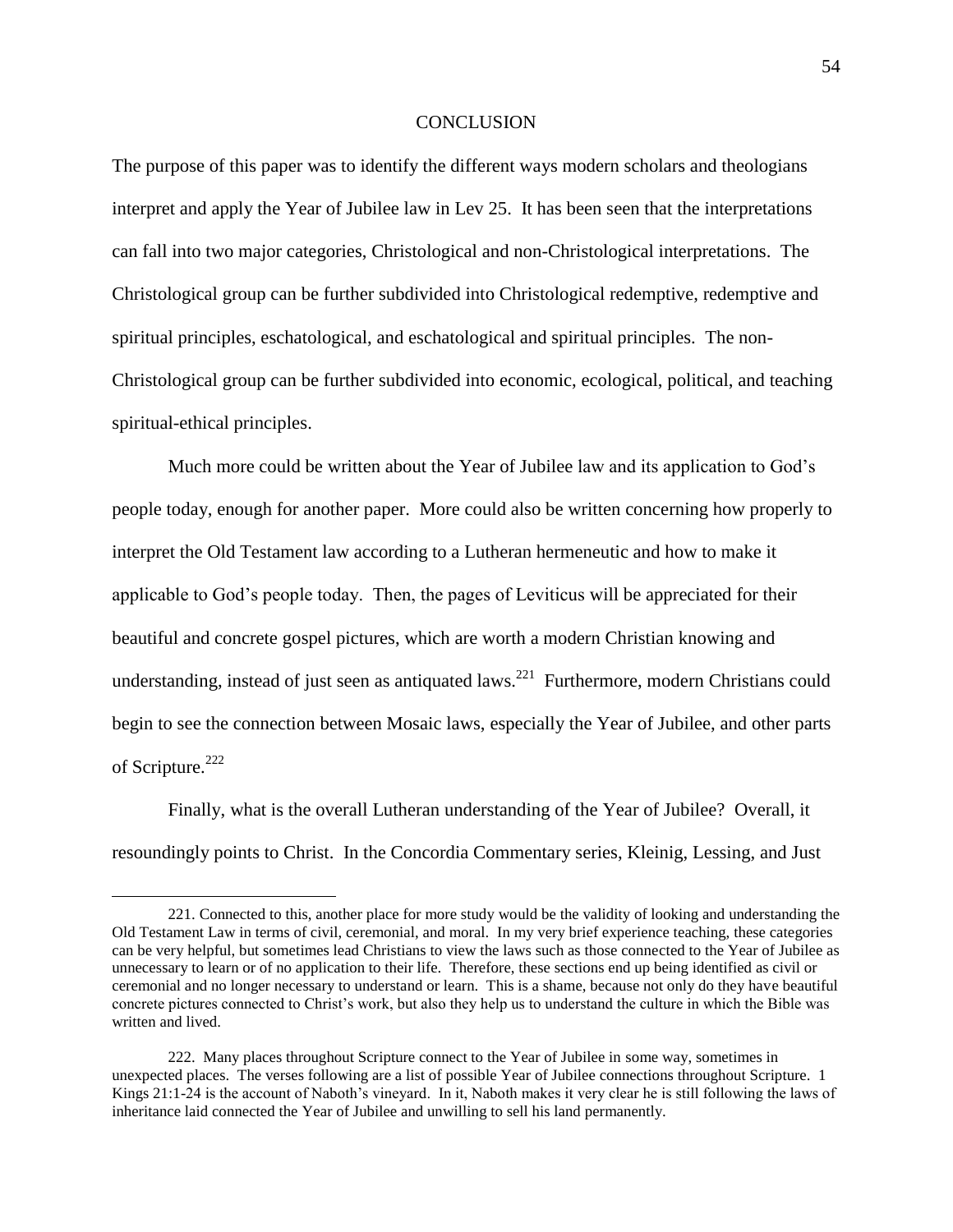## CONCLUSION

The purpose of this paper was to identify the different ways modern scholars and theologians interpret and apply the Year of Jubilee law in Lev 25. It has been seen that the interpretations can fall into two major categories, Christological and non-Christological interpretations. The Christological group can be further subdivided into Christological redemptive, redemptive and spiritual principles, eschatological, and eschatological and spiritual principles. The non-Christological group can be further subdivided into economic, ecological, political, and teaching spiritual-ethical principles.

Much more could be written about the Year of Jubilee law and its application to God's people today, enough for another paper. More could also be written concerning how properly to interpret the Old Testament law according to a Lutheran hermeneutic and how to make it applicable to God's people today. Then, the pages of Leviticus will be appreciated for their beautiful and concrete gospel pictures, which are worth a modern Christian knowing and understanding, instead of just seen as antiquated laws.[221] Furthermore, modern Christians could begin to see the connection between Mosaic laws, especially the Year of Jubilee, and other parts of Scripture.[222]

Finally, what is the overall Lutheran understanding of the Year of Jubilee? Overall, it resoundingly points to Christ. In the Concordia Commentary series, Kleinig, Lessing, and Just

---

221. Connected to this, another place for more study would be the validity of looking and understanding the Old Testament Law in terms of civil, ceremonial, and moral. In my very brief experience teaching, these categories can be very helpful, but sometimes lead Christians to view the laws such as those connected to the Year of Jubilee as unnecessary to learn or of no application to their life. Therefore, these sections end up being identified as civil or ceremonial and no longer necessary to understand or learn. This is a shame, because not only do they have beautiful concrete pictures connected to Christ's work, but also they help us to understand the culture in which the Bible was written and lived.

222. Many places throughout Scripture connect to the Year of Jubilee in some way, sometimes in unexpected places. The verses following are a list of possible Year of Jubilee connections throughout Scripture. 1 Kings 21:1-24 is the account of Naboth's vineyard. In it, Naboth makes it very clear he is still following the laws of inheritance laid connected the Year of Jubilee and unwilling to sell his land permanently.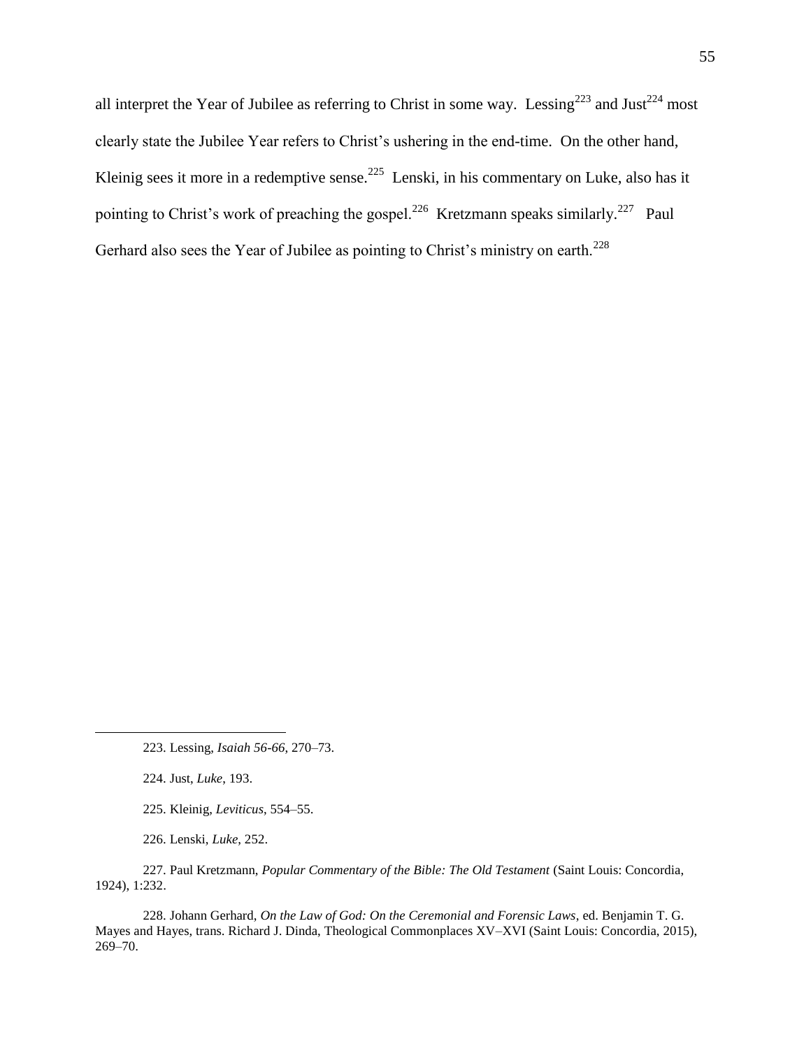all interpret the Year of Jubilee as referring to Christ in some way. Lessing[223] and Just[224] most clearly state the Jubilee Year refers to Christ's ushering in the end-time. On the other hand, Kleinig sees it more in a redemptive sense.[225] Lenski, in his commentary on Luke, also has it pointing to Christ's work of preaching the gospel.[226] Kretzmann speaks similarly.[227] Paul Gerhard also sees the Year of Jubilee as pointing to Christ's ministry on earth.[228]

---

223. Lessing, *Isaiah 56-66*, 270–73.

224. Just, *Luke*, 193.

225. Kleinig, *Leviticus*, 554–55.

226. Lenski, *Luke*, 252.

227. Paul Kretzmann, *Popular Commentary of the Bible: The Old Testament* (Saint Louis: Concordia, 1924), 1:232.

228. Johann Gerhard, *On the Law of God: On the Ceremonial and Forensic Laws*, ed. Benjamin T. G. Mayes and Hayes, trans. Richard J. Dinda, Theological Commonplaces XV–XVI (Saint Louis: Concordia, 2015), 269–70.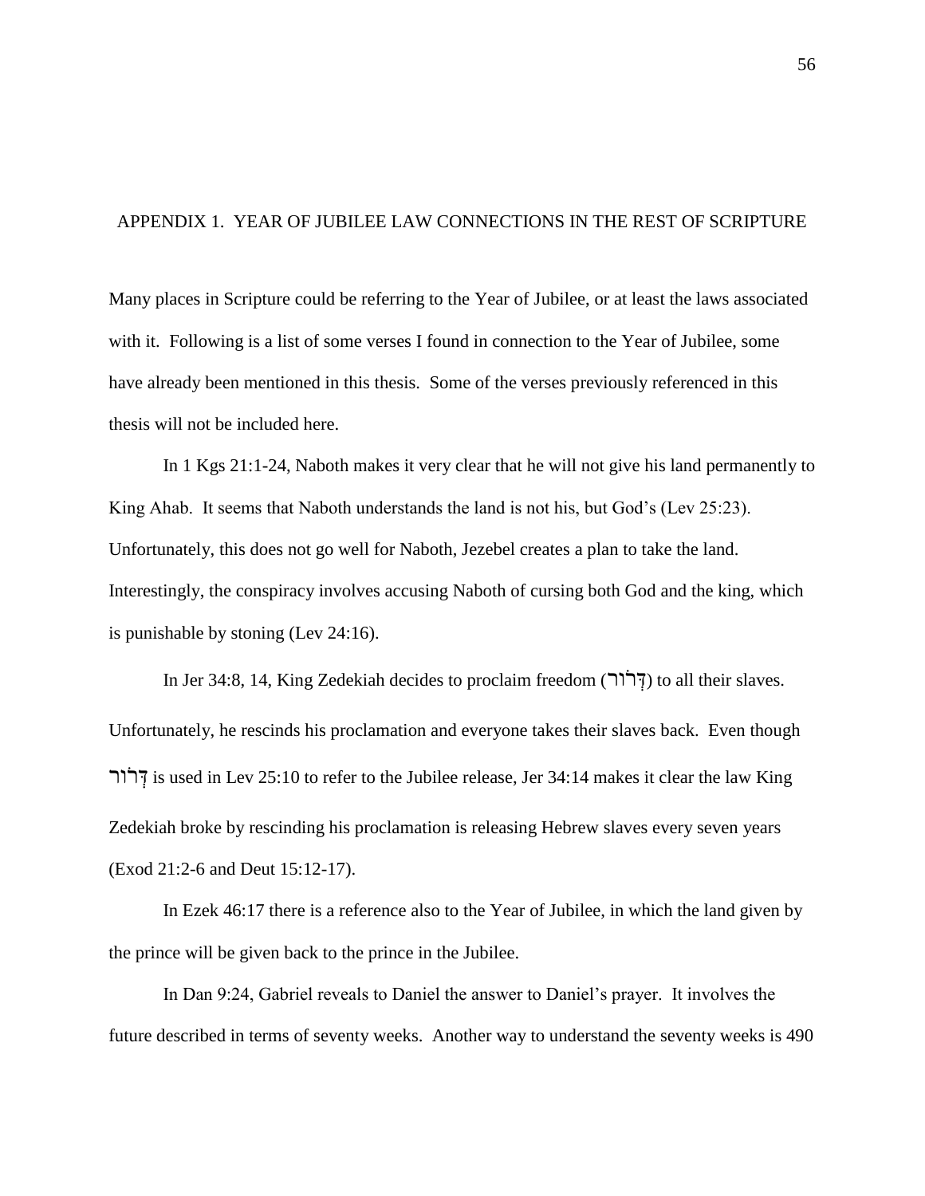## APPENDIX 1. YEAR OF JUBILEE LAW CONNECTIONS IN THE REST OF SCRIPTURE

Many places in Scripture could be referring to the Year of Jubilee, or at least the laws associated with it. Following is a list of some verses I found in connection to the Year of Jubilee, some have already been mentioned in this thesis. Some of the verses previously referenced in this thesis will not be included here.

In 1 Kgs 21:1-24, Naboth makes it very clear that he will not give his land permanently to King Ahab. It seems that Naboth understands the land is not his, but God's (Lev 25:23). Unfortunately, this does not go well for Naboth, Jezebel creates a plan to take the land. Interestingly, the conspiracy involves accusing Naboth of cursing both God and the king, which is punishable by stoning (Lev 24:16).

In Jer 34:8, 14, King Zedekiah decides to proclaim freedom (דְּרֹור) to all their slaves. Unfortunately, he rescinds his proclamation and everyone takes their slaves back. Even though דְּרֹור is used in Lev 25:10 to refer to the Jubilee release, Jer 34:14 makes it clear the law King Zedekiah broke by rescinding his proclamation is releasing Hebrew slaves every seven years (Exod 21:2-6 and Deut 15:12-17).

In Ezek 46:17 there is a reference also to the Year of Jubilee, in which the land given by the prince will be given back to the prince in the Jubilee.

In Dan 9:24, Gabriel reveals to Daniel the answer to Daniel's prayer. It involves the future described in terms of seventy weeks. Another way to understand the seventy weeks is 490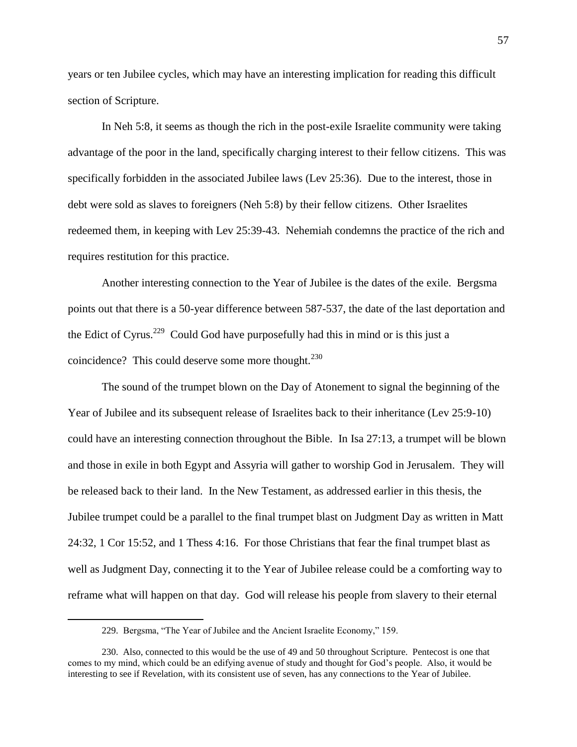years or ten Jubilee cycles, which may have an interesting implication for reading this difficult section of Scripture.

In Neh 5:8, it seems as though the rich in the post-exile Israelite community were taking advantage of the poor in the land, specifically charging interest to their fellow citizens. This was specifically forbidden in the associated Jubilee laws (Lev 25:36). Due to the interest, those in debt were sold as slaves to foreigners (Neh 5:8) by their fellow citizens. Other Israelites redeemed them, in keeping with Lev 25:39-43. Nehemiah condemns the practice of the rich and requires restitution for this practice.

Another interesting connection to the Year of Jubilee is the dates of the exile. Bergsma points out that there is a 50-year difference between 587-537, the date of the last deportation and the Edict of Cyrus.[229] Could God have purposefully had this in mind or is this just a coincidence? This could deserve some more thought.[230]

The sound of the trumpet blown on the Day of Atonement to signal the beginning of the Year of Jubilee and its subsequent release of Israelites back to their inheritance (Lev 25:9-10) could have an interesting connection throughout the Bible. In Isa 27:13, a trumpet will be blown and those in exile in both Egypt and Assyria will gather to worship God in Jerusalem. They will be released back to their land. In the New Testament, as addressed earlier in this thesis, the Jubilee trumpet could be a parallel to the final trumpet blast on Judgment Day as written in Matt 24:32, 1 Cor 15:52, and 1 Thess 4:16. For those Christians that fear the final trumpet blast as well as Judgment Day, connecting it to the Year of Jubilee release could be a comforting way to reframe what will happen on that day. God will release his people from slavery to their eternal

---

229. Bergsma, "The Year of Jubilee and the Ancient Israelite Economy," 159.

230. Also, connected to this would be the use of 49 and 50 throughout Scripture. Pentecost is one that comes to my mind, which could be an edifying avenue of study and thought for God's people. Also, it would be interesting to see if Revelation, with its consistent use of seven, has any connections to the Year of Jubilee.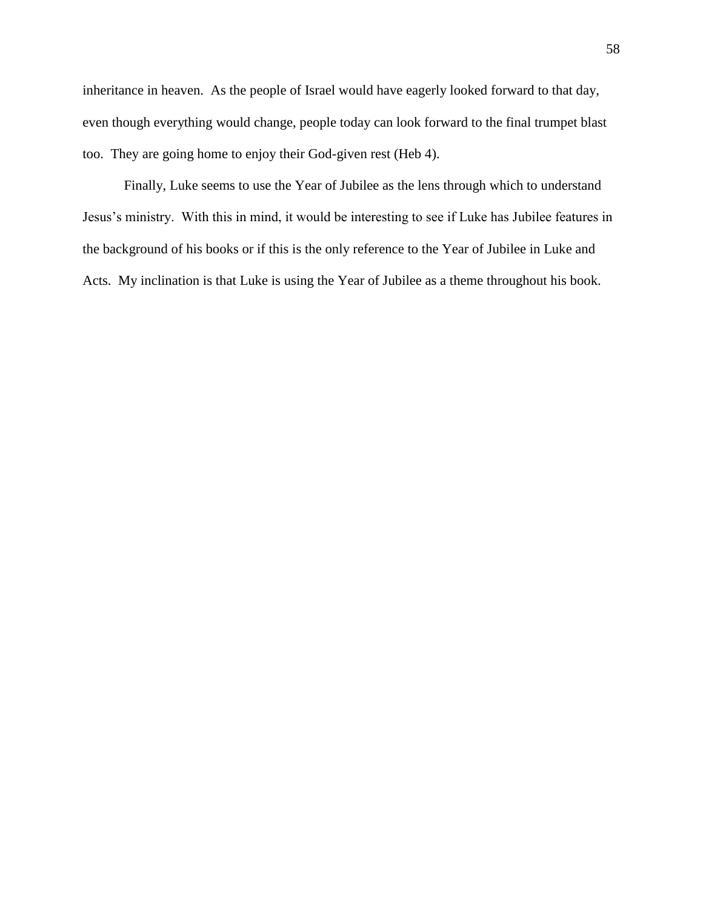inheritance in heaven. As the people of Israel would have eagerly looked forward to that day, even though everything would change, people today can look forward to the final trumpet blast too. They are going home to enjoy their God-given rest (Heb 4).

Finally, Luke seems to use the Year of Jubilee as the lens through which to understand Jesus's ministry. With this in mind, it would be interesting to see if Luke has Jubilee features in the background of his books or if this is the only reference to the Year of Jubilee in Luke and Acts. My inclination is that Luke is using the Year of Jubilee as a theme throughout his book.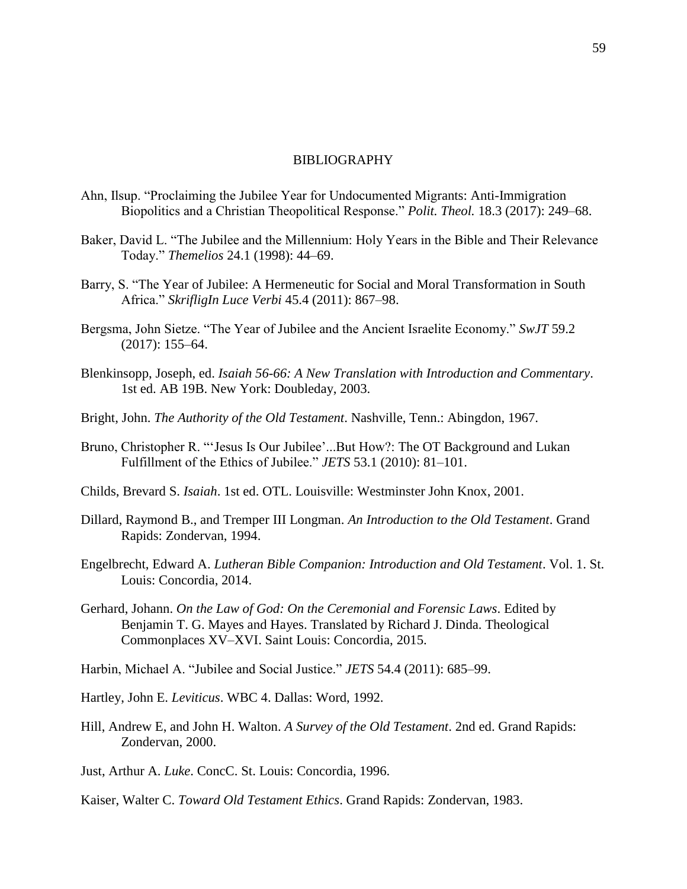# BIBLIOGRAPHY

Ahn, Ilsup. "Proclaiming the Jubilee Year for Undocumented Migrants: Anti-Immigration Biopolitics and a Christian Theopolitical Response." *Polit. Theol.* 18.3 (2017): 249–68.

Baker, David L. "The Jubilee and the Millennium: Holy Years in the Bible and Their Relevance Today." *Themelios* 24.1 (1998): 44–69.

Barry, S. "The Year of Jubilee: A Hermeneutic for Social and Moral Transformation in South Africa." *SkrifligIn Luce Verbi* 45.4 (2011): 867–98.

Bergsma, John Sietze. "The Year of Jubilee and the Ancient Israelite Economy." *SwJT* 59.2 (2017): 155–64.

Blenkinsopp, Joseph, ed. *Isaiah 56-66: A New Translation with Introduction and Commentary*. 1st ed. AB 19B. New York: Doubleday, 2003.

Bright, John. *The Authority of the Old Testament*. Nashville, Tenn.: Abingdon, 1967.

Bruno, Christopher R. "'Jesus Is Our Jubilee'...But How?: The OT Background and Lukan Fulfillment of the Ethics of Jubilee." *JETS* 53.1 (2010): 81–101.

Childs, Brevard S. *Isaiah*. 1st ed. OTL. Louisville: Westminster John Knox, 2001.

Dillard, Raymond B., and Tremper III Longman. *An Introduction to the Old Testament*. Grand Rapids: Zondervan, 1994.

Engelbrecht, Edward A. *Lutheran Bible Companion: Introduction and Old Testament*. Vol. 1. St. Louis: Concordia, 2014.

Gerhard, Johann. *On the Law of God: On the Ceremonial and Forensic Laws*. Edited by Benjamin T. G. Mayes and Hayes. Translated by Richard J. Dinda. Theological Commonplaces XV–XVI. Saint Louis: Concordia, 2015.

Harbin, Michael A. "Jubilee and Social Justice." *JETS* 54.4 (2011): 685–99.

Hartley, John E. *Leviticus*. WBC 4. Dallas: Word, 1992.

Hill, Andrew E, and John H. Walton. *A Survey of the Old Testament*. 2nd ed. Grand Rapids: Zondervan, 2000.

Just, Arthur A. *Luke*. ConcC. St. Louis: Concordia, 1996.

Kaiser, Walter C. *Toward Old Testament Ethics*. Grand Rapids: Zondervan, 1983.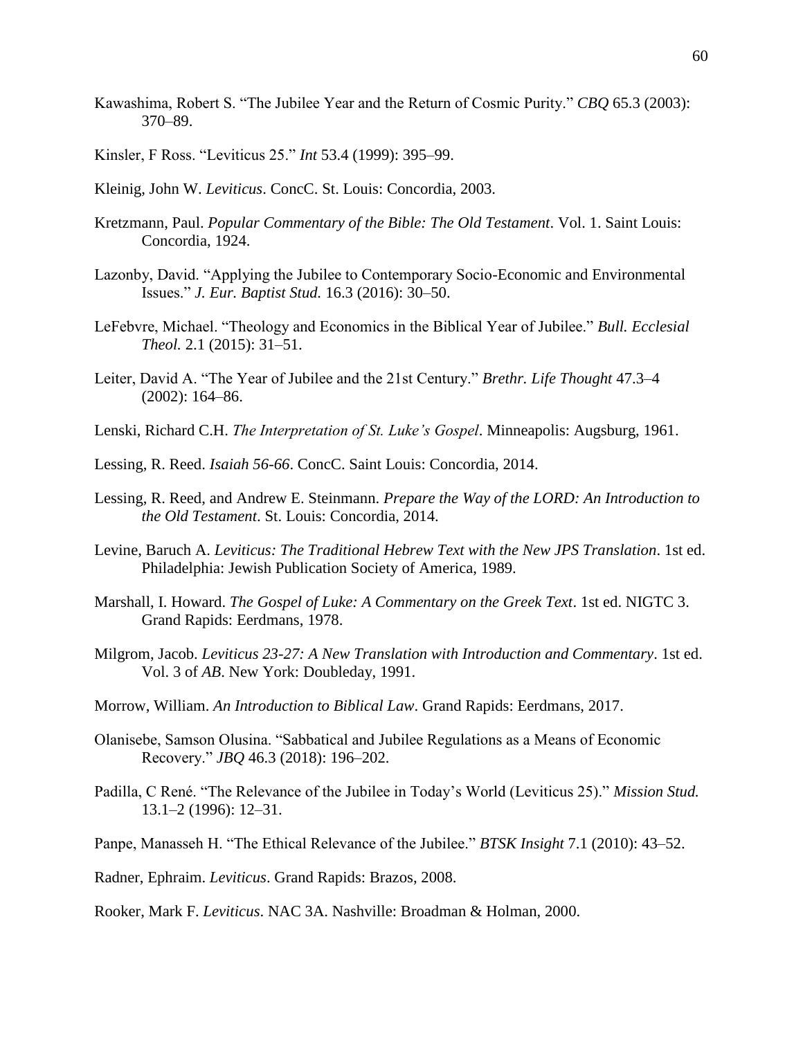Kawashima, Robert S. "The Jubilee Year and the Return of Cosmic Purity." *CBQ* 65.3 (2003): 370–89.

Kinsler, F Ross. "Leviticus 25." *Int* 53.4 (1999): 395–99.

Kleinig, John W. *Leviticus*. ConcC. St. Louis: Concordia, 2003.

Kretzmann, Paul. *Popular Commentary of the Bible: The Old Testament*. Vol. 1. Saint Louis: Concordia, 1924.

Lazonby, David. "Applying the Jubilee to Contemporary Socio-Economic and Environmental Issues." *J. Eur. Baptist Stud.* 16.3 (2016): 30–50.

LeFebvre, Michael. "Theology and Economics in the Biblical Year of Jubilee." *Bull. Ecclesial Theol.* 2.1 (2015): 31–51.

Leiter, David A. "The Year of Jubilee and the 21st Century." *Brethr. Life Thought* 47.3–4 (2002): 164–86.

Lenski, Richard C.H. *The Interpretation of St. Luke's Gospel*. Minneapolis: Augsburg, 1961.

Lessing, R. Reed. *Isaiah 56-66*. ConcC. Saint Louis: Concordia, 2014.

Lessing, R. Reed, and Andrew E. Steinmann. *Prepare the Way of the LORD: An Introduction to the Old Testament*. St. Louis: Concordia, 2014.

Levine, Baruch A. *Leviticus: The Traditional Hebrew Text with the New JPS Translation*. 1st ed. Philadelphia: Jewish Publication Society of America, 1989.

Marshall, I. Howard. *The Gospel of Luke: A Commentary on the Greek Text*. 1st ed. NIGTC 3. Grand Rapids: Eerdmans, 1978.

Milgrom, Jacob. *Leviticus 23-27: A New Translation with Introduction and Commentary*. 1st ed. Vol. 3 of *AB*. New York: Doubleday, 1991.

Morrow, William. *An Introduction to Biblical Law*. Grand Rapids: Eerdmans, 2017.

Olanisebe, Samson Olusina. "Sabbatical and Jubilee Regulations as a Means of Economic Recovery." *JBQ* 46.3 (2018): 196–202.

Padilla, C René. "The Relevance of the Jubilee in Today's World (Leviticus 25)." *Mission Stud.* 13.1–2 (1996): 12–31.

Panpe, Manasseh H. "The Ethical Relevance of the Jubilee." *BTSK Insight* 7.1 (2010): 43–52.

Radner, Ephraim. *Leviticus*. Grand Rapids: Brazos, 2008.

Rooker, Mark F. *Leviticus*. NAC 3A. Nashville: Broadman & Holman, 2000.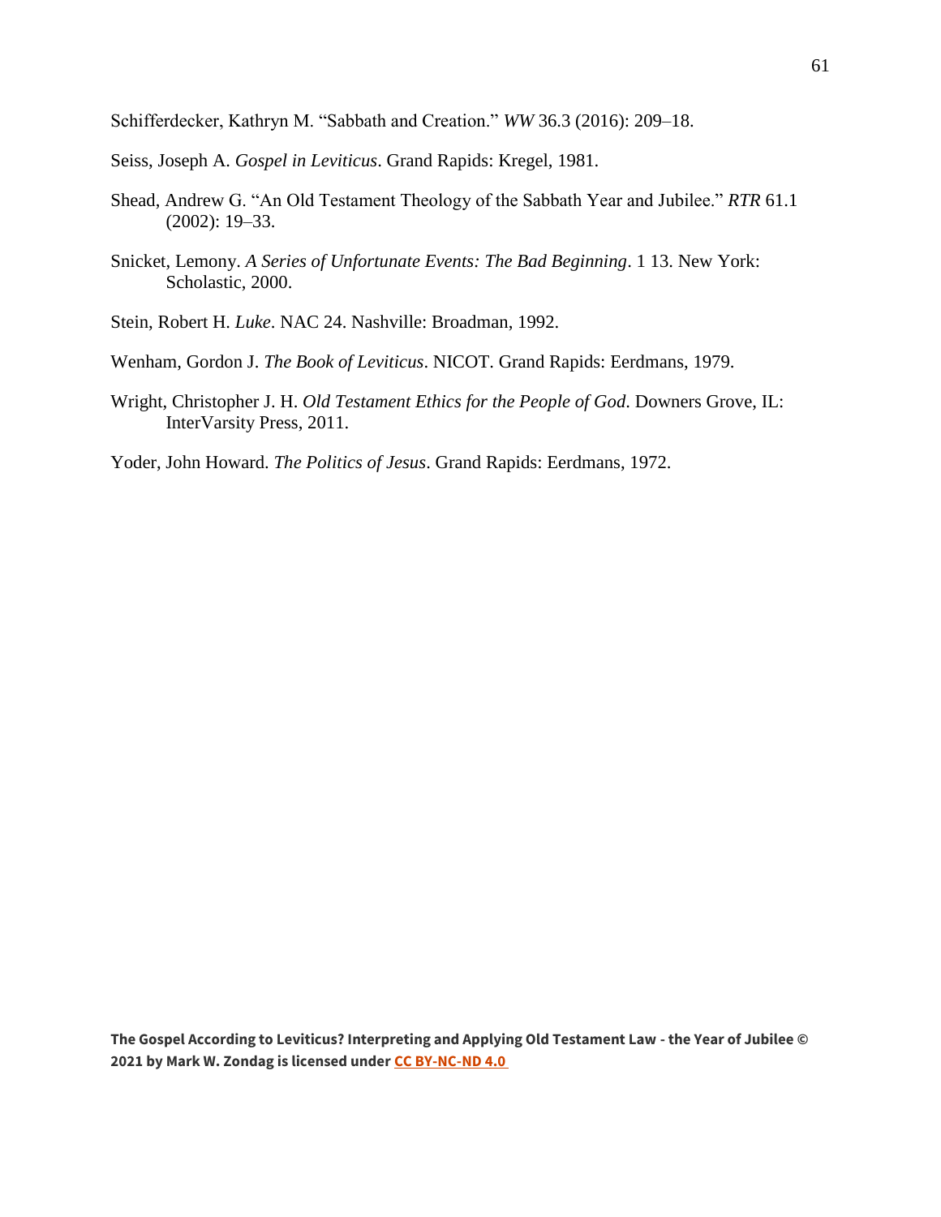Schifferdecker, Kathryn M. "Sabbath and Creation." *WW* 36.3 (2016): 209–18.

Seiss, Joseph A. *Gospel in Leviticus*. Grand Rapids: Kregel, 1981.

Shead, Andrew G. "An Old Testament Theology of the Sabbath Year and Jubilee." *RTR* 61.1 (2002): 19–33.

Snicket, Lemony. *A Series of Unfortunate Events: The Bad Beginning*. 1 13. New York: Scholastic, 2000.

Stein, Robert H. *Luke*. NAC 24. Nashville: Broadman, 1992.

Wenham, Gordon J. *The Book of Leviticus*. NICOT. Grand Rapids: Eerdmans, 1979.

Wright, Christopher J. H. *Old Testament Ethics for the People of God*. Downers Grove, IL: InterVarsity Press, 2011.

Yoder, John Howard. *The Politics of Jesus*. Grand Rapids: Eerdmans, 1972.

**The Gospel According to Leviticus? Interpreting and Applying Old Testament Law - the Year of Jubilee © 2021 by Mark W. Zondag is licensed under CC BY-NC-ND 4.0**